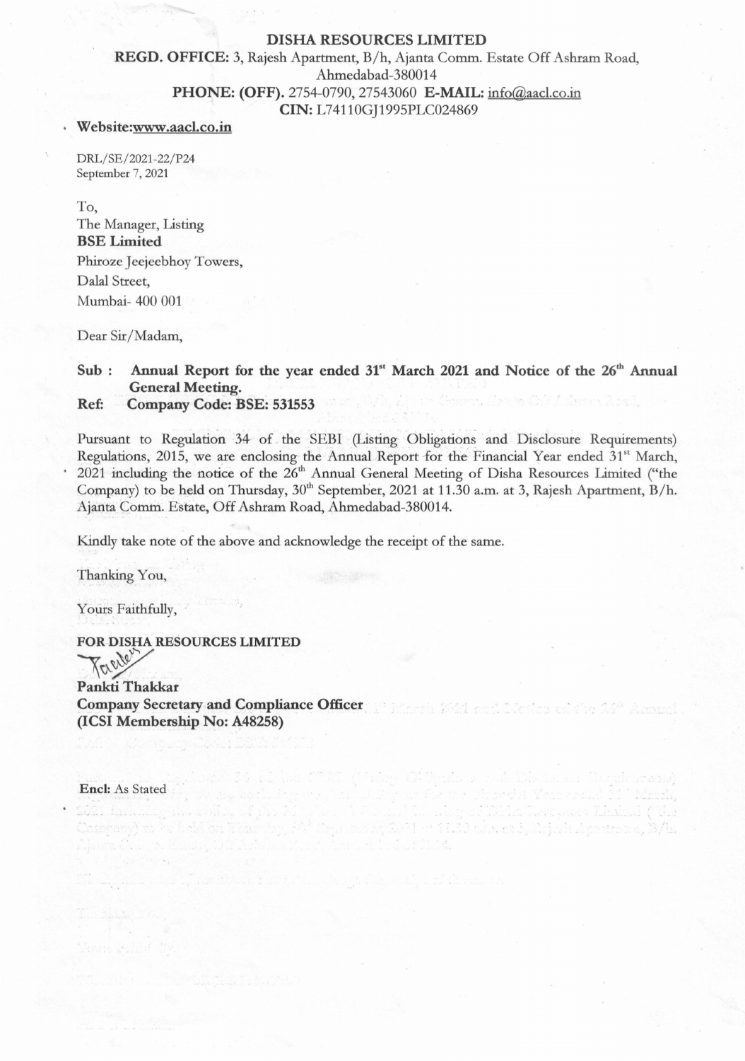# DISHA RESOURCES LIMITED

**REGD. OFFICE:** 3, Rajesh Apartment, B/h, Ajanta Comm. Estate Off Ashram Road, Ahmedabad-380014

**PHONE: (OFF).** 2754-0790, 27543060 **E-MAIL:** info@aacl.co.in

**CIN:** L74110GJ1995PLC024869

**Website:www.aacl.co.in**

DRL/SE/2021-22/P24
September 7, 2021

To,
The Manager, Listing
**BSE Limited**
Phiroze Jeejeebhoy Towers,
Dalal Street,
Mumbai- 400 001

Dear Sir/Madam,

**Sub : Annual Report for the year ended 31st March 2021 and Notice of the 26th Annual General Meeting.**

**Ref: Company Code: BSE: 531553**

Pursuant to Regulation 34 of the SEBI (Listing Obligations and Disclosure Requirements) Regulations, 2015, we are enclosing the Annual Report for the Financial Year ended 31st March, 2021 including the notice of the 26th Annual General Meeting of Disha Resources Limited ("the Company) to be held on Thursday, 30th September, 2021 at 11.30 a.m. at 3, Rajesh Apartment, B/h. Ajanta Comm. Estate, Off Ashram Road, Ahmedabad-380014.

Kindly take note of the above and acknowledge the receipt of the same.

Thanking You,

Yours Faithfully,

**FOR DISHA RESOURCES LIMITED**

**Pankti Thakkar**
**Company Secretary and Compliance Officer**
**(ICSI Membership No: A48258)**

**Encl:** As Stated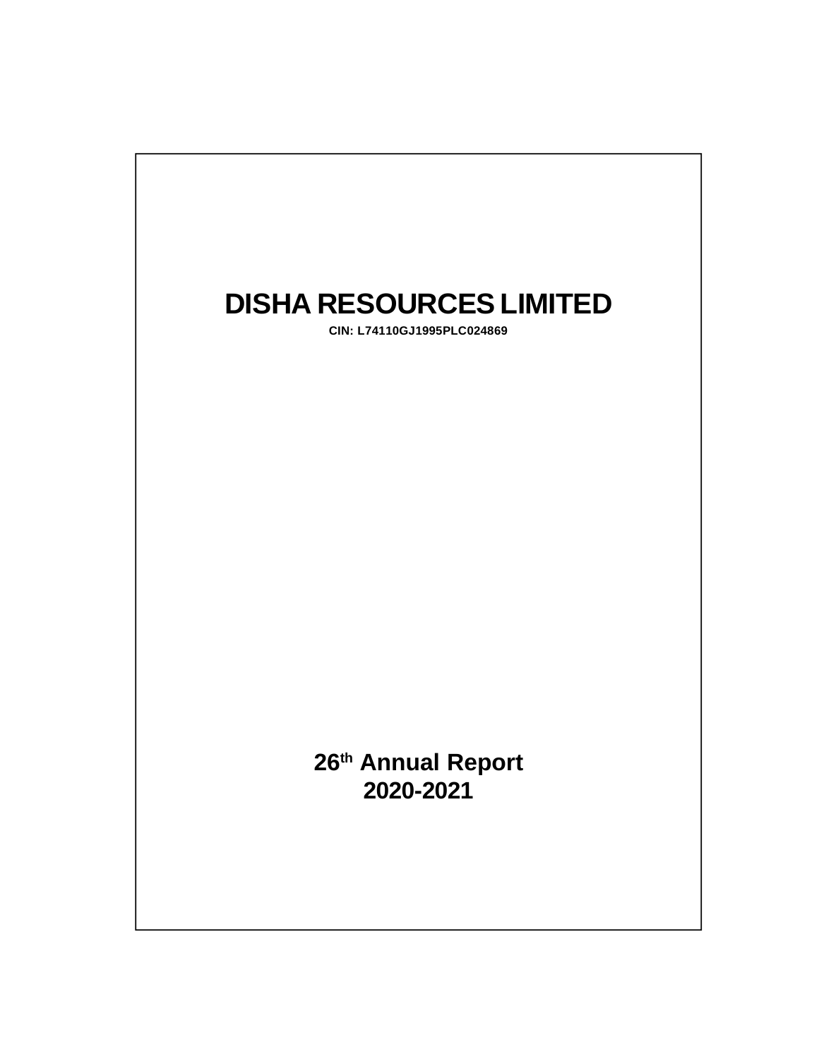# DISHA RESOURCES LIMITED

**CIN: L74110GJ1995PLC024869**

## 26th Annual Report
## 2020-2021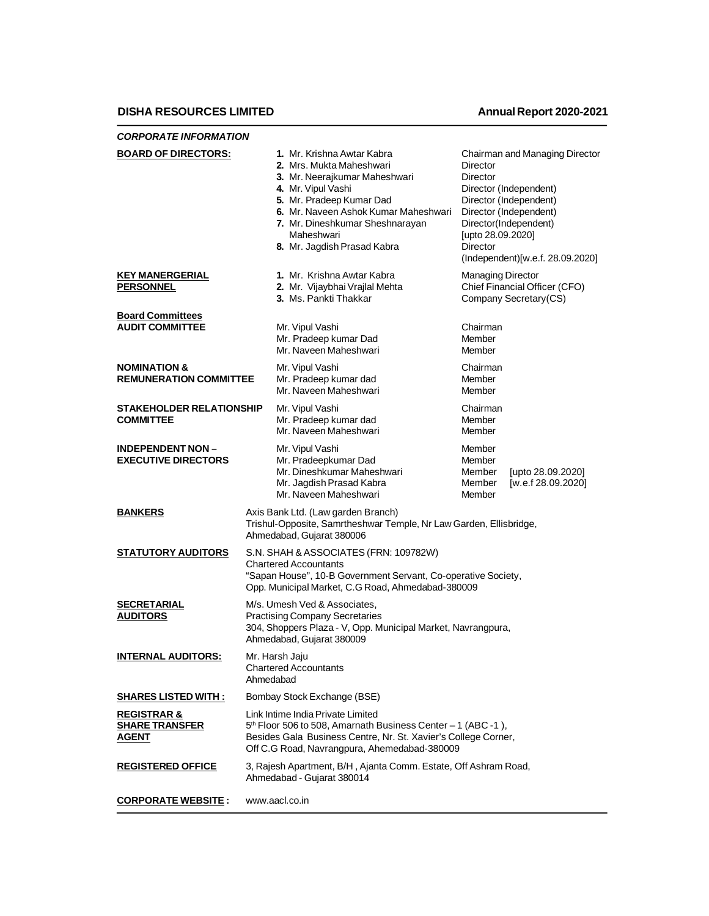***CORPORATE INFORMATION***

| | | |
|---|---|---|
| **BOARD OF DIRECTORS:** | 1. Mr. Krishna Awtar Kabra | Chairman and Managing Director |
| | 2. Mrs. Mukta Maheshwari | Director |
| | 3. Mr. Neerajkumar Maheshwari | Director |
| | 4. Mr. Vipul Vashi | Director (Independent) |
| | 5. Mr. Pradeep Kumar Dad | Director (Independent) |
| | 6. Mr. Naveen Ashok Kumar Maheshwari | Director (Independent) |
| | 7. Mr. Dineshkumar Sheshnarayan Maheshwari | Director(Independent) [upto 28.09.2020] |
| | 8. Mr. Jagdish Prasad Kabra | Director (Independent)[w.e.f. 28.09.2020] |
| **KEY MANERGERIAL PERSONNEL** | 1. Mr. Krishna Awtar Kabra | Managing Director |
| | 2. Mr. Vijaybhai Vrajlal Mehta | Chief Financial Officer (CFO) |
| | 3. Ms. Pankti Thakkar | Company Secretary(CS) |

**Board Committees**

| | | |
|---|---|---|
| **AUDIT COMMITTEE** | Mr. Vipul Vashi | Chairman |
| | Mr. Pradeep kumar Dad | Member |
| | Mr. Naveen Maheshwari | Member |
| **NOMINATION & REMUNERATION COMMITTEE** | Mr. Vipul Vashi | Chairman |
| | Mr. Pradeep kumar dad | Member |
| | Mr. Naveen Maheshwari | Member |
| **STAKEHOLDER RELATIONSHIP COMMITTEE** | Mr. Vipul Vashi | Chairman |
| | Mr. Pradeep kumar dad | Member |
| | Mr. Naveen Maheshwari | Member |
| **INDEPENDENT NON – EXECUTIVE DIRECTORS** | Mr. Vipul Vashi | Member |
| | Mr. Pradeepkumar Dad | Member |
| | Mr. Dineshkumar Maheshwari | Member [upto 28.09.2020] |
| | Mr. Jagdish Prasad Kabra | Member [w.e.f 28.09.2020] |
| | Mr. Naveen Maheshwari | Member |

**BANKERS**
Axis Bank Ltd. (Law garden Branch)
Trishul-Opposite, Samrtheshwar Temple, Nr Law Garden, Ellisbridge, Ahmedabad, Gujarat 380006

**STATUTORY AUDITORS**
S.N. SHAH & ASSOCIATES (FRN: 109782W)
Chartered Accountants
"Sapan House", 10-B Government Servant, Co-operative Society, Opp. Municipal Market, C.G Road, Ahmedabad-380009

**SECRETARIAL AUDITORS**
M/s. Umesh Ved & Associates,
Practising Company Secretaries
304, Shoppers Plaza - V, Opp. Municipal Market, Navrangpura, Ahmedabad, Gujarat 380009

**INTERNAL AUDITORS:**
Mr. Harsh Jaju
Chartered Accountants
Ahmedabad

**SHARES LISTED WITH :**
Bombay Stock Exchange (BSE)

**REGISTRAR & SHARE TRANSFER AGENT**
Link Intime India Private Limited
5th Floor 506 to 508, Amarnath Business Center – 1 (ABC -1 ), Besides Gala Business Centre, Nr. St. Xavier's College Corner, Off C.G Road, Navrangpura, Ahemedabad-380009

**REGISTERED OFFICE**
3, Rajesh Apartment, B/H , Ajanta Comm. Estate, Off Ashram Road, Ahmedabad - Gujarat 380014

**CORPORATE WEBSITE :**
www.aacl.co.in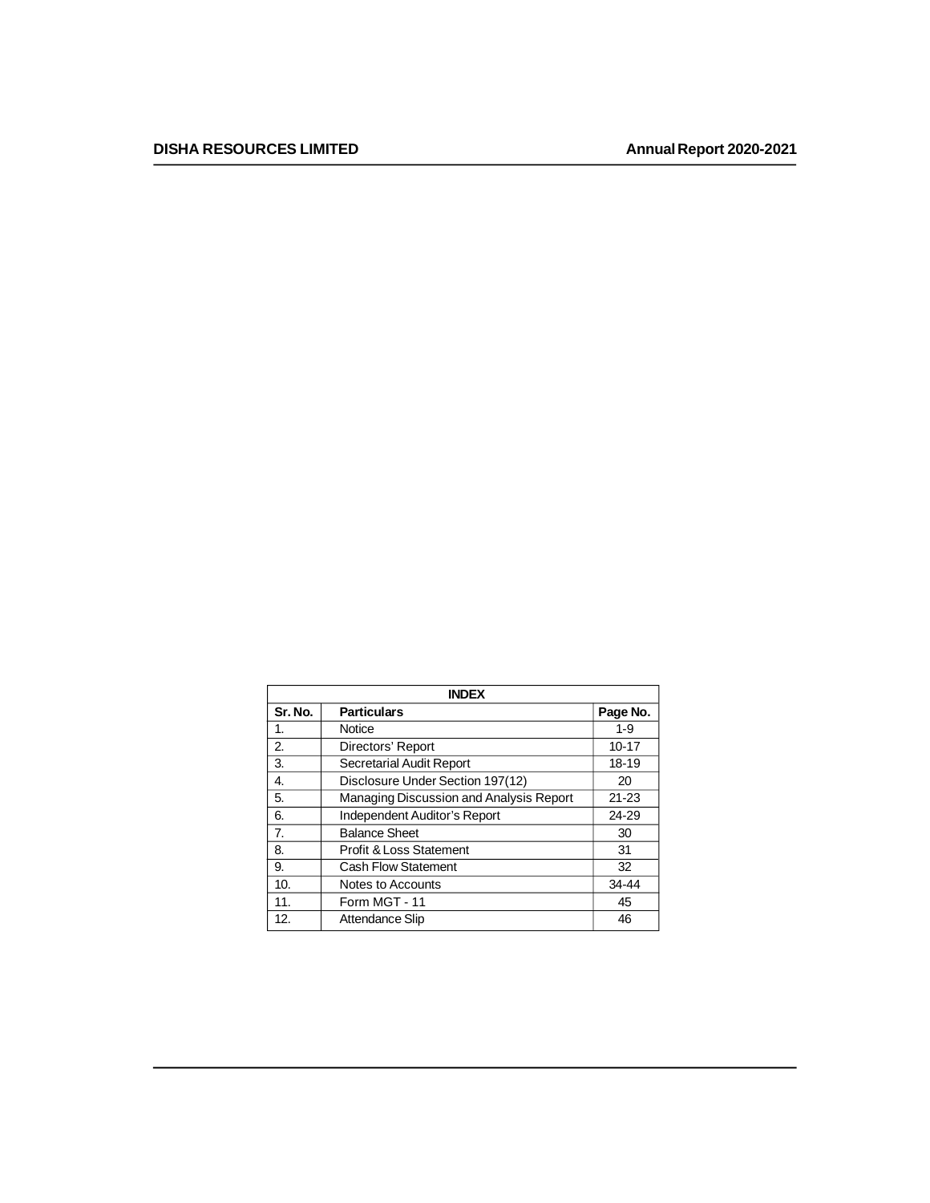| INDEX | | |
|---|---|---|
| **Sr. No.** | **Particulars** | **Page No.** |
| 1. | Notice | 1-9 |
| 2. | Directors' Report | 10-17 |
| 3. | Secretarial Audit Report | 18-19 |
| 4. | Disclosure Under Section 197(12) | 20 |
| 5. | Managing Discussion and Analysis Report | 21-23 |
| 6. | Independent Auditor's Report | 24-29 |
| 7. | Balance Sheet | 30 |
| 8. | Profit & Loss Statement | 31 |
| 9. | Cash Flow Statement | 32 |
| 10. | Notes to Accounts | 34-44 |
| 11. | Form MGT - 11 | 45 |
| 12. | Attendance Slip | 46 |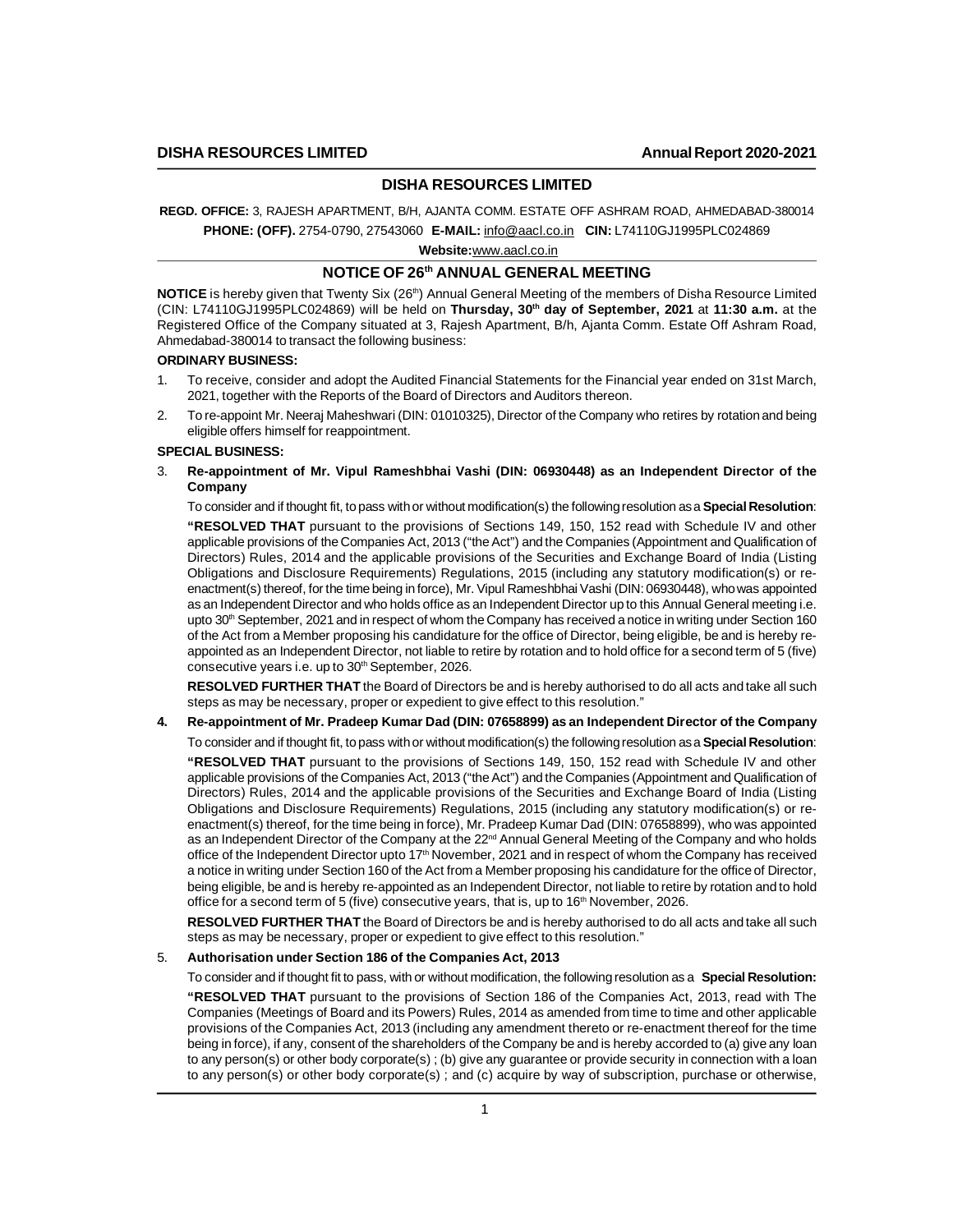## DISHA RESOURCES LIMITED

**REGD. OFFICE:** 3, RAJESH APARTMENT, B/H, AJANTA COMM. ESTATE OFF ASHRAM ROAD, AHMEDABAD-380014

**PHONE: (OFF).** 2754-0790, 27543060 **E-MAIL:** info@aacl.co.in **CIN:** L74110GJ1995PLC024869

**Website:**www.aacl.co.in

## NOTICE OF 26th ANNUAL GENERAL MEETING

**NOTICE** is hereby given that Twenty Six (26th) Annual General Meeting of the members of Disha Resource Limited (CIN: L74110GJ1995PLC024869) will be held on **Thursday, 30th day of September, 2021** at **11:30 a.m.** at the Registered Office of the Company situated at 3, Rajesh Apartment, B/h, Ajanta Comm. Estate Off Ashram Road, Ahmedabad-380014 to transact the following business:

**ORDINARY BUSINESS:**

1. To receive, consider and adopt the Audited Financial Statements for the Financial year ended on 31st March, 2021, together with the Reports of the Board of Directors and Auditors thereon.
2. To re-appoint Mr. Neeraj Maheshwari (DIN: 01010325), Director of the Company who retires by rotation and being eligible offers himself for reappointment.

**SPECIAL BUSINESS:**

3. **Re-appointment of Mr. Vipul Rameshbhai Vashi (DIN: 06930448) as an Independent Director of the Company**

   To consider and if thought fit, to pass with or without modification(s) the following resolution as a **Special Resolution**:

   **"RESOLVED THAT** pursuant to the provisions of Sections 149, 150, 152 read with Schedule IV and other applicable provisions of the Companies Act, 2013 ("the Act") and the Companies (Appointment and Qualification of Directors) Rules, 2014 and the applicable provisions of the Securities and Exchange Board of India (Listing Obligations and Disclosure Requirements) Regulations, 2015 (including any statutory modification(s) or re-enactment(s) thereof, for the time being in force), Mr. Vipul Rameshbhai Vashi (DIN: 06930448), who was appointed as an Independent Director and who holds office as an Independent Director up to this Annual General meeting i.e. upto 30th September, 2021 and in respect of whom the Company has received a notice in writing under Section 160 of the Act from a Member proposing his candidature for the office of Director, being eligible, be and is hereby re-appointed as an Independent Director, not liable to retire by rotation and to hold office for a second term of 5 (five) consecutive years i.e. up to 30th September, 2026.

   **RESOLVED FURTHER THAT** the Board of Directors be and is hereby authorised to do all acts and take all such steps as may be necessary, proper or expedient to give effect to this resolution."

4. **Re-appointment of Mr. Pradeep Kumar Dad (DIN: 07658899) as an Independent Director of the Company**

   To consider and if thought fit, to pass with or without modification(s) the following resolution as a **Special Resolution**:

   **"RESOLVED THAT** pursuant to the provisions of Sections 149, 150, 152 read with Schedule IV and other applicable provisions of the Companies Act, 2013 ("the Act") and the Companies (Appointment and Qualification of Directors) Rules, 2014 and the applicable provisions of the Securities and Exchange Board of India (Listing Obligations and Disclosure Requirements) Regulations, 2015 (including any statutory modification(s) or re-enactment(s) thereof, for the time being in force), Mr. Pradeep Kumar Dad (DIN: 07658899), who was appointed as an Independent Director of the Company at the 22nd Annual General Meeting of the Company and who holds office of the Independent Director upto 17th November, 2021 and in respect of whom the Company has received a notice in writing under Section 160 of the Act from a Member proposing his candidature for the office of Director, being eligible, be and is hereby re-appointed as an Independent Director, not liable to retire by rotation and to hold office for a second term of 5 (five) consecutive years, that is, up to 16th November, 2026.

   **RESOLVED FURTHER THAT** the Board of Directors be and is hereby authorised to do all acts and take all such steps as may be necessary, proper or expedient to give effect to this resolution."

5. **Authorisation under Section 186 of the Companies Act, 2013**

   To consider and if thought fit to pass, with or without modification, the following resolution as a **Special Resolution:**

   **"RESOLVED THAT** pursuant to the provisions of Section 186 of the Companies Act, 2013, read with The Companies (Meetings of Board and its Powers) Rules, 2014 as amended from time to time and other applicable provisions of the Companies Act, 2013 (including any amendment thereto or re-enactment thereof for the time being in force), if any, consent of the shareholders of the Company be and is hereby accorded to (a) give any loan to any person(s) or other body corporate(s) ; (b) give any guarantee or provide security in connection with a loan to any person(s) or other body corporate(s) ; and (c) acquire by way of subscription, purchase or otherwise,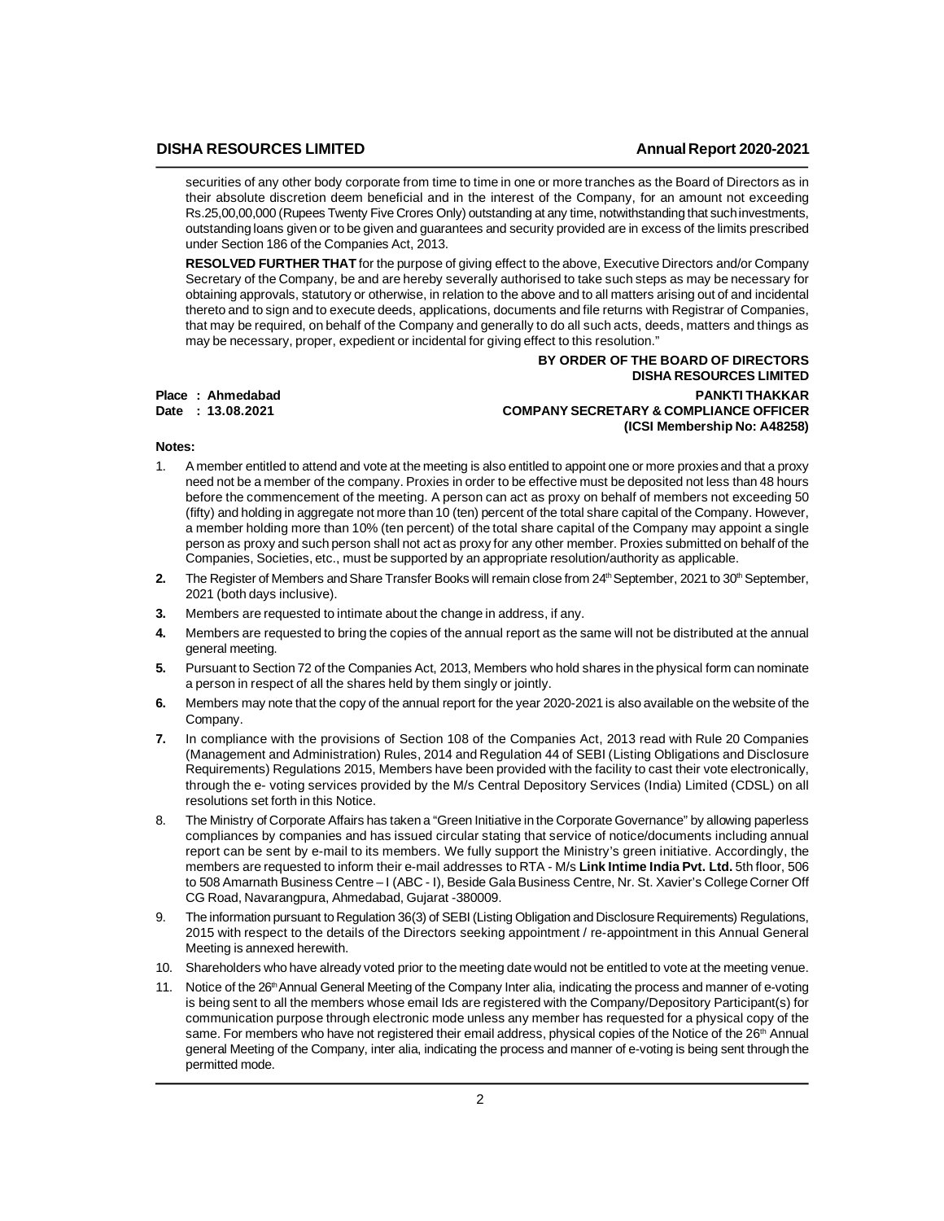securities of any other body corporate from time to time in one or more tranches as the Board of Directors as in their absolute discretion deem beneficial and in the interest of the Company, for an amount not exceeding Rs.25,00,00,000 (Rupees Twenty Five Crores Only) outstanding at any time, notwithstanding that such investments, outstanding loans given or to be given and guarantees and security provided are in excess of the limits prescribed under Section 186 of the Companies Act, 2013.

**RESOLVED FURTHER THAT** for the purpose of giving effect to the above, Executive Directors and/or Company Secretary of the Company, be and are hereby severally authorised to take such steps as may be necessary for obtaining approvals, statutory or otherwise, in relation to the above and to all matters arising out of and incidental thereto and to sign and to execute deeds, applications, documents and file returns with Registrar of Companies, that may be required, on behalf of the Company and generally to do all such acts, deeds, matters and things as may be necessary, proper, expedient or incidental for giving effect to this resolution."

**BY ORDER OF THE BOARD OF DIRECTORS**
**DISHA RESOURCES LIMITED**

**Place : Ahmedabad**
**Date : 13.08.2021**

**PANKTI THAKKAR**
**COMPANY SECRETARY & COMPLIANCE OFFICER**
**(ICSI Membership No: A48258)**

**Notes:**

1. A member entitled to attend and vote at the meeting is also entitled to appoint one or more proxies and that a proxy need not be a member of the company. Proxies in order to be effective must be deposited not less than 48 hours before the commencement of the meeting. A person can act as proxy on behalf of members not exceeding 50 (fifty) and holding in aggregate not more than 10 (ten) percent of the total share capital of the Company. However, a member holding more than 10% (ten percent) of the total share capital of the Company may appoint a single person as proxy and such person shall not act as proxy for any other member. Proxies submitted on behalf of the Companies, Societies, etc., must be supported by an appropriate resolution/authority as applicable.

2. The Register of Members and Share Transfer Books will remain close from 24th September, 2021 to 30th September, 2021 (both days inclusive).

3. Members are requested to intimate about the change in address, if any.

4. Members are requested to bring the copies of the annual report as the same will not be distributed at the annual general meeting.

5. Pursuant to Section 72 of the Companies Act, 2013, Members who hold shares in the physical form can nominate a person in respect of all the shares held by them singly or jointly.

6. Members may note that the copy of the annual report for the year 2020-2021 is also available on the website of the Company.

7. In compliance with the provisions of Section 108 of the Companies Act, 2013 read with Rule 20 Companies (Management and Administration) Rules, 2014 and Regulation 44 of SEBI (Listing Obligations and Disclosure Requirements) Regulations 2015, Members have been provided with the facility to cast their vote electronically, through the e- voting services provided by the M/s Central Depository Services (India) Limited (CDSL) on all resolutions set forth in this Notice.

8. The Ministry of Corporate Affairs has taken a "Green Initiative in the Corporate Governance" by allowing paperless compliances by companies and has issued circular stating that service of notice/documents including annual report can be sent by e-mail to its members. We fully support the Ministry's green initiative. Accordingly, the members are requested to inform their e-mail addresses to RTA - M/s **Link Intime India Pvt. Ltd.** 5th floor, 506 to 508 Amarnath Business Centre – I (ABC - I), Beside Gala Business Centre, Nr. St. Xavier's College Corner Off CG Road, Navarangpura, Ahmedabad, Gujarat -380009.

9. The information pursuant to Regulation 36(3) of SEBI (Listing Obligation and Disclosure Requirements) Regulations, 2015 with respect to the details of the Directors seeking appointment / re-appointment in this Annual General Meeting is annexed herewith.

10. Shareholders who have already voted prior to the meeting date would not be entitled to vote at the meeting venue.

11. Notice of the 26th Annual General Meeting of the Company Inter alia, indicating the process and manner of e-voting is being sent to all the members whose email Ids are registered with the Company/Depository Participant(s) for communication purpose through electronic mode unless any member has requested for a physical copy of the same. For members who have not registered their email address, physical copies of the Notice of the 26th Annual general Meeting of the Company, inter alia, indicating the process and manner of e-voting is being sent through the permitted mode.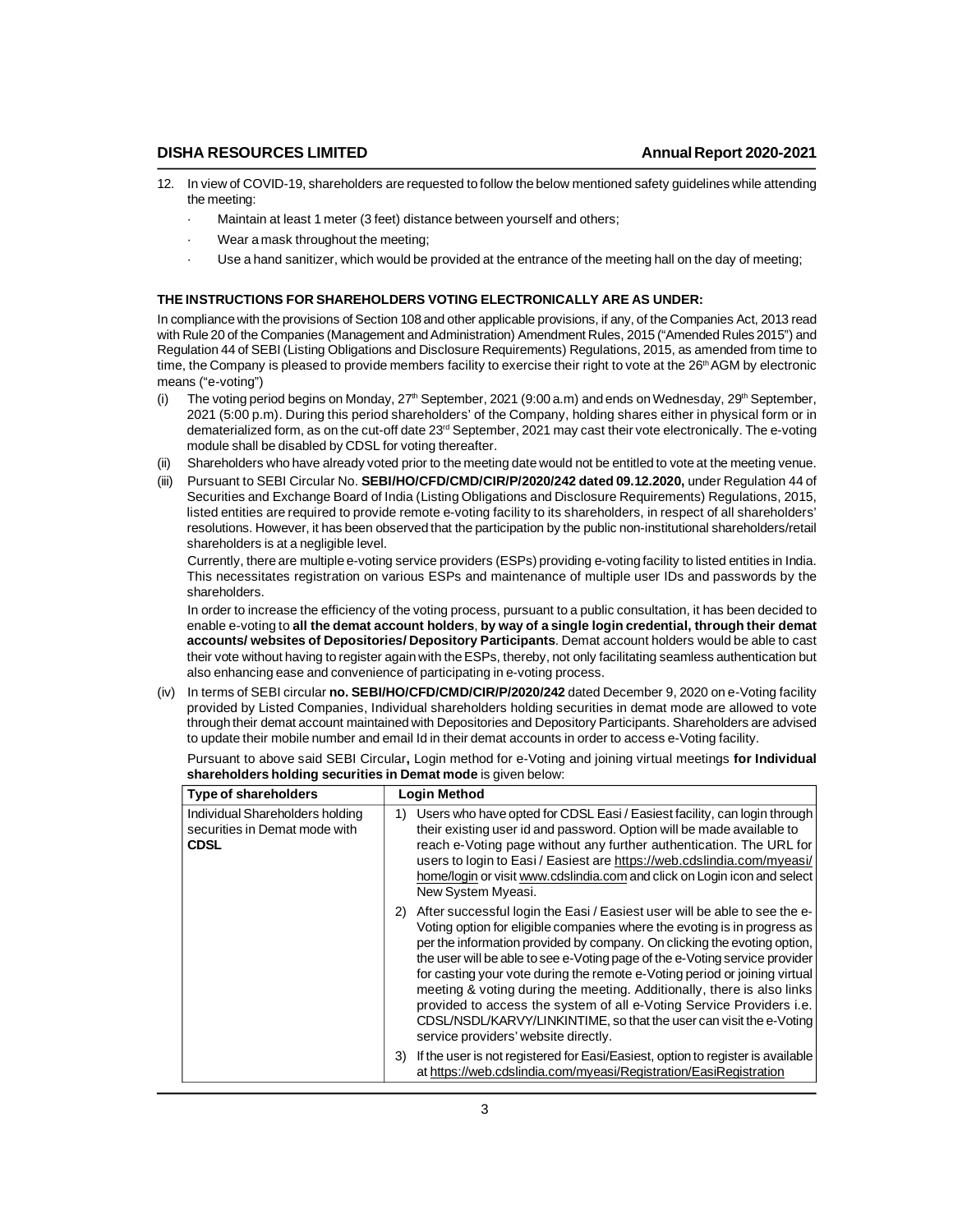12. In view of COVID-19, shareholders are requested to follow the below mentioned safety guidelines while attending the meeting:
    - Maintain at least 1 meter (3 feet) distance between yourself and others;
    - Wear a mask throughout the meeting;
    - Use a hand sanitizer, which would be provided at the entrance of the meeting hall on the day of meeting;

**THE INSTRUCTIONS FOR SHAREHOLDERS VOTING ELECTRONICALLY ARE AS UNDER:**

In compliance with the provisions of Section 108 and other applicable provisions, if any, of the Companies Act, 2013 read with Rule 20 of the Companies (Management and Administration) Amendment Rules, 2015 ("Amended Rules 2015") and Regulation 44 of SEBI (Listing Obligations and Disclosure Requirements) Regulations, 2015, as amended from time to time, the Company is pleased to provide members facility to exercise their right to vote at the 26th AGM by electronic means ("e-voting")

(i) The voting period begins on Monday, 27th September, 2021 (9:00 a.m) and ends on Wednesday, 29th September, 2021 (5:00 p.m). During this period shareholders' of the Company, holding shares either in physical form or in dematerialized form, as on the cut-off date 23rd September, 2021 may cast their vote electronically. The e-voting module shall be disabled by CDSL for voting thereafter.

(ii) Shareholders who have already voted prior to the meeting date would not be entitled to vote at the meeting venue.

(iii) Pursuant to SEBI Circular No. **SEBI/HO/CFD/CMD/CIR/P/2020/242 dated 09.12.2020,** under Regulation 44 of Securities and Exchange Board of India (Listing Obligations and Disclosure Requirements) Regulations, 2015, listed entities are required to provide remote e-voting facility to its shareholders, in respect of all shareholders' resolutions. However, it has been observed that the participation by the public non-institutional shareholders/retail shareholders is at a negligible level.

    Currently, there are multiple e-voting service providers (ESPs) providing e-voting facility to listed entities in India. This necessitates registration on various ESPs and maintenance of multiple user IDs and passwords by the shareholders.

    In order to increase the efficiency of the voting process, pursuant to a public consultation, it has been decided to enable e-voting to **all the demat account holders**, **by way of a single login credential, through their demat accounts/ websites of Depositories/ Depository Participants**. Demat account holders would be able to cast their vote without having to register again with the ESPs, thereby, not only facilitating seamless authentication but also enhancing ease and convenience of participating in e-voting process.

(iv) In terms of SEBI circular **no. SEBI/HO/CFD/CMD/CIR/P/2020/242** dated December 9, 2020 on e-Voting facility provided by Listed Companies, Individual shareholders holding securities in demat mode are allowed to vote through their demat account maintained with Depositories and Depository Participants. Shareholders are advised to update their mobile number and email Id in their demat accounts in order to access e-Voting facility.

    Pursuant to above said SEBI Circular**,** Login method for e-Voting and joining virtual meetings **for Individual shareholders holding securities in Demat mode** is given below:

| Type of shareholders | Login Method |
|---|---|
| Individual Shareholders holding securities in Demat mode with **CDSL** | 1) Users who have opted for CDSL Easi / Easiest facility, can login through their existing user id and password. Option will be made available to reach e-Voting page without any further authentication. The URL for users to login to Easi / Easiest are https://web.cdslindia.com/myeasi/home/login or visit www.cdslindia.com and click on Login icon and select New System Myeasi. |
| | 2) After successful login the Easi / Easiest user will be able to see the e-Voting option for eligible companies where the evoting is in progress as per the information provided by company. On clicking the evoting option, the user will be able to see e-Voting page of the e-Voting service provider for casting your vote during the remote e-Voting period or joining virtual meeting & voting during the meeting. Additionally, there is also links provided to access the system of all e-Voting Service Providers i.e. CDSL/NSDL/KARVY/LINKINTIME, so that the user can visit the e-Voting service providers' website directly. |
| | 3) If the user is not registered for Easi/Easiest, option to register is available at https://web.cdslindia.com/myeasi/Registration/EasiRegistration |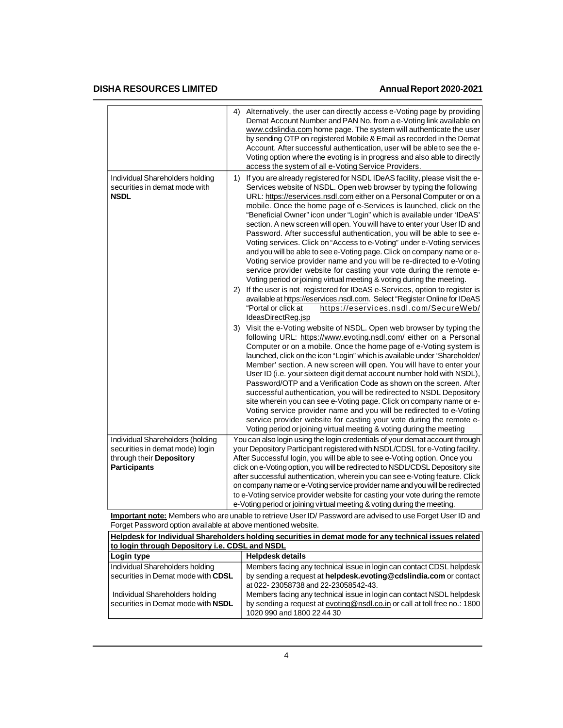| | |
|---|---|
| | 4) Alternatively, the user can directly access e-Voting page by providing Demat Account Number and PAN No. from a e-Voting link available on www.cdslindia.com home page. The system will authenticate the user by sending OTP on registered Mobile & Email as recorded in the Demat Account. After successful authentication, user will be able to see the e-Voting option where the evoting is in progress and also able to directly access the system of all e-Voting Service Providers. |
| Individual Shareholders holding securities in demat mode with **NSDL** | 1) If you are already registered for NSDL IDeAS facility, please visit the e-Services website of NSDL. Open web browser by typing the following URL: https://eservices.nsdl.com either on a Personal Computer or on a mobile. Once the home page of e-Services is launched, click on the "Beneficial Owner" icon under "Login" which is available under 'IDeAS' section. A new screen will open. You will have to enter your User ID and Password. After successful authentication, you will be able to see e-Voting services. Click on "Access to e-Voting" under e-Voting services and you will be able to see e-Voting page. Click on company name or e-Voting service provider name and you will be re-directed to e-Voting service provider website for casting your vote during the remote e-Voting period or joining virtual meeting & voting during the meeting.<br>2) If the user is not registered for IDeAS e-Services, option to register is available at https://eservices.nsdl.com. Select "Register Online for IDeAS "Portal or click at https://eservices.nsdl.com/SecureWeb/IdeasDirectReg.jsp<br>3) Visit the e-Voting website of NSDL. Open web browser by typing the following URL: https://www.evoting.nsdl.com/ either on a Personal Computer or on a mobile. Once the home page of e-Voting system is launched, click on the icon "Login" which is available under 'Shareholder/Member' section. A new screen will open. You will have to enter your User ID (i.e. your sixteen digit demat account number hold with NSDL), Password/OTP and a Verification Code as shown on the screen. After successful authentication, you will be redirected to NSDL Depository site wherein you can see e-Voting page. Click on company name or e-Voting service provider name and you will be redirected to e-Voting service provider website for casting your vote during the remote e-Voting period or joining virtual meeting & voting during the meeting |
| Individual Shareholders (holding securities in demat mode) login through their **Depository Participants** | You can also login using the login credentials of your demat account through your Depository Participant registered with NSDL/CDSL for e-Voting facility. After Successful login, you will be able to see e-Voting option. Once you click on e-Voting option, you will be redirected to NSDL/CDSL Depository site after successful authentication, wherein you can see e-Voting feature. Click on company name or e-Voting service provider name and you will be redirected to e-Voting service provider website for casting your vote during the remote e-Voting period or joining virtual meeting & voting during the meeting. |

**Important note:** Members who are unable to retrieve User ID/ Password are advised to use Forget User ID and Forget Password option available at above mentioned website.

| **Helpdesk for Individual Shareholders holding securities in demat mode for any technical issues related to login through Depository i.e. CDSL and NSDL** | |
|---|---|
| **Login type** | **Helpdesk details** |
| Individual Shareholders holding securities in Demat mode with **CDSL** | Members facing any technical issue in login can contact CDSL helpdesk by sending a request at **helpdesk.evoting@cdslindia.com** or contact at 022- 23058738 and 22-23058542-43. |
| Individual Shareholders holding securities in Demat mode with **NSDL** | Members facing any technical issue in login can contact NSDL helpdesk by sending a request at evoting@nsdl.co.in or call at toll free no.: 1800 1020 990 and 1800 22 44 30 |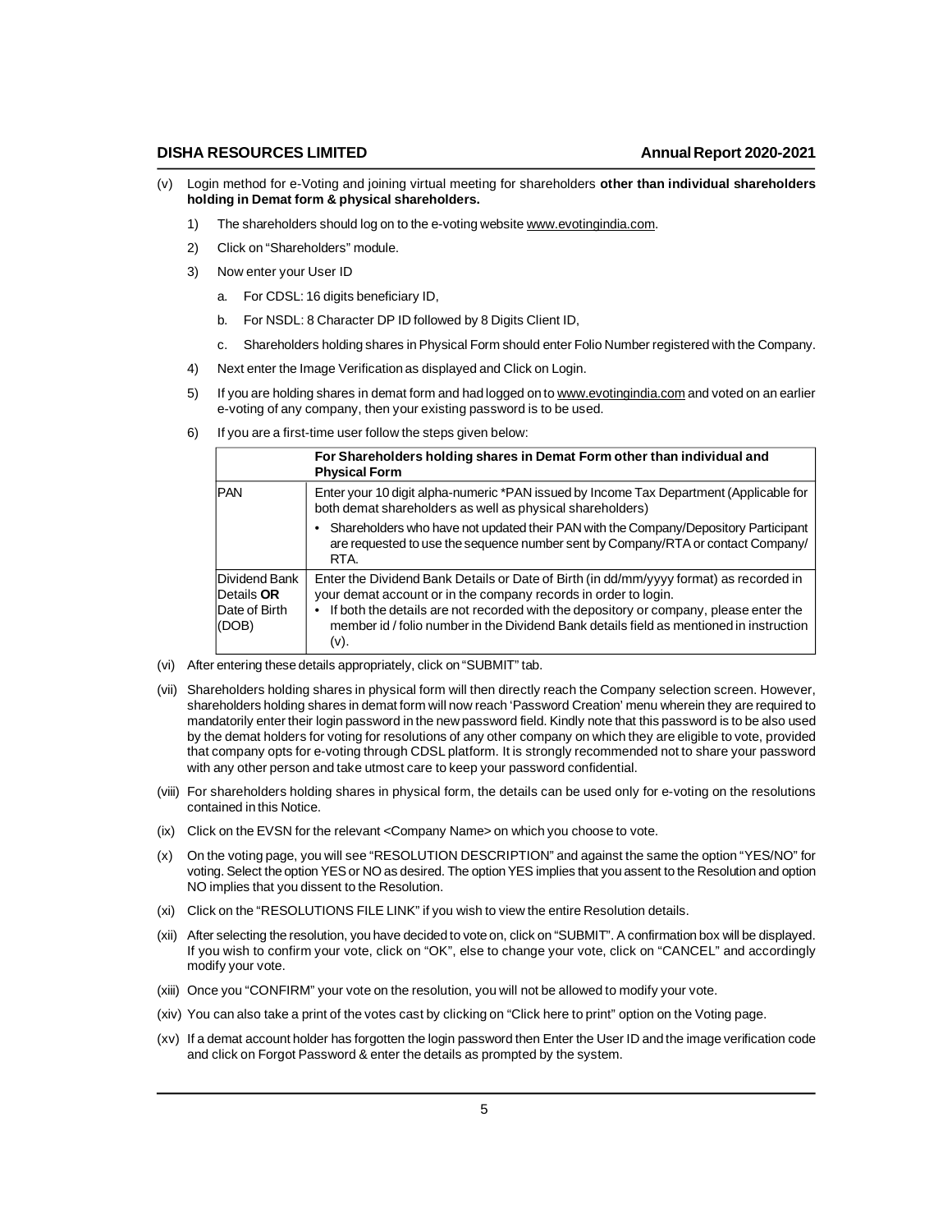(v) Login method for e-Voting and joining virtual meeting for shareholders **other than individual shareholders holding in Demat form & physical shareholders.**

1) The shareholders should log on to the e-voting website www.evotingindia.com.

2) Click on "Shareholders" module.

3) Now enter your User ID

   a. For CDSL: 16 digits beneficiary ID,

   b. For NSDL: 8 Character DP ID followed by 8 Digits Client ID,

   c. Shareholders holding shares in Physical Form should enter Folio Number registered with the Company.

4) Next enter the Image Verification as displayed and Click on Login.

5) If you are holding shares in demat form and had logged on to www.evotingindia.com and voted on an earlier e-voting of any company, then your existing password is to be used.

6) If you are a first-time user follow the steps given below:

| | **For Shareholders holding shares in Demat Form other than individual and Physical Form** |
|---|---|
| PAN | Enter your 10 digit alpha-numeric *PAN issued by Income Tax Department (Applicable for both demat shareholders as well as physical shareholders)<br>• Shareholders who have not updated their PAN with the Company/Depository Participant are requested to use the sequence number sent by Company/RTA or contact Company/ RTA. |
| Dividend Bank Details **OR** Date of Birth (DOB) | Enter the Dividend Bank Details or Date of Birth (in dd/mm/yyyy format) as recorded in your demat account or in the company records in order to login.<br>• If both the details are not recorded with the depository or company, please enter the member id / folio number in the Dividend Bank details field as mentioned in instruction (v). |

(vi) After entering these details appropriately, click on "SUBMIT" tab.

(vii) Shareholders holding shares in physical form will then directly reach the Company selection screen. However, shareholders holding shares in demat form will now reach 'Password Creation' menu wherein they are required to mandatorily enter their login password in the new password field. Kindly note that this password is to be also used by the demat holders for voting for resolutions of any other company on which they are eligible to vote, provided that company opts for e-voting through CDSL platform. It is strongly recommended not to share your password with any other person and take utmost care to keep your password confidential.

(viii) For shareholders holding shares in physical form, the details can be used only for e-voting on the resolutions contained in this Notice.

(ix) Click on the EVSN for the relevant <Company Name> on which you choose to vote.

(x) On the voting page, you will see "RESOLUTION DESCRIPTION" and against the same the option "YES/NO" for voting. Select the option YES or NO as desired. The option YES implies that you assent to the Resolution and option NO implies that you dissent to the Resolution.

(xi) Click on the "RESOLUTIONS FILE LINK" if you wish to view the entire Resolution details.

(xii) After selecting the resolution, you have decided to vote on, click on "SUBMIT". A confirmation box will be displayed. If you wish to confirm your vote, click on "OK", else to change your vote, click on "CANCEL" and accordingly modify your vote.

(xiii) Once you "CONFIRM" your vote on the resolution, you will not be allowed to modify your vote.

(xiv) You can also take a print of the votes cast by clicking on "Click here to print" option on the Voting page.

(xv) If a demat account holder has forgotten the login password then Enter the User ID and the image verification code and click on Forgot Password & enter the details as prompted by the system.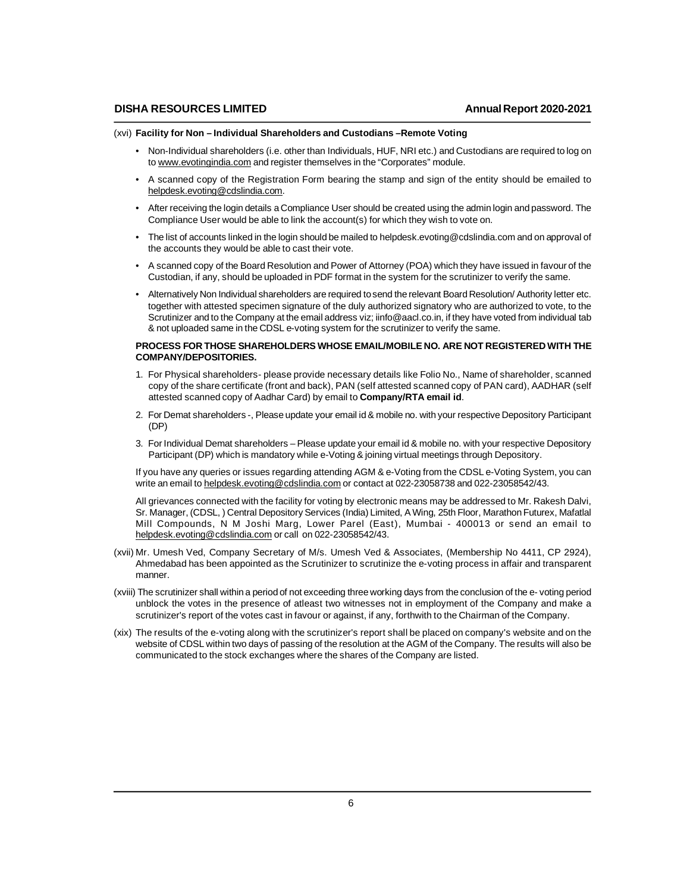(xvi) **Facility for Non – Individual Shareholders and Custodians –Remote Voting**

- Non-Individual shareholders (i.e. other than Individuals, HUF, NRI etc.) and Custodians are required to log on to www.evotingindia.com and register themselves in the "Corporates" module.
- A scanned copy of the Registration Form bearing the stamp and sign of the entity should be emailed to helpdesk.evoting@cdslindia.com.
- After receiving the login details a Compliance User should be created using the admin login and password. The Compliance User would be able to link the account(s) for which they wish to vote on.
- The list of accounts linked in the login should be mailed to helpdesk.evoting@cdslindia.com and on approval of the accounts they would be able to cast their vote.
- A scanned copy of the Board Resolution and Power of Attorney (POA) which they have issued in favour of the Custodian, if any, should be uploaded in PDF format in the system for the scrutinizer to verify the same.
- Alternatively Non Individual shareholders are required to send the relevant Board Resolution/ Authority letter etc. together with attested specimen signature of the duly authorized signatory who are authorized to vote, to the Scrutinizer and to the Company at the email address viz; iinfo@aacl.co.in, if they have voted from individual tab & not uploaded same in the CDSL e-voting system for the scrutinizer to verify the same.

**PROCESS FOR THOSE SHAREHOLDERS WHOSE EMAIL/MOBILE NO. ARE NOT REGISTERED WITH THE COMPANY/DEPOSITORIES.**

1. For Physical shareholders- please provide necessary details like Folio No., Name of shareholder, scanned copy of the share certificate (front and back), PAN (self attested scanned copy of PAN card), AADHAR (self attested scanned copy of Aadhar Card) by email to **Company/RTA email id**.
2. For Demat shareholders -, Please update your email id & mobile no. with your respective Depository Participant (DP)
3. For Individual Demat shareholders – Please update your email id & mobile no. with your respective Depository Participant (DP) which is mandatory while e-Voting & joining virtual meetings through Depository.

If you have any queries or issues regarding attending AGM & e-Voting from the CDSL e-Voting System, you can write an email to helpdesk.evoting@cdslindia.com or contact at 022-23058738 and 022-23058542/43.

All grievances connected with the facility for voting by electronic means may be addressed to Mr. Rakesh Dalvi, Sr. Manager, (CDSL, ) Central Depository Services (India) Limited, A Wing, 25th Floor, Marathon Futurex, Mafatlal Mill Compounds, N M Joshi Marg, Lower Parel (East), Mumbai - 400013 or send an email to helpdesk.evoting@cdslindia.com or call on 022-23058542/43.

(xvii) Mr. Umesh Ved, Company Secretary of M/s. Umesh Ved & Associates, (Membership No 4411, CP 2924), Ahmedabad has been appointed as the Scrutinizer to scrutinize the e-voting process in affair and transparent manner.

(xviii) The scrutinizer shall within a period of not exceeding three working days from the conclusion of the e- voting period unblock the votes in the presence of atleast two witnesses not in employment of the Company and make a scrutinizer's report of the votes cast in favour or against, if any, forthwith to the Chairman of the Company.

(xix) The results of the e-voting along with the scrutinizer's report shall be placed on company's website and on the website of CDSL within two days of passing of the resolution at the AGM of the Company. The results will also be communicated to the stock exchanges where the shares of the Company are listed.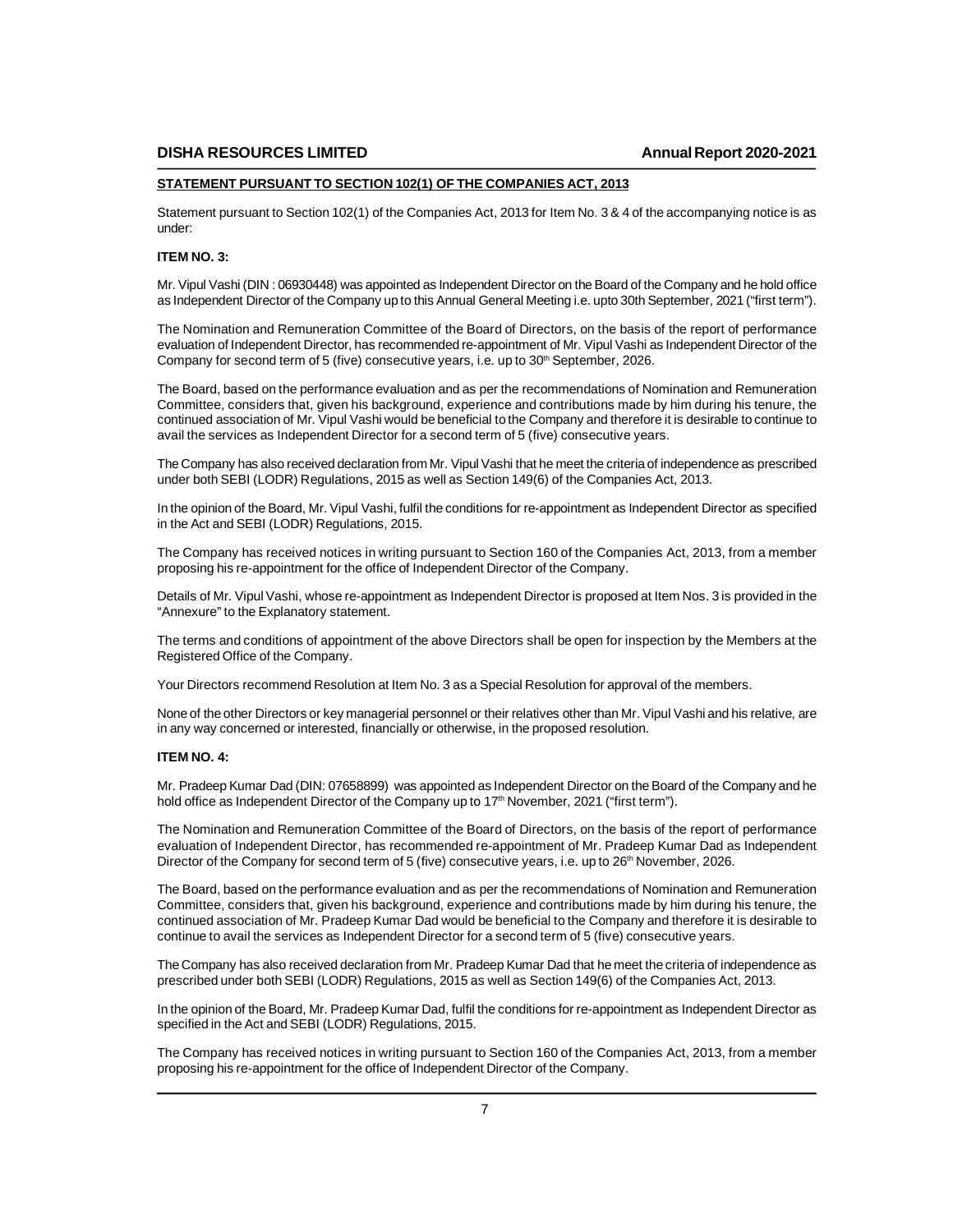## STATEMENT PURSUANT TO SECTION 102(1) OF THE COMPANIES ACT, 2013

Statement pursuant to Section 102(1) of the Companies Act, 2013 for Item No. 3 & 4 of the accompanying notice is as under:

### ITEM NO. 3:

Mr. Vipul Vashi (DIN : 06930448) was appointed as Independent Director on the Board of the Company and he hold office as Independent Director of the Company up to this Annual General Meeting i.e. upto 30th September, 2021 ("first term").

The Nomination and Remuneration Committee of the Board of Directors, on the basis of the report of performance evaluation of Independent Director, has recommended re-appointment of Mr. Vipul Vashi as Independent Director of the Company for second term of 5 (five) consecutive years, i.e. up to 30th September, 2026.

The Board, based on the performance evaluation and as per the recommendations of Nomination and Remuneration Committee, considers that, given his background, experience and contributions made by him during his tenure, the continued association of Mr. Vipul Vashi would be beneficial to the Company and therefore it is desirable to continue to avail the services as Independent Director for a second term of 5 (five) consecutive years.

The Company has also received declaration from Mr. Vipul Vashi that he meet the criteria of independence as prescribed under both SEBI (LODR) Regulations, 2015 as well as Section 149(6) of the Companies Act, 2013.

In the opinion of the Board, Mr. Vipul Vashi, fulfil the conditions for re-appointment as Independent Director as specified in the Act and SEBI (LODR) Regulations, 2015.

The Company has received notices in writing pursuant to Section 160 of the Companies Act, 2013, from a member proposing his re-appointment for the office of Independent Director of the Company.

Details of Mr. Vipul Vashi, whose re-appointment as Independent Director is proposed at Item Nos. 3 is provided in the "Annexure" to the Explanatory statement.

The terms and conditions of appointment of the above Directors shall be open for inspection by the Members at the Registered Office of the Company.

Your Directors recommend Resolution at Item No. 3 as a Special Resolution for approval of the members.

None of the other Directors or key managerial personnel or their relatives other than Mr. Vipul Vashi and his relative, are in any way concerned or interested, financially or otherwise, in the proposed resolution.

### ITEM NO. 4:

Mr. Pradeep Kumar Dad (DIN: 07658899) was appointed as Independent Director on the Board of the Company and he hold office as Independent Director of the Company up to 17th November, 2021 ("first term").

The Nomination and Remuneration Committee of the Board of Directors, on the basis of the report of performance evaluation of Independent Director, has recommended re-appointment of Mr. Pradeep Kumar Dad as Independent Director of the Company for second term of 5 (five) consecutive years, i.e. up to 26th November, 2026.

The Board, based on the performance evaluation and as per the recommendations of Nomination and Remuneration Committee, considers that, given his background, experience and contributions made by him during his tenure, the continued association of Mr. Pradeep Kumar Dad would be beneficial to the Company and therefore it is desirable to continue to avail the services as Independent Director for a second term of 5 (five) consecutive years.

The Company has also received declaration from Mr. Pradeep Kumar Dad that he meet the criteria of independence as prescribed under both SEBI (LODR) Regulations, 2015 as well as Section 149(6) of the Companies Act, 2013.

In the opinion of the Board, Mr. Pradeep Kumar Dad, fulfil the conditions for re-appointment as Independent Director as specified in the Act and SEBI (LODR) Regulations, 2015.

The Company has received notices in writing pursuant to Section 160 of the Companies Act, 2013, from a member proposing his re-appointment for the office of Independent Director of the Company.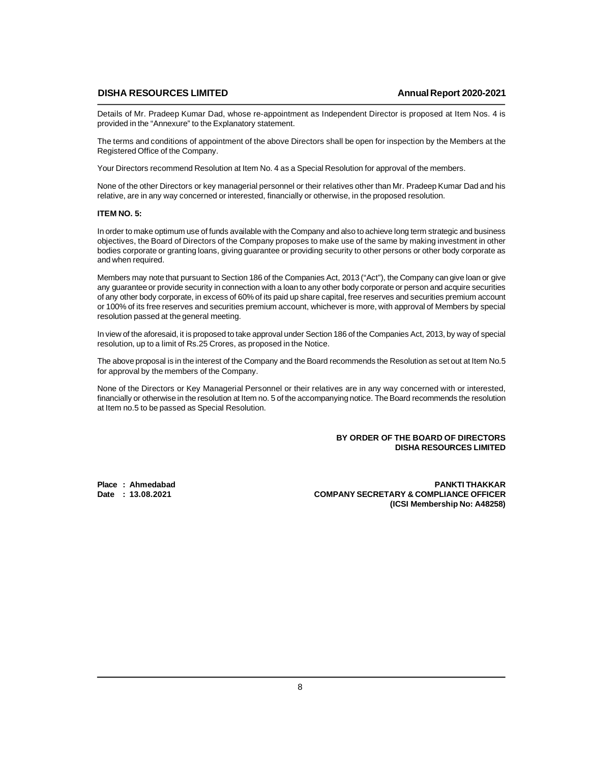Details of Mr. Pradeep Kumar Dad, whose re-appointment as Independent Director is proposed at Item Nos. 4 is provided in the "Annexure" to the Explanatory statement.

The terms and conditions of appointment of the above Directors shall be open for inspection by the Members at the Registered Office of the Company.

Your Directors recommend Resolution at Item No. 4 as a Special Resolution for approval of the members.

None of the other Directors or key managerial personnel or their relatives other than Mr. Pradeep Kumar Dad and his relative, are in any way concerned or interested, financially or otherwise, in the proposed resolution.

**ITEM NO. 5:**

In order to make optimum use of funds available with the Company and also to achieve long term strategic and business objectives, the Board of Directors of the Company proposes to make use of the same by making investment in other bodies corporate or granting loans, giving guarantee or providing security to other persons or other body corporate as and when required.

Members may note that pursuant to Section 186 of the Companies Act, 2013 ("Act"), the Company can give loan or give any guarantee or provide security in connection with a loan to any other body corporate or person and acquire securities of any other body corporate, in excess of 60% of its paid up share capital, free reserves and securities premium account or 100% of its free reserves and securities premium account, whichever is more, with approval of Members by special resolution passed at the general meeting.

In view of the aforesaid, it is proposed to take approval under Section 186 of the Companies Act, 2013, by way of special resolution, up to a limit of Rs.25 Crores, as proposed in the Notice.

The above proposal is in the interest of the Company and the Board recommends the Resolution as set out at Item No.5 for approval by the members of the Company.

None of the Directors or Key Managerial Personnel or their relatives are in any way concerned with or interested, financially or otherwise in the resolution at Item no. 5 of the accompanying notice. The Board recommends the resolution at Item no.5 to be passed as Special Resolution.

**BY ORDER OF THE BOARD OF DIRECTORS**
**DISHA RESOURCES LIMITED**

**Place : Ahmedabad**
**Date : 13.08.2021**

**PANKTI THAKKAR**
**COMPANY SECRETARY & COMPLIANCE OFFICER**
**(ICSI Membership No: A48258)**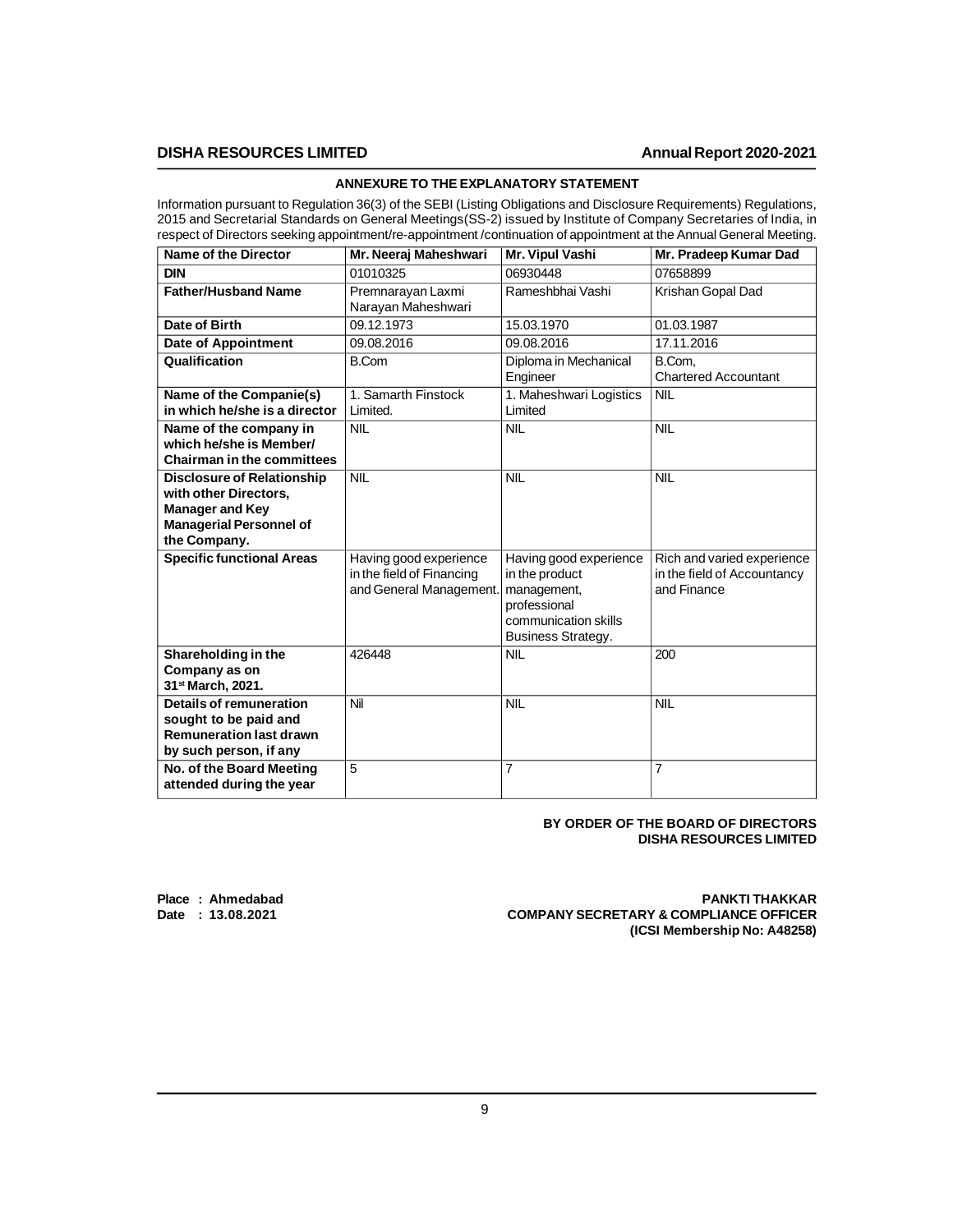## ANNEXURE TO THE EXPLANATORY STATEMENT

Information pursuant to Regulation 36(3) of the SEBI (Listing Obligations and Disclosure Requirements) Regulations, 2015 and Secretarial Standards on General Meetings(SS-2) issued by Institute of Company Secretaries of India, in respect of Directors seeking appointment/re-appointment /continuation of appointment at the Annual General Meeting.

| Name of the Director | Mr. Neeraj Maheshwari | Mr. Vipul Vashi | Mr. Pradeep Kumar Dad |
|---|---|---|---|
| **DIN** | 01010325 | 06930448 | 07658899 |
| **Father/Husband Name** | Premnarayan Laxmi Narayan Maheshwari | Rameshbhai Vashi | Krishan Gopal Dad |
| **Date of Birth** | 09.12.1973 | 15.03.1970 | 01.03.1987 |
| **Date of Appointment** | 09.08.2016 | 09.08.2016 | 17.11.2016 |
| **Qualification** | B.Com | Diploma in Mechanical Engineer | B.Com, Chartered Accountant |
| **Name of the Companie(s) in which he/she is a director** | 1. Samarth Finstock Limited. | 1. Maheshwari Logistics Limited | NIL |
| **Name of the company in which he/she is Member/ Chairman in the committees** | NIL | NIL | NIL |
| **Disclosure of Relationship with other Directors, Manager and Key Managerial Personnel of the Company.** | NIL | NIL | NIL |
| **Specific functional Areas** | Having good experience in the field of Financing and General Management. | Having good experience in the product management, professional communication skills Business Strategy. | Rich and varied experience in the field of Accountancy and Finance |
| **Shareholding in the Company as on 31st March, 2021.** | 426448 | NIL | 200 |
| **Details of remuneration sought to be paid and Remuneration last drawn by such person, if any** | Nil | NIL | NIL |
| **No. of the Board Meeting attended during the year** | 5 | 7 | 7 |

**BY ORDER OF THE BOARD OF DIRECTORS**
**DISHA RESOURCES LIMITED**

**Place : Ahmedabad**
**Date : 13.08.2021**

**PANKTI THAKKAR**
**COMPANY SECRETARY & COMPLIANCE OFFICER**
**(ICSI Membership No: A48258)**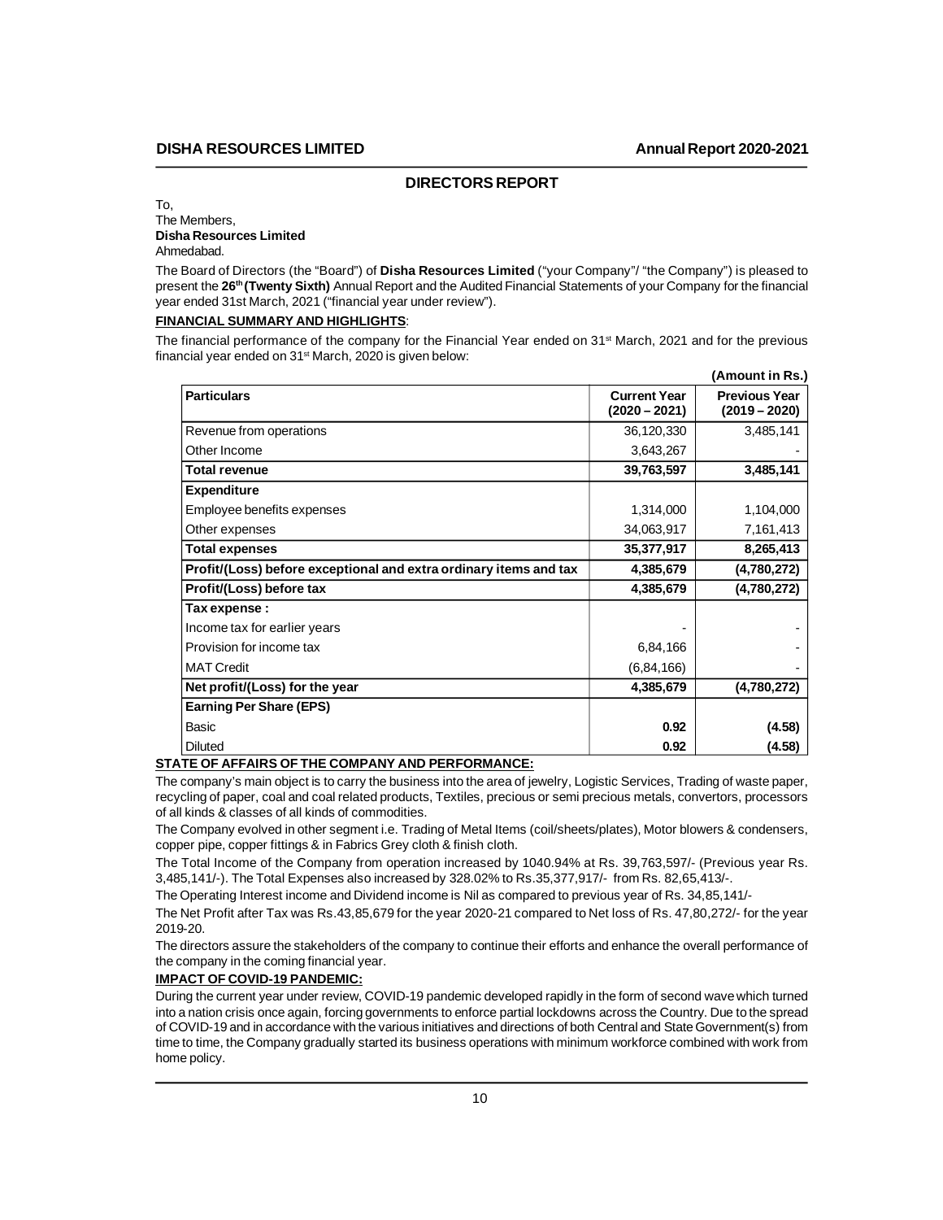## DIRECTORS REPORT

To,
The Members,
**Disha Resources Limited**
Ahmedabad.

The Board of Directors (the "Board") of **Disha Resources Limited** ("your Company"/ "the Company") is pleased to present the **26th (Twenty Sixth)** Annual Report and the Audited Financial Statements of your Company for the financial year ended 31st March, 2021 ("financial year under review").

### FINANCIAL SUMMARY AND HIGHLIGHTS:

The financial performance of the company for the Financial Year ended on 31st March, 2021 and for the previous financial year ended on 31st March, 2020 is given below:

**(Amount in Rs.)**

| Particulars | Current Year (2020 – 2021) | Previous Year (2019 – 2020) |
|---|---|---|
| Revenue from operations | 36,120,330 | 3,485,141 |
| Other Income | 3,643,267 | - |
| **Total revenue** | **39,763,597** | **3,485,141** |
| **Expenditure** | | |
| Employee benefits expenses | 1,314,000 | 1,104,000 |
| Other expenses | 34,063,917 | 7,161,413 |
| **Total expenses** | **35,377,917** | **8,265,413** |
| **Profit/(Loss) before exceptional and extra ordinary items and tax** | **4,385,679** | **(4,780,272)** |
| **Profit/(Loss) before tax** | **4,385,679** | **(4,780,272)** |
| **Tax expense :** | | |
| Income tax for earlier years | - | - |
| Provision for income tax | 6,84,166 | - |
| MAT Credit | (6,84,166) | - |
| **Net profit/(Loss) for the year** | **4,385,679** | **(4,780,272)** |
| **Earning Per Share (EPS)** | | |
| Basic | **0.92** | **(4.58)** |
| Diluted | **0.92** | **(4.58)** |

### STATE OF AFFAIRS OF THE COMPANY AND PERFORMANCE:

The company's main object is to carry the business into the area of jewelry, Logistic Services, Trading of waste paper, recycling of paper, coal and coal related products, Textiles, precious or semi precious metals, convertors, processors of all kinds & classes of all kinds of commodities.

The Company evolved in other segment i.e. Trading of Metal Items (coil/sheets/plates), Motor blowers & condensers, copper pipe, copper fittings & in Fabrics Grey cloth & finish cloth.

The Total Income of the Company from operation increased by 1040.94% at Rs. 39,763,597/- (Previous year Rs. 3,485,141/-). The Total Expenses also increased by 328.02% to Rs.35,377,917/- from Rs. 82,65,413/-.

The Operating Interest income and Dividend income is Nil as compared to previous year of Rs. 34,85,141/-

The Net Profit after Tax was Rs.43,85,679 for the year 2020-21 compared to Net loss of Rs. 47,80,272/- for the year 2019-20.

The directors assure the stakeholders of the company to continue their efforts and enhance the overall performance of the company in the coming financial year.

### IMPACT OF COVID-19 PANDEMIC:

During the current year under review, COVID-19 pandemic developed rapidly in the form of second wave which turned into a nation crisis once again, forcing governments to enforce partial lockdowns across the Country. Due to the spread of COVID-19 and in accordance with the various initiatives and directions of both Central and State Government(s) from time to time, the Company gradually started its business operations with minimum workforce combined with work from home policy.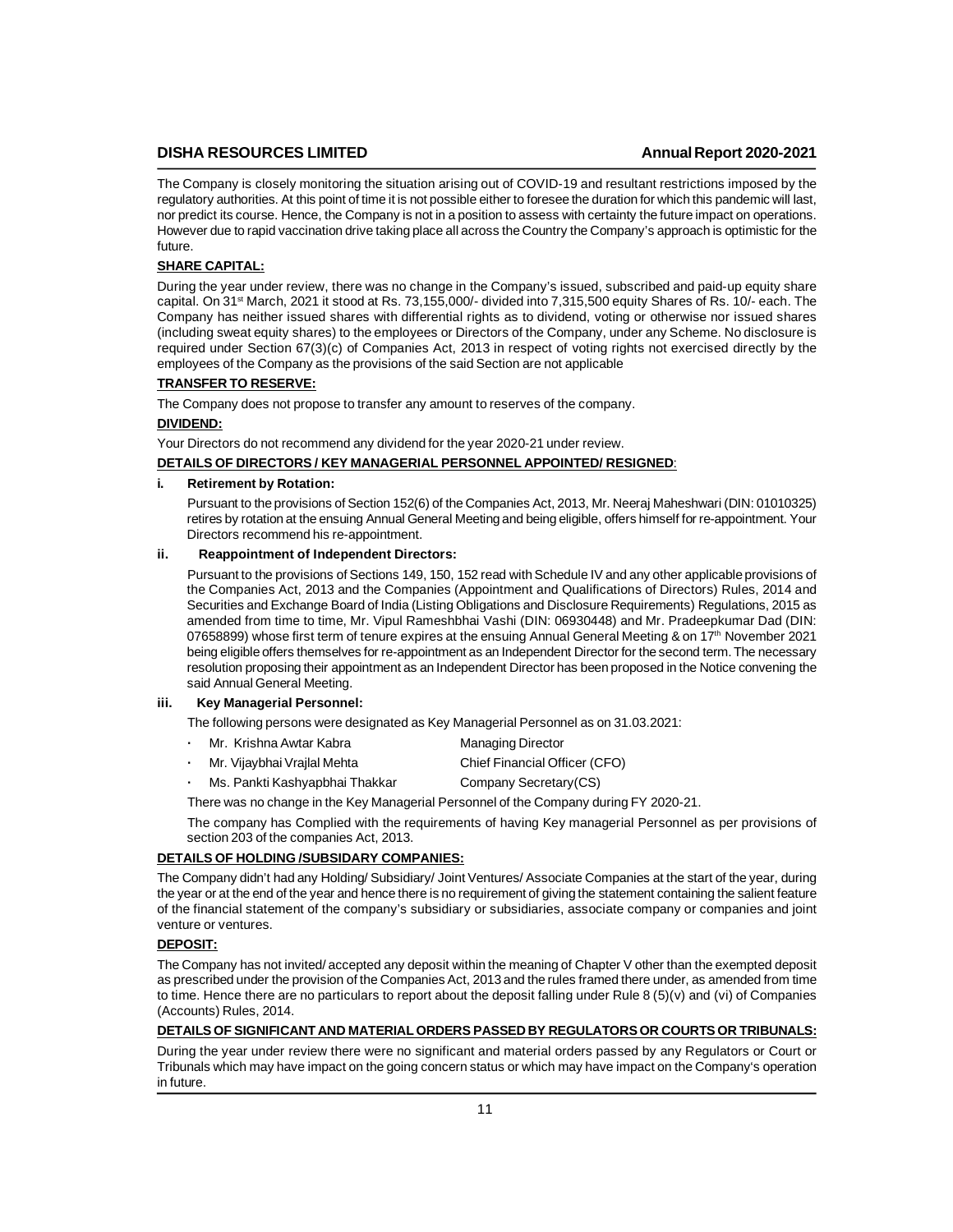The Company is closely monitoring the situation arising out of COVID-19 and resultant restrictions imposed by the regulatory authorities. At this point of time it is not possible either to foresee the duration for which this pandemic will last, nor predict its course. Hence, the Company is not in a position to assess with certainty the future impact on operations. However due to rapid vaccination drive taking place all across the Country the Company's approach is optimistic for the future.

**SHARE CAPITAL:**

During the year under review, there was no change in the Company's issued, subscribed and paid-up equity share capital. On 31st March, 2021 it stood at Rs. 73,155,000/- divided into 7,315,500 equity Shares of Rs. 10/- each. The Company has neither issued shares with differential rights as to dividend, voting or otherwise nor issued shares (including sweat equity shares) to the employees or Directors of the Company, under any Scheme. No disclosure is required under Section 67(3)(c) of Companies Act, 2013 in respect of voting rights not exercised directly by the employees of the Company as the provisions of the said Section are not applicable

**TRANSFER TO RESERVE:**

The Company does not propose to transfer any amount to reserves of the company.

**DIVIDEND:**

Your Directors do not recommend any dividend for the year 2020-21 under review.

**DETAILS OF DIRECTORS / KEY MANAGERIAL PERSONNEL APPOINTED/ RESIGNED:**

**i. Retirement by Rotation:**

Pursuant to the provisions of Section 152(6) of the Companies Act, 2013, Mr. Neeraj Maheshwari (DIN: 01010325) retires by rotation at the ensuing Annual General Meeting and being eligible, offers himself for re-appointment. Your Directors recommend his re-appointment.

**ii. Reappointment of Independent Directors:**

Pursuant to the provisions of Sections 149, 150, 152 read with Schedule IV and any other applicable provisions of the Companies Act, 2013 and the Companies (Appointment and Qualifications of Directors) Rules, 2014 and Securities and Exchange Board of India (Listing Obligations and Disclosure Requirements) Regulations, 2015 as amended from time to time, Mr. Vipul Rameshbhai Vashi (DIN: 06930448) and Mr. Pradeepkumar Dad (DIN: 07658899) whose first term of tenure expires at the ensuing Annual General Meeting & on 17th November 2021 being eligible offers themselves for re-appointment as an Independent Director for the second term. The necessary resolution proposing their appointment as an Independent Director has been proposed in the Notice convening the said Annual General Meeting.

**iii. Key Managerial Personnel:**

The following persons were designated as Key Managerial Personnel as on 31.03.2021:

- Mr. Krishna Awtar Kabra — Managing Director
- Mr. Vijaybhai Vrajlal Mehta — Chief Financial Officer (CFO)
- Ms. Pankti Kashyapbhai Thakkar — Company Secretary(CS)

There was no change in the Key Managerial Personnel of the Company during FY 2020-21.

The company has Complied with the requirements of having Key managerial Personnel as per provisions of section 203 of the companies Act, 2013.

**DETAILS OF HOLDING /SUBSIDARY COMPANIES:**

The Company didn't had any Holding/ Subsidiary/ Joint Ventures/ Associate Companies at the start of the year, during the year or at the end of the year and hence there is no requirement of giving the statement containing the salient feature of the financial statement of the company's subsidiary or subsidiaries, associate company or companies and joint venture or ventures.

**DEPOSIT:**

The Company has not invited/ accepted any deposit within the meaning of Chapter V other than the exempted deposit as prescribed under the provision of the Companies Act, 2013 and the rules framed there under, as amended from time to time. Hence there are no particulars to report about the deposit falling under Rule 8 (5)(v) and (vi) of Companies (Accounts) Rules, 2014.

**DETAILS OF SIGNIFICANT AND MATERIAL ORDERS PASSED BY REGULATORS OR COURTS OR TRIBUNALS:**

During the year under review there were no significant and material orders passed by any Regulators or Court or Tribunals which may have impact on the going concern status or which may have impact on the Company's operation in future.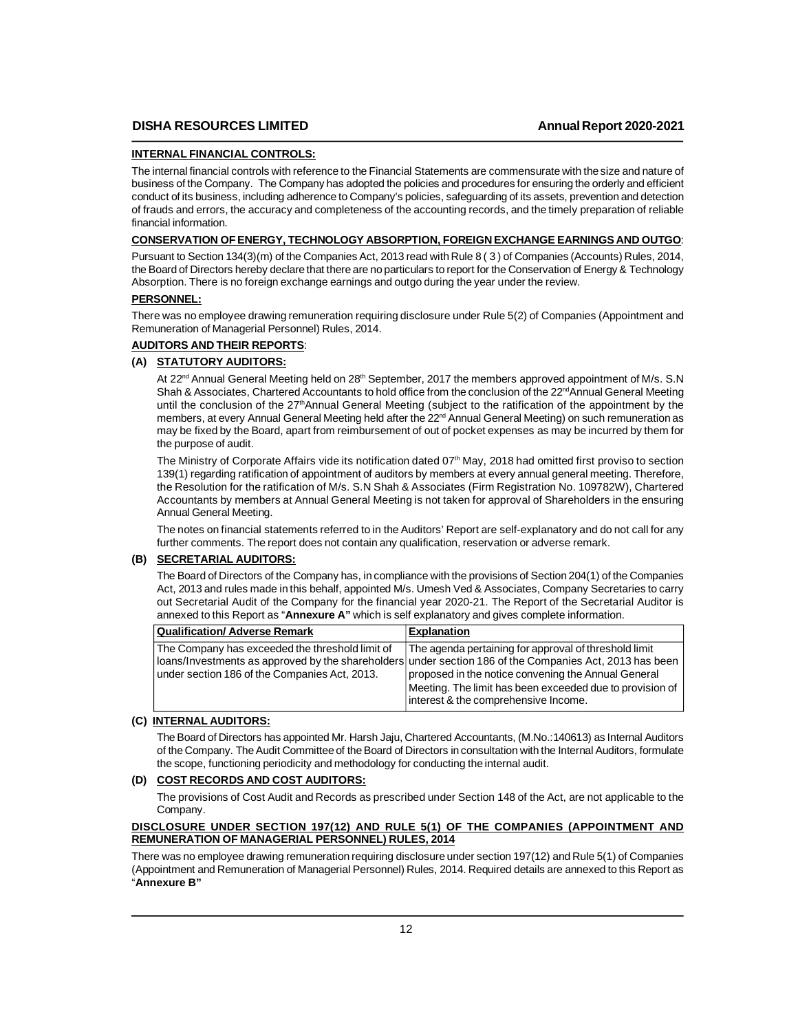### INTERNAL FINANCIAL CONTROLS:

The internal financial controls with reference to the Financial Statements are commensurate with the size and nature of business of the Company. The Company has adopted the policies and procedures for ensuring the orderly and efficient conduct of its business, including adherence to Company's policies, safeguarding of its assets, prevention and detection of frauds and errors, the accuracy and completeness of the accounting records, and the timely preparation of reliable financial information.

### CONSERVATION OF ENERGY, TECHNOLOGY ABSORPTION, FOREIGN EXCHANGE EARNINGS AND OUTGO:

Pursuant to Section 134(3)(m) of the Companies Act, 2013 read with Rule 8 ( 3 ) of Companies (Accounts) Rules, 2014, the Board of Directors hereby declare that there are no particulars to report for the Conservation of Energy & Technology Absorption. There is no foreign exchange earnings and outgo during the year under the review.

### PERSONNEL:

There was no employee drawing remuneration requiring disclosure under Rule 5(2) of Companies (Appointment and Remuneration of Managerial Personnel) Rules, 2014.

### AUDITORS AND THEIR REPORTS:

#### (A) STATUTORY AUDITORS:

At 22nd Annual General Meeting held on 28th September, 2017 the members approved appointment of M/s. S.N Shah & Associates, Chartered Accountants to hold office from the conclusion of the 22nd Annual General Meeting until the conclusion of the 27th Annual General Meeting (subject to the ratification of the appointment by the members, at every Annual General Meeting held after the 22nd Annual General Meeting) on such remuneration as may be fixed by the Board, apart from reimbursement of out of pocket expenses as may be incurred by them for the purpose of audit.

The Ministry of Corporate Affairs vide its notification dated 07th May, 2018 had omitted first proviso to section 139(1) regarding ratification of appointment of auditors by members at every annual general meeting. Therefore, the Resolution for the ratification of M/s. S.N Shah & Associates (Firm Registration No. 109782W), Chartered Accountants by members at Annual General Meeting is not taken for approval of Shareholders in the ensuring Annual General Meeting.

The notes on financial statements referred to in the Auditors' Report are self-explanatory and do not call for any further comments. The report does not contain any qualification, reservation or adverse remark.

#### (B) SECRETARIAL AUDITORS:

The Board of Directors of the Company has, in compliance with the provisions of Section 204(1) of the Companies Act, 2013 and rules made in this behalf, appointed M/s. Umesh Ved & Associates, Company Secretaries to carry out Secretarial Audit of the Company for the financial year 2020-21. The Report of the Secretarial Auditor is annexed to this Report as "**Annexure A"** which is self explanatory and gives complete information.

| Qualification/ Adverse Remark | Explanation |
|---|---|
| The Company has exceeded the threshold limit of loans/Investments as approved by the shareholders under section 186 of the Companies Act, 2013. | The agenda pertaining for approval of threshold limit under section 186 of the Companies Act, 2013 has been proposed in the notice convening the Annual General Meeting. The limit has been exceeded due to provision of interest & the comprehensive Income. |

#### (C) INTERNAL AUDITORS:

The Board of Directors has appointed Mr. Harsh Jaju, Chartered Accountants, (M.No.:140613) as Internal Auditors of the Company. The Audit Committee of the Board of Directors in consultation with the Internal Auditors, formulate the scope, functioning periodicity and methodology for conducting the internal audit.

#### (D) COST RECORDS AND COST AUDITORS:

The provisions of Cost Audit and Records as prescribed under Section 148 of the Act, are not applicable to the Company.

### DISCLOSURE UNDER SECTION 197(12) AND RULE 5(1) OF THE COMPANIES (APPOINTMENT AND REMUNERATION OF MANAGERIAL PERSONNEL) RULES, 2014

There was no employee drawing remuneration requiring disclosure under section 197(12) and Rule 5(1) of Companies (Appointment and Remuneration of Managerial Personnel) Rules, 2014. Required details are annexed to this Report as "**Annexure B"**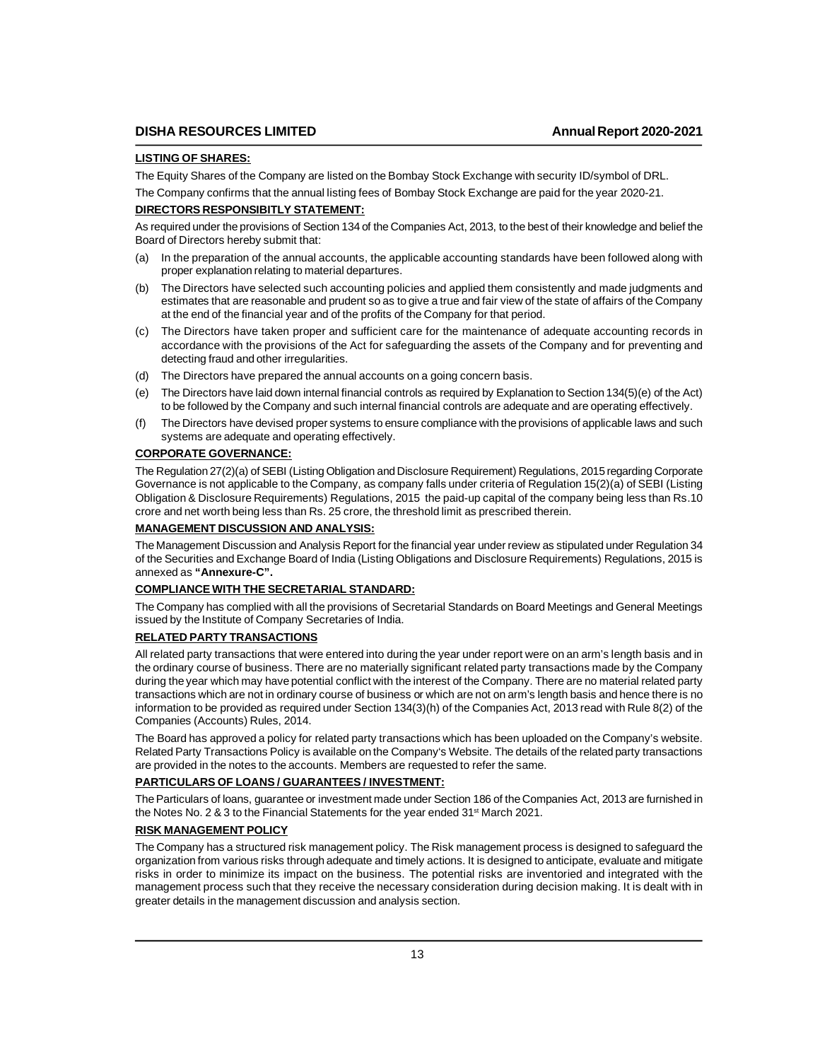## LISTING OF SHARES:

The Equity Shares of the Company are listed on the Bombay Stock Exchange with security ID/symbol of DRL.

The Company confirms that the annual listing fees of Bombay Stock Exchange are paid for the year 2020-21.

## DIRECTORS RESPONSIBITLY STATEMENT:

As required under the provisions of Section 134 of the Companies Act, 2013, to the best of their knowledge and belief the Board of Directors hereby submit that:

(a) In the preparation of the annual accounts, the applicable accounting standards have been followed along with proper explanation relating to material departures.

(b) The Directors have selected such accounting policies and applied them consistently and made judgments and estimates that are reasonable and prudent so as to give a true and fair view of the state of affairs of the Company at the end of the financial year and of the profits of the Company for that period.

(c) The Directors have taken proper and sufficient care for the maintenance of adequate accounting records in accordance with the provisions of the Act for safeguarding the assets of the Company and for preventing and detecting fraud and other irregularities.

(d) The Directors have prepared the annual accounts on a going concern basis.

(e) The Directors have laid down internal financial controls as required by Explanation to Section 134(5)(e) of the Act) to be followed by the Company and such internal financial controls are adequate and are operating effectively.

(f) The Directors have devised proper systems to ensure compliance with the provisions of applicable laws and such systems are adequate and operating effectively.

## CORPORATE GOVERNANCE:

The Regulation 27(2)(a) of SEBI (Listing Obligation and Disclosure Requirement) Regulations, 2015 regarding Corporate Governance is not applicable to the Company, as company falls under criteria of Regulation 15(2)(a) of SEBI (Listing Obligation & Disclosure Requirements) Regulations, 2015 the paid-up capital of the company being less than Rs.10 crore and net worth being less than Rs. 25 crore, the threshold limit as prescribed therein.

## MANAGEMENT DISCUSSION AND ANALYSIS:

The Management Discussion and Analysis Report for the financial year under review as stipulated under Regulation 34 of the Securities and Exchange Board of India (Listing Obligations and Disclosure Requirements) Regulations, 2015 is annexed as **"Annexure-C".**

## COMPLIANCE WITH THE SECRETARIAL STANDARD:

The Company has complied with all the provisions of Secretarial Standards on Board Meetings and General Meetings issued by the Institute of Company Secretaries of India.

## RELATED PARTY TRANSACTIONS

All related party transactions that were entered into during the year under report were on an arm's length basis and in the ordinary course of business. There are no materially significant related party transactions made by the Company during the year which may have potential conflict with the interest of the Company. There are no material related party transactions which are not in ordinary course of business or which are not on arm's length basis and hence there is no information to be provided as required under Section 134(3)(h) of the Companies Act, 2013 read with Rule 8(2) of the Companies (Accounts) Rules, 2014.

The Board has approved a policy for related party transactions which has been uploaded on the Company's website. Related Party Transactions Policy is available on the Company's Website. The details of the related party transactions are provided in the notes to the accounts. Members are requested to refer the same.

## PARTICULARS OF LOANS / GUARANTEES / INVESTMENT:

The Particulars of loans, guarantee or investment made under Section 186 of the Companies Act, 2013 are furnished in the Notes No. 2 & 3 to the Financial Statements for the year ended 31st March 2021.

## RISK MANAGEMENT POLICY

The Company has a structured risk management policy. The Risk management process is designed to safeguard the organization from various risks through adequate and timely actions. It is designed to anticipate, evaluate and mitigate risks in order to minimize its impact on the business. The potential risks are inventoried and integrated with the management process such that they receive the necessary consideration during decision making. It is dealt with in greater details in the management discussion and analysis section.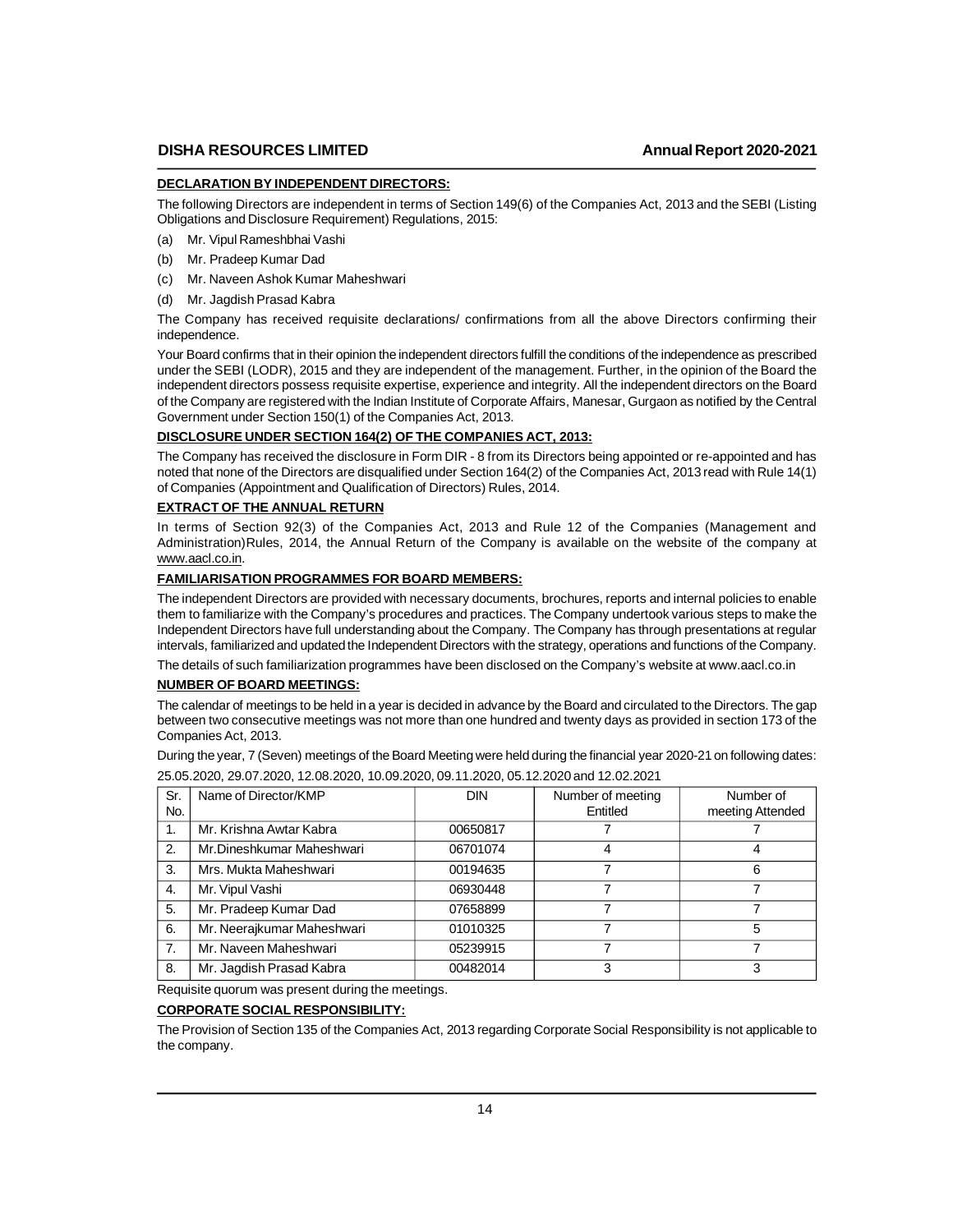## DECLARATION BY INDEPENDENT DIRECTORS:

The following Directors are independent in terms of Section 149(6) of the Companies Act, 2013 and the SEBI (Listing Obligations and Disclosure Requirement) Regulations, 2015:

(a) Mr. Vipul Rameshbhai Vashi

(b) Mr. Pradeep Kumar Dad

(c) Mr. Naveen Ashok Kumar Maheshwari

(d) Mr. Jagdish Prasad Kabra

The Company has received requisite declarations/ confirmations from all the above Directors confirming their independence.

Your Board confirms that in their opinion the independent directors fulfill the conditions of the independence as prescribed under the SEBI (LODR), 2015 and they are independent of the management. Further, in the opinion of the Board the independent directors possess requisite expertise, experience and integrity. All the independent directors on the Board of the Company are registered with the Indian Institute of Corporate Affairs, Manesar, Gurgaon as notified by the Central Government under Section 150(1) of the Companies Act, 2013.

## DISCLOSURE UNDER SECTION 164(2) OF THE COMPANIES ACT, 2013:

The Company has received the disclosure in Form DIR - 8 from its Directors being appointed or re-appointed and has noted that none of the Directors are disqualified under Section 164(2) of the Companies Act, 2013 read with Rule 14(1) of Companies (Appointment and Qualification of Directors) Rules, 2014.

## EXTRACT OF THE ANNUAL RETURN

In terms of Section 92(3) of the Companies Act, 2013 and Rule 12 of the Companies (Management and Administration)Rules, 2014, the Annual Return of the Company is available on the website of the company at www.aacl.co.in.

## FAMILIARISATION PROGRAMMES FOR BOARD MEMBERS:

The independent Directors are provided with necessary documents, brochures, reports and internal policies to enable them to familiarize with the Company's procedures and practices. The Company undertook various steps to make the Independent Directors have full understanding about the Company. The Company has through presentations at regular intervals, familiarized and updated the Independent Directors with the strategy, operations and functions of the Company.

The details of such familiarization programmes have been disclosed on the Company's website at www.aacl.co.in

## NUMBER OF BOARD MEETINGS:

The calendar of meetings to be held in a year is decided in advance by the Board and circulated to the Directors. The gap between two consecutive meetings was not more than one hundred and twenty days as provided in section 173 of the Companies Act, 2013.

During the year, 7 (Seven) meetings of the Board Meeting were held during the financial year 2020-21 on following dates: 25.05.2020, 29.07.2020, 12.08.2020, 10.09.2020, 09.11.2020, 05.12.2020 and 12.02.2021

| Sr. No. | Name of Director/KMP | DIN | Number of meeting Entitled | Number of meeting Attended |
|---|---|---|---|---|
| 1. | Mr. Krishna Awtar Kabra | 00650817 | 7 | 7 |
| 2. | Mr.Dineshkumar Maheshwari | 06701074 | 4 | 4 |
| 3. | Mrs. Mukta Maheshwari | 00194635 | 7 | 6 |
| 4. | Mr. Vipul Vashi | 06930448 | 7 | 7 |
| 5. | Mr. Pradeep Kumar Dad | 07658899 | 7 | 7 |
| 6. | Mr. Neerajkumar Maheshwari | 01010325 | 7 | 5 |
| 7. | Mr. Naveen Maheshwari | 05239915 | 7 | 7 |
| 8. | Mr. Jagdish Prasad Kabra | 00482014 | 3 | 3 |

Requisite quorum was present during the meetings.

## CORPORATE SOCIAL RESPONSIBILITY:

The Provision of Section 135 of the Companies Act, 2013 regarding Corporate Social Responsibility is not applicable to the company.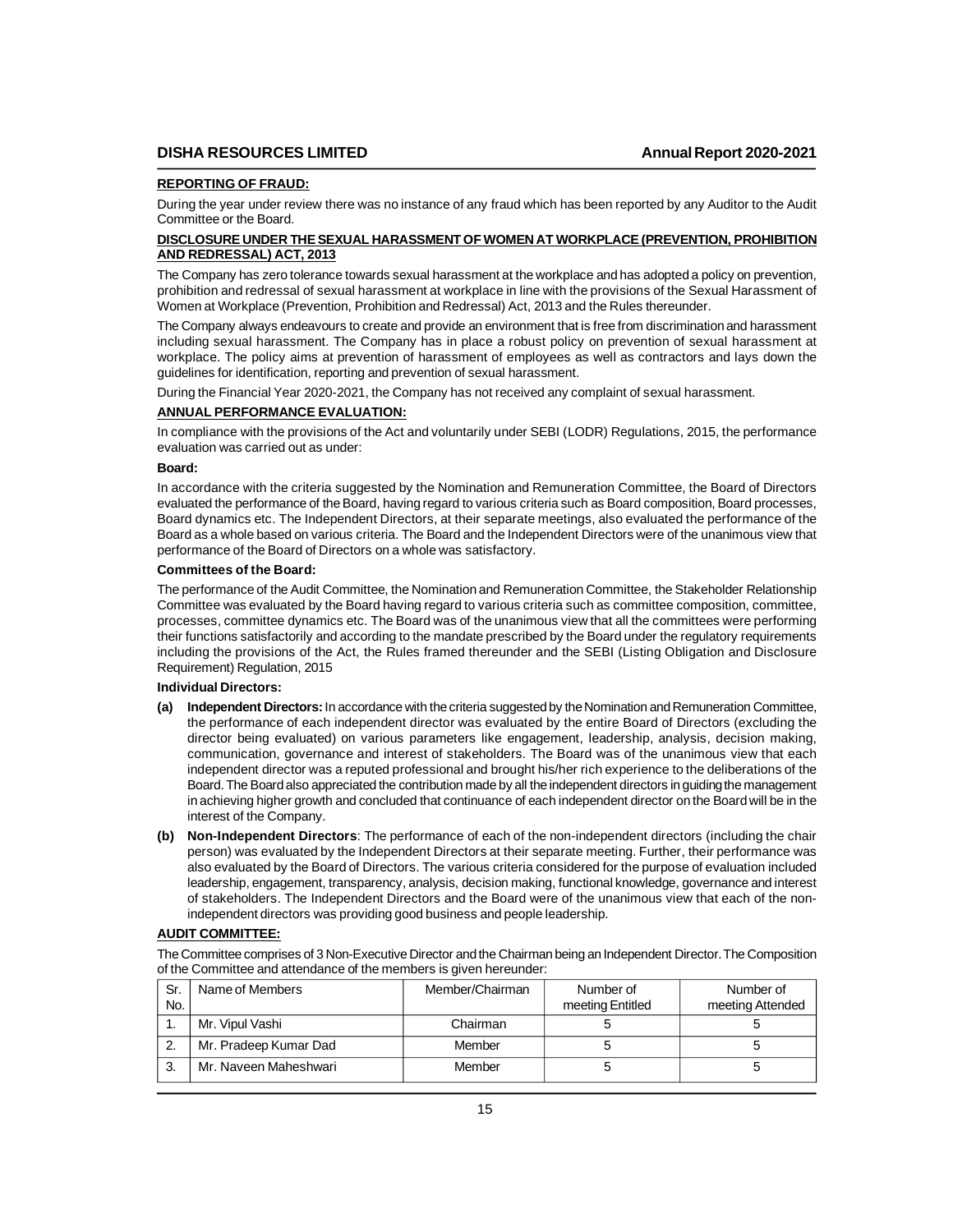## REPORTING OF FRAUD:

During the year under review there was no instance of any fraud which has been reported by any Auditor to the Audit Committee or the Board.

## DISCLOSURE UNDER THE SEXUAL HARASSMENT OF WOMEN AT WORKPLACE (PREVENTION, PROHIBITION AND REDRESSAL) ACT, 2013

The Company has zero tolerance towards sexual harassment at the workplace and has adopted a policy on prevention, prohibition and redressal of sexual harassment at workplace in line with the provisions of the Sexual Harassment of Women at Workplace (Prevention, Prohibition and Redressal) Act, 2013 and the Rules thereunder.

The Company always endeavours to create and provide an environment that is free from discrimination and harassment including sexual harassment. The Company has in place a robust policy on prevention of sexual harassment at workplace. The policy aims at prevention of harassment of employees as well as contractors and lays down the guidelines for identification, reporting and prevention of sexual harassment.

During the Financial Year 2020-2021, the Company has not received any complaint of sexual harassment.

## ANNUAL PERFORMANCE EVALUATION:

In compliance with the provisions of the Act and voluntarily under SEBI (LODR) Regulations, 2015, the performance evaluation was carried out as under:

**Board:**

In accordance with the criteria suggested by the Nomination and Remuneration Committee, the Board of Directors evaluated the performance of the Board, having regard to various criteria such as Board composition, Board processes, Board dynamics etc. The Independent Directors, at their separate meetings, also evaluated the performance of the Board as a whole based on various criteria. The Board and the Independent Directors were of the unanimous view that performance of the Board of Directors on a whole was satisfactory.

**Committees of the Board:**

The performance of the Audit Committee, the Nomination and Remuneration Committee, the Stakeholder Relationship Committee was evaluated by the Board having regard to various criteria such as committee composition, committee, processes, committee dynamics etc. The Board was of the unanimous view that all the committees were performing their functions satisfactorily and according to the mandate prescribed by the Board under the regulatory requirements including the provisions of the Act, the Rules framed thereunder and the SEBI (Listing Obligation and Disclosure Requirement) Regulation, 2015

**Individual Directors:**

**(a) Independent Directors:** In accordance with the criteria suggested by the Nomination and Remuneration Committee, the performance of each independent director was evaluated by the entire Board of Directors (excluding the director being evaluated) on various parameters like engagement, leadership, analysis, decision making, communication, governance and interest of stakeholders. The Board was of the unanimous view that each independent director was a reputed professional and brought his/her rich experience to the deliberations of the Board. The Board also appreciated the contribution made by all the independent directors in guiding the management in achieving higher growth and concluded that continuance of each independent director on the Board will be in the interest of the Company.

**(b) Non-Independent Directors**: The performance of each of the non-independent directors (including the chair person) was evaluated by the Independent Directors at their separate meeting. Further, their performance was also evaluated by the Board of Directors. The various criteria considered for the purpose of evaluation included leadership, engagement, transparency, analysis, decision making, functional knowledge, governance and interest of stakeholders. The Independent Directors and the Board were of the unanimous view that each of the non-independent directors was providing good business and people leadership.

## AUDIT COMMITTEE:

The Committee comprises of 3 Non-Executive Director and the Chairman being an Independent Director. The Composition of the Committee and attendance of the members is given hereunder:

| Sr. No. | Name of Members | Member/Chairman | Number of meeting Entitled | Number of meeting Attended |
|---|---|---|---|---|
| 1. | Mr. Vipul Vashi | Chairman | 5 | 5 |
| 2. | Mr. Pradeep Kumar Dad | Member | 5 | 5 |
| 3. | Mr. Naveen Maheshwari | Member | 5 | 5 |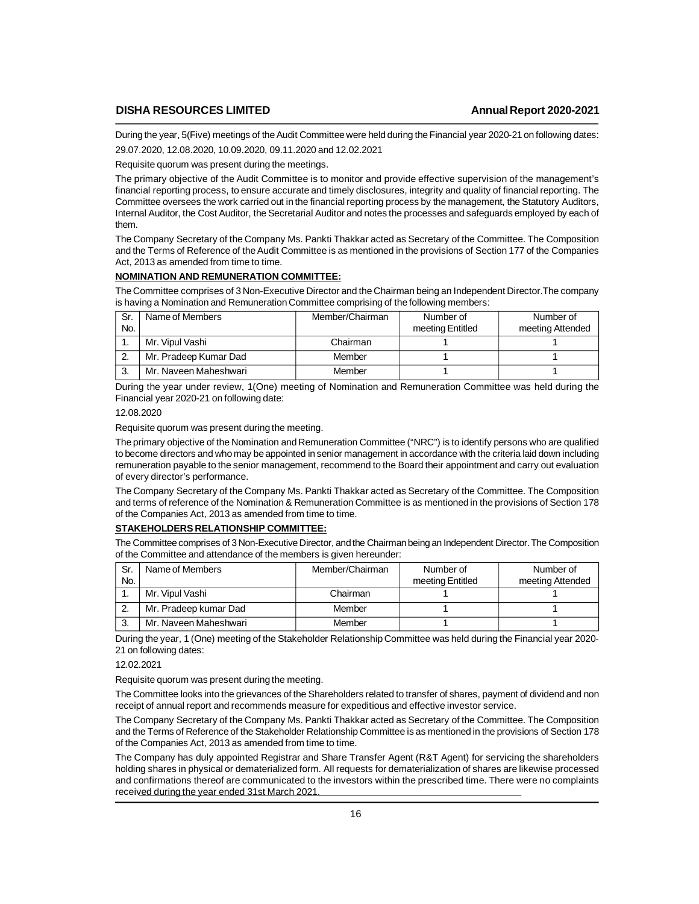During the year, 5(Five) meetings of the Audit Committee were held during the Financial year 2020-21 on following dates:

29.07.2020, 12.08.2020, 10.09.2020, 09.11.2020 and 12.02.2021

Requisite quorum was present during the meetings.

The primary objective of the Audit Committee is to monitor and provide effective supervision of the management's financial reporting process, to ensure accurate and timely disclosures, integrity and quality of financial reporting. The Committee oversees the work carried out in the financial reporting process by the management, the Statutory Auditors, Internal Auditor, the Cost Auditor, the Secretarial Auditor and notes the processes and safeguards employed by each of them.

The Company Secretary of the Company Ms. Pankti Thakkar acted as Secretary of the Committee. The Composition and the Terms of Reference of the Audit Committee is as mentioned in the provisions of Section 177 of the Companies Act, 2013 as amended from time to time.

**NOMINATION AND REMUNERATION COMMITTEE:**

The Committee comprises of 3 Non-Executive Director and the Chairman being an Independent Director.The company is having a Nomination and Remuneration Committee comprising of the following members:

| Sr. No. | Name of Members | Member/Chairman | Number of meeting Entitled | Number of meeting Attended |
|---|---|---|---|---|
| 1. | Mr. Vipul Vashi | Chairman | 1 | 1 |
| 2. | Mr. Pradeep Kumar Dad | Member | 1 | 1 |
| 3. | Mr. Naveen Maheshwari | Member | 1 | 1 |

During the year under review, 1(One) meeting of Nomination and Remuneration Committee was held during the Financial year 2020-21 on following date:

12.08.2020

Requisite quorum was present during the meeting.

The primary objective of the Nomination and Remuneration Committee ("NRC") is to identify persons who are qualified to become directors and who may be appointed in senior management in accordance with the criteria laid down including remuneration payable to the senior management, recommend to the Board their appointment and carry out evaluation of every director's performance.

The Company Secretary of the Company Ms. Pankti Thakkar acted as Secretary of the Committee. The Composition and terms of reference of the Nomination & Remuneration Committee is as mentioned in the provisions of Section 178 of the Companies Act, 2013 as amended from time to time.

**STAKEHOLDERS RELATIONSHIP COMMITTEE:**

The Committee comprises of 3 Non-Executive Director, and the Chairman being an Independent Director. The Composition of the Committee and attendance of the members is given hereunder:

| Sr. No. | Name of Members | Member/Chairman | Number of meeting Entitled | Number of meeting Attended |
|---|---|---|---|---|
| 1. | Mr. Vipul Vashi | Chairman | 1 | 1 |
| 2. | Mr. Pradeep kumar Dad | Member | 1 | 1 |
| 3. | Mr. Naveen Maheshwari | Member | 1 | 1 |

During the year, 1 (One) meeting of the Stakeholder Relationship Committee was held during the Financial year 2020-21 on following dates:

12.02.2021

Requisite quorum was present during the meeting.

The Committee looks into the grievances of the Shareholders related to transfer of shares, payment of dividend and non receipt of annual report and recommends measure for expeditious and effective investor service.

The Company Secretary of the Company Ms. Pankti Thakkar acted as Secretary of the Committee. The Composition and the Terms of Reference of the Stakeholder Relationship Committee is as mentioned in the provisions of Section 178 of the Companies Act, 2013 as amended from time to time.

The Company has duly appointed Registrar and Share Transfer Agent (R&T Agent) for servicing the shareholders holding shares in physical or dematerialized form. All requests for dematerialization of shares are likewise processed and confirmations thereof are communicated to the investors within the prescribed time. There were no complaints received during the year ended 31st March 2021.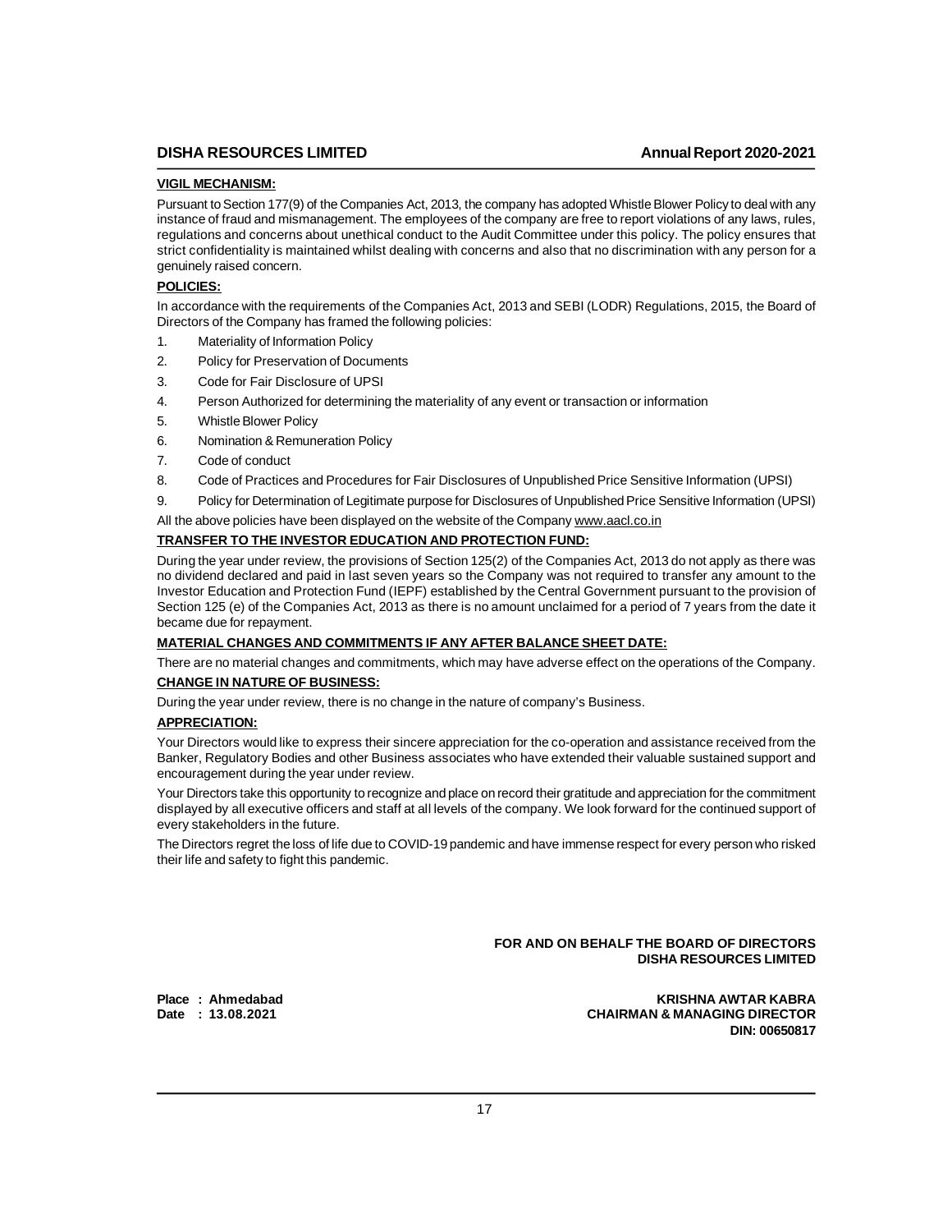**VIGIL MECHANISM:**

Pursuant to Section 177(9) of the Companies Act, 2013, the company has adopted Whistle Blower Policy to deal with any instance of fraud and mismanagement. The employees of the company are free to report violations of any laws, rules, regulations and concerns about unethical conduct to the Audit Committee under this policy. The policy ensures that strict confidentiality is maintained whilst dealing with concerns and also that no discrimination with any person for a genuinely raised concern.

**POLICIES:**

In accordance with the requirements of the Companies Act, 2013 and SEBI (LODR) Regulations, 2015, the Board of Directors of the Company has framed the following policies:

1. Materiality of Information Policy
2. Policy for Preservation of Documents
3. Code for Fair Disclosure of UPSI
4. Person Authorized for determining the materiality of any event or transaction or information
5. Whistle Blower Policy
6. Nomination & Remuneration Policy
7. Code of conduct
8. Code of Practices and Procedures for Fair Disclosures of Unpublished Price Sensitive Information (UPSI)
9. Policy for Determination of Legitimate purpose for Disclosures of Unpublished Price Sensitive Information (UPSI)

All the above policies have been displayed on the website of the Company www.aacl.co.in

**TRANSFER TO THE INVESTOR EDUCATION AND PROTECTION FUND:**

During the year under review, the provisions of Section 125(2) of the Companies Act, 2013 do not apply as there was no dividend declared and paid in last seven years so the Company was not required to transfer any amount to the Investor Education and Protection Fund (IEPF) established by the Central Government pursuant to the provision of Section 125 (e) of the Companies Act, 2013 as there is no amount unclaimed for a period of 7 years from the date it became due for repayment.

**MATERIAL CHANGES AND COMMITMENTS IF ANY AFTER BALANCE SHEET DATE:**

There are no material changes and commitments, which may have adverse effect on the operations of the Company.

**CHANGE IN NATURE OF BUSINESS:**

During the year under review, there is no change in the nature of company's Business.

**APPRECIATION:**

Your Directors would like to express their sincere appreciation for the co-operation and assistance received from the Banker, Regulatory Bodies and other Business associates who have extended their valuable sustained support and encouragement during the year under review.

Your Directors take this opportunity to recognize and place on record their gratitude and appreciation for the commitment displayed by all executive officers and staff at all levels of the company. We look forward for the continued support of every stakeholders in the future.

The Directors regret the loss of life due to COVID-19 pandemic and have immense respect for every person who risked their life and safety to fight this pandemic.

**FOR AND ON BEHALF THE BOARD OF DIRECTORS**
**DISHA RESOURCES LIMITED**

**Place : Ahmedabad**
**Date : 13.08.2021**

**KRISHNA AWTAR KABRA**
**CHAIRMAN & MANAGING DIRECTOR**
**DIN: 00650817**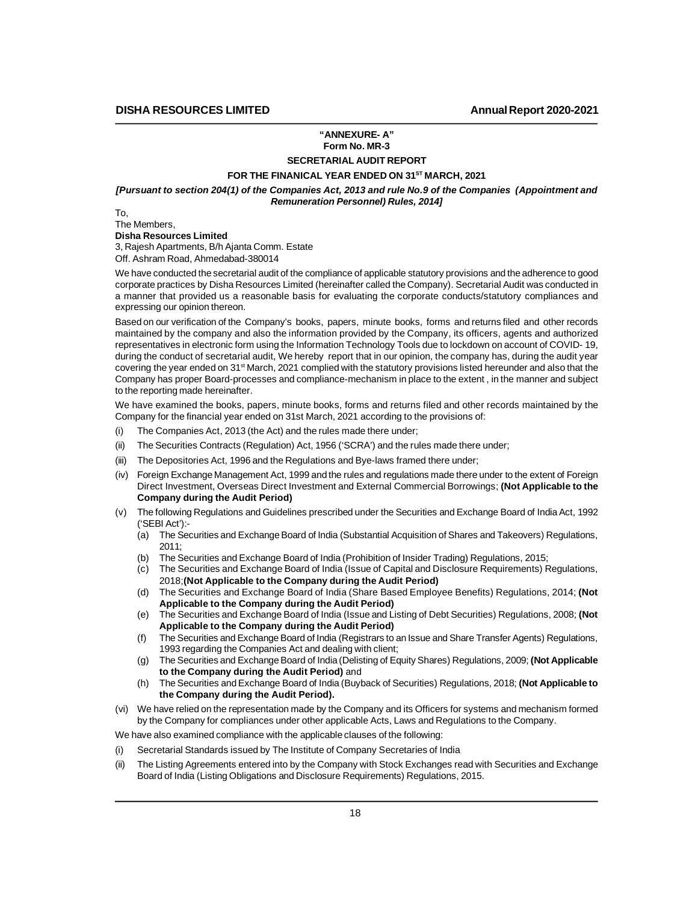**"ANNEXURE- A"**
**Form No. MR-3**

**SECRETARIAL AUDIT REPORT**

**FOR THE FINANICAL YEAR ENDED ON 31ST MARCH, 2021**

***[Pursuant to section 204(1) of the Companies Act, 2013 and rule No.9 of the Companies (Appointment and Remuneration Personnel) Rules, 2014]***

To,
The Members,
**Disha Resources Limited**
3, Rajesh Apartments, B/h Ajanta Comm. Estate
Off. Ashram Road, Ahmedabad-380014

We have conducted the secretarial audit of the compliance of applicable statutory provisions and the adherence to good corporate practices by Disha Resources Limited (hereinafter called the Company). Secretarial Audit was conducted in a manner that provided us a reasonable basis for evaluating the corporate conducts/statutory compliances and expressing our opinion thereon.

Based on our verification of the Company's books, papers, minute books, forms and returns filed and other records maintained by the company and also the information provided by the Company, its officers, agents and authorized representatives in electronic form using the Information Technology Tools due to lockdown on account of COVID- 19, during the conduct of secretarial audit, We hereby report that in our opinion, the company has, during the audit year covering the year ended on 31st March, 2021 complied with the statutory provisions listed hereunder and also that the Company has proper Board-processes and compliance-mechanism in place to the extent , in the manner and subject to the reporting made hereinafter.

We have examined the books, papers, minute books, forms and returns filed and other records maintained by the Company for the financial year ended on 31st March, 2021 according to the provisions of:

(i) The Companies Act, 2013 (the Act) and the rules made there under;

(ii) The Securities Contracts (Regulation) Act, 1956 ('SCRA') and the rules made there under;

(iii) The Depositories Act, 1996 and the Regulations and Bye-laws framed there under;

(iv) Foreign Exchange Management Act, 1999 and the rules and regulations made there under to the extent of Foreign Direct Investment, Overseas Direct Investment and External Commercial Borrowings; **(Not Applicable to the Company during the Audit Period)**

(v) The following Regulations and Guidelines prescribed under the Securities and Exchange Board of India Act, 1992 ('SEBI Act'):-

   (a) The Securities and Exchange Board of India (Substantial Acquisition of Shares and Takeovers) Regulations, 2011;

   (b) The Securities and Exchange Board of India (Prohibition of Insider Trading) Regulations, 2015;

   (c) The Securities and Exchange Board of India (Issue of Capital and Disclosure Requirements) Regulations, 2018;**(Not Applicable to the Company during the Audit Period)**

   (d) The Securities and Exchange Board of India (Share Based Employee Benefits) Regulations, 2014; **(Not Applicable to the Company during the Audit Period)**

   (e) The Securities and Exchange Board of India (Issue and Listing of Debt Securities) Regulations, 2008; **(Not Applicable to the Company during the Audit Period)**

   (f) The Securities and Exchange Board of India (Registrars to an Issue and Share Transfer Agents) Regulations, 1993 regarding the Companies Act and dealing with client;

   (g) The Securities and Exchange Board of India (Delisting of Equity Shares) Regulations, 2009; **(Not Applicable to the Company during the Audit Period)** and

   (h) The Securities and Exchange Board of India (Buyback of Securities) Regulations, 2018; **(Not Applicable to the Company during the Audit Period).**

(vi) We have relied on the representation made by the Company and its Officers for systems and mechanism formed by the Company for compliances under other applicable Acts, Laws and Regulations to the Company.

We have also examined compliance with the applicable clauses of the following:

(i) Secretarial Standards issued by The Institute of Company Secretaries of India

(ii) The Listing Agreements entered into by the Company with Stock Exchanges read with Securities and Exchange Board of India (Listing Obligations and Disclosure Requirements) Regulations, 2015.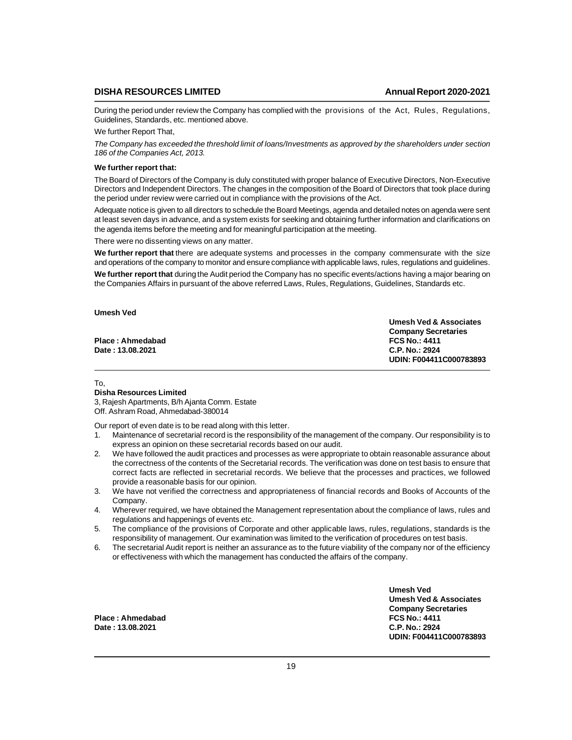During the period under review the Company has complied with the provisions of the Act, Rules, Regulations, Guidelines, Standards, etc. mentioned above.

We further Report That,

*The Company has exceeded the threshold limit of loans/Investments as approved by the shareholders under section 186 of the Companies Act, 2013.*

**We further report that:**

The Board of Directors of the Company is duly constituted with proper balance of Executive Directors, Non-Executive Directors and Independent Directors. The changes in the composition of the Board of Directors that took place during the period under review were carried out in compliance with the provisions of the Act.

Adequate notice is given to all directors to schedule the Board Meetings, agenda and detailed notes on agenda were sent at least seven days in advance, and a system exists for seeking and obtaining further information and clarifications on the agenda items before the meeting and for meaningful participation at the meeting.

There were no dissenting views on any matter.

**We further report that** there are adequate systems and processes in the company commensurate with the size and operations of the company to monitor and ensure compliance with applicable laws, rules, regulations and guidelines.

**We further report that** during the Audit period the Company has no specific events/actions having a major bearing on the Companies Affairs in pursuant of the above referred Laws, Rules, Regulations, Guidelines, Standards etc.

**Umesh Ved**

**Umesh Ved & Associates**
**Company Secretaries**
**FCS No.: 4411**
**C.P. No.: 2924**
**UDIN: F004411C000783893**

**Place : Ahmedabad**
**Date : 13.08.2021**

---

To,
**Disha Resources Limited**
3, Rajesh Apartments, B/h Ajanta Comm. Estate
Off. Ashram Road, Ahmedabad-380014

Our report of even date is to be read along with this letter.

1. Maintenance of secretarial record is the responsibility of the management of the company. Our responsibility is to express an opinion on these secretarial records based on our audit.
2. We have followed the audit practices and processes as were appropriate to obtain reasonable assurance about the correctness of the contents of the Secretarial records. The verification was done on test basis to ensure that correct facts are reflected in secretarial records. We believe that the processes and practices, we followed provide a reasonable basis for our opinion.
3. We have not verified the correctness and appropriateness of financial records and Books of Accounts of the Company.
4. Wherever required, we have obtained the Management representation about the compliance of laws, rules and regulations and happenings of events etc.
5. The compliance of the provisions of Corporate and other applicable laws, rules, regulations, standards is the responsibility of management. Our examination was limited to the verification of procedures on test basis.
6. The secretarial Audit report is neither an assurance as to the future viability of the company nor of the efficiency or effectiveness with which the management has conducted the affairs of the company.

**Umesh Ved**
**Umesh Ved & Associates**
**Company Secretaries**
**FCS No.: 4411**
**C.P. No.: 2924**
**UDIN: F004411C000783893**

**Place : Ahmedabad**
**Date : 13.08.2021**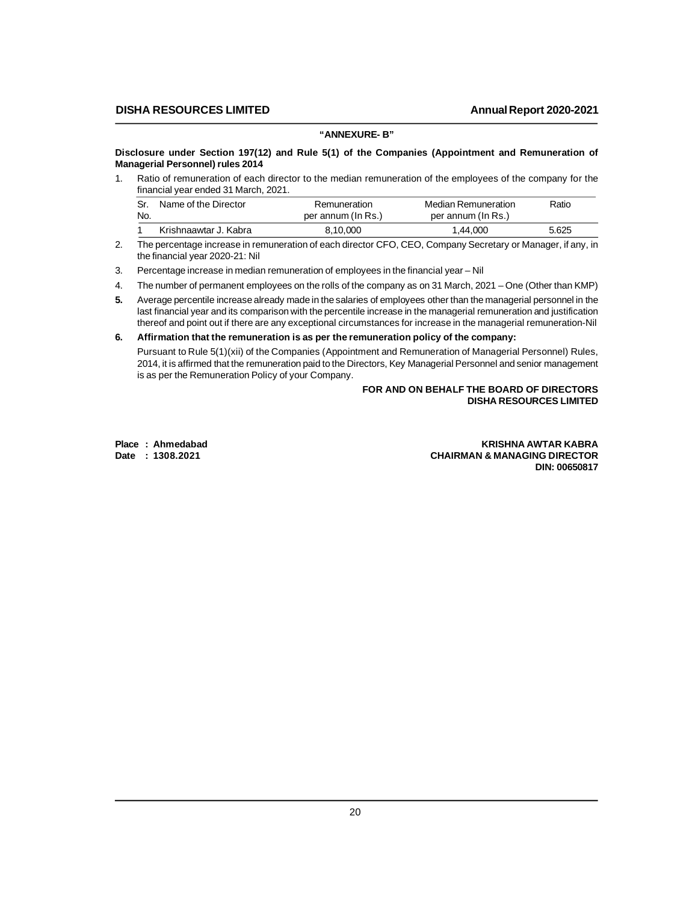**"ANNEXURE- B"**

**Disclosure under Section 197(12) and Rule 5(1) of the Companies (Appointment and Remuneration of Managerial Personnel) rules 2014**

1. Ratio of remuneration of each director to the median remuneration of the employees of the company for the financial year ended 31 March, 2021.

| Sr. No. | Name of the Director | Remuneration per annum (In Rs.) | Median Remuneration per annum (In Rs.) | Ratio |
|---|---|---|---|---|
| 1 | Krishnaawtar J. Kabra | 8,10,000 | 1,44,000 | 5.625 |

2. The percentage increase in remuneration of each director CFO, CEO, Company Secretary or Manager, if any, in the financial year 2020-21: Nil

3. Percentage increase in median remuneration of employees in the financial year – Nil

4. The number of permanent employees on the rolls of the company as on 31 March, 2021 – One (Other than KMP)

**5.** Average percentile increase already made in the salaries of employees other than the managerial personnel in the last financial year and its comparison with the percentile increase in the managerial remuneration and justification thereof and point out if there are any exceptional circumstances for increase in the managerial remuneration-Nil

**6. Affirmation that the remuneration is as per the remuneration policy of the company:**

Pursuant to Rule 5(1)(xii) of the Companies (Appointment and Remuneration of Managerial Personnel) Rules, 2014, it is affirmed that the remuneration paid to the Directors, Key Managerial Personnel and senior management is as per the Remuneration Policy of your Company.

**FOR AND ON BEHALF THE BOARD OF DIRECTORS**
**DISHA RESOURCES LIMITED**

**Place : Ahmedabad**
**Date : 1308.2021**

**KRISHNA AWTAR KABRA**
**CHAIRMAN & MANAGING DIRECTOR**
**DIN: 00650817**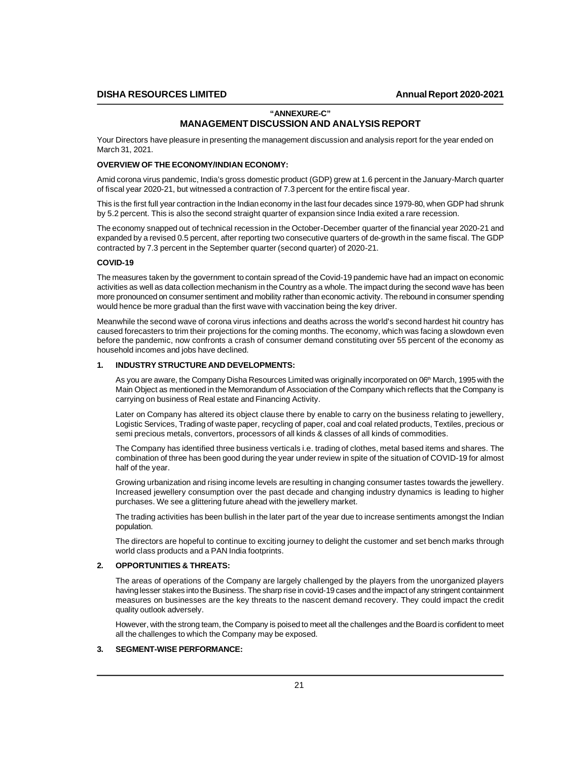**"ANNEXURE-C"**

# MANAGEMENT DISCUSSION AND ANALYSIS REPORT

Your Directors have pleasure in presenting the management discussion and analysis report for the year ended on March 31, 2021.

**OVERVIEW OF THE ECONOMY/INDIAN ECONOMY:**

Amid corona virus pandemic, India's gross domestic product (GDP) grew at 1.6 percent in the January-March quarter of fiscal year 2020-21, but witnessed a contraction of 7.3 percent for the entire fiscal year.

This is the first full year contraction in the Indian economy in the last four decades since 1979-80, when GDP had shrunk by 5.2 percent. This is also the second straight quarter of expansion since India exited a rare recession.

The economy snapped out of technical recession in the October-December quarter of the financial year 2020-21 and expanded by a revised 0.5 percent, after reporting two consecutive quarters of de-growth in the same fiscal. The GDP contracted by 7.3 percent in the September quarter (second quarter) of 2020-21.

**COVID-19**

The measures taken by the government to contain spread of the Covid-19 pandemic have had an impact on economic activities as well as data collection mechanism in the Country as a whole. The impact during the second wave has been more pronounced on consumer sentiment and mobility rather than economic activity. The rebound in consumer spending would hence be more gradual than the first wave with vaccination being the key driver.

Meanwhile the second wave of corona virus infections and deaths across the world's second hardest hit country has caused forecasters to trim their projections for the coming months. The economy, which was facing a slowdown even before the pandemic, now confronts a crash of consumer demand constituting over 55 percent of the economy as household incomes and jobs have declined.

**1. INDUSTRY STRUCTURE AND DEVELOPMENTS:**

As you are aware, the Company Disha Resources Limited was originally incorporated on 06th March, 1995 with the Main Object as mentioned in the Memorandum of Association of the Company which reflects that the Company is carrying on business of Real estate and Financing Activity.

Later on Company has altered its object clause there by enable to carry on the business relating to jewellery, Logistic Services, Trading of waste paper, recycling of paper, coal and coal related products, Textiles, precious or semi precious metals, convertors, processors of all kinds & classes of all kinds of commodities.

The Company has identified three business verticals i.e. trading of clothes, metal based items and shares. The combination of three has been good during the year under review in spite of the situation of COVID-19 for almost half of the year.

Growing urbanization and rising income levels are resulting in changing consumer tastes towards the jewellery. Increased jewellery consumption over the past decade and changing industry dynamics is leading to higher purchases. We see a glittering future ahead with the jewellery market.

The trading activities has been bullish in the later part of the year due to increase sentiments amongst the Indian population.

The directors are hopeful to continue to exciting journey to delight the customer and set bench marks through world class products and a PAN India footprints.

**2. OPPORTUNITIES & THREATS:**

The areas of operations of the Company are largely challenged by the players from the unorganized players having lesser stakes into the Business. The sharp rise in covid-19 cases and the impact of any stringent containment measures on businesses are the key threats to the nascent demand recovery. They could impact the credit quality outlook adversely.

However, with the strong team, the Company is poised to meet all the challenges and the Board is confident to meet all the challenges to which the Company may be exposed.

**3. SEGMENT-WISE PERFORMANCE:**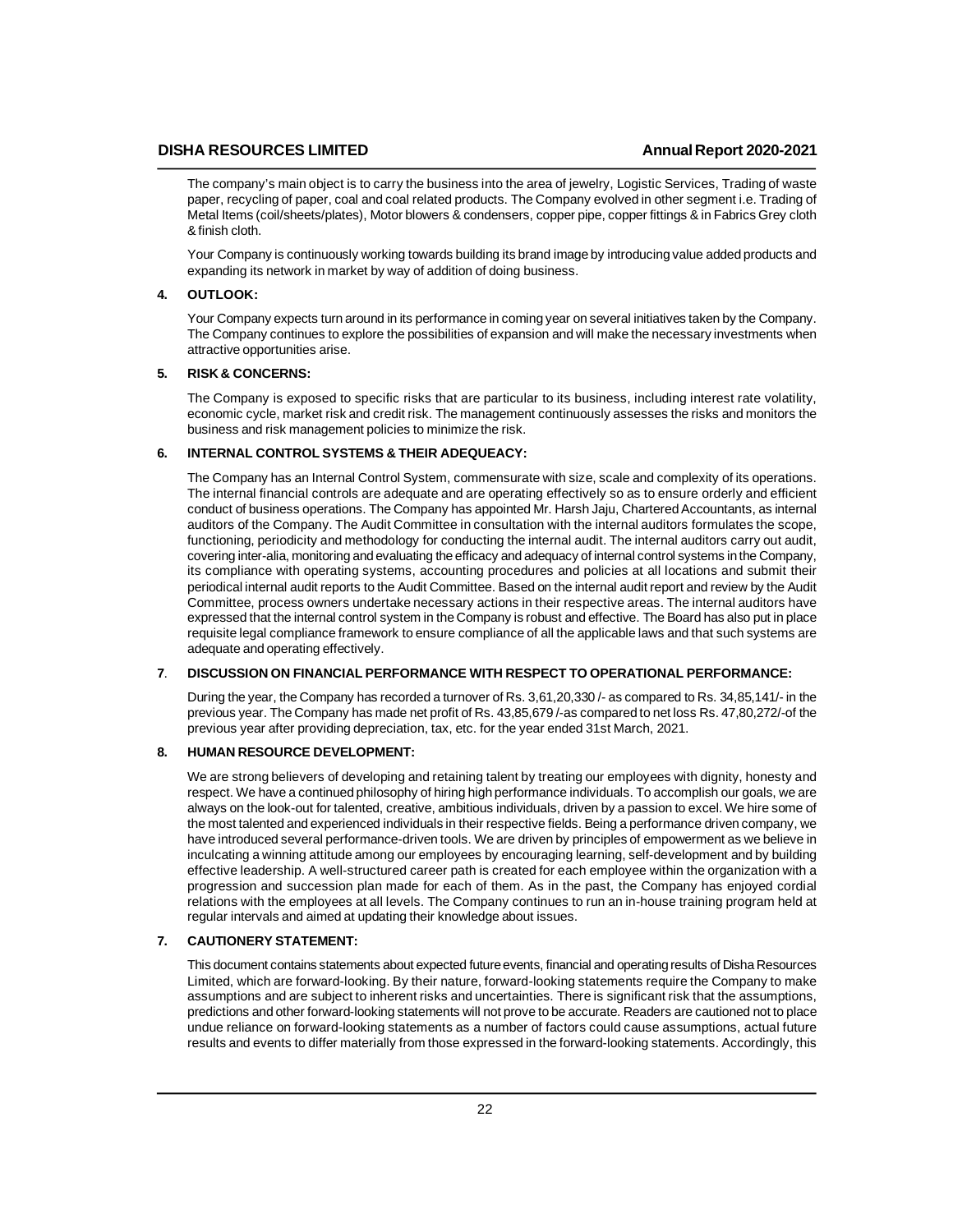The company's main object is to carry the business into the area of jewelry, Logistic Services, Trading of waste paper, recycling of paper, coal and coal related products. The Company evolved in other segment i.e. Trading of Metal Items (coil/sheets/plates), Motor blowers & condensers, copper pipe, copper fittings & in Fabrics Grey cloth & finish cloth.

Your Company is continuously working towards building its brand image by introducing value added products and expanding its network in market by way of addition of doing business.

## 4. OUTLOOK:

Your Company expects turn around in its performance in coming year on several initiatives taken by the Company. The Company continues to explore the possibilities of expansion and will make the necessary investments when attractive opportunities arise.

## 5. RISK & CONCERNS:

The Company is exposed to specific risks that are particular to its business, including interest rate volatility, economic cycle, market risk and credit risk. The management continuously assesses the risks and monitors the business and risk management policies to minimize the risk.

## 6. INTERNAL CONTROL SYSTEMS & THEIR ADEQUEACY:

The Company has an Internal Control System, commensurate with size, scale and complexity of its operations. The internal financial controls are adequate and are operating effectively so as to ensure orderly and efficient conduct of business operations. The Company has appointed Mr. Harsh Jaju, Chartered Accountants, as internal auditors of the Company. The Audit Committee in consultation with the internal auditors formulates the scope, functioning, periodicity and methodology for conducting the internal audit. The internal auditors carry out audit, covering inter-alia, monitoring and evaluating the efficacy and adequacy of internal control systems in the Company, its compliance with operating systems, accounting procedures and policies at all locations and submit their periodical internal audit reports to the Audit Committee. Based on the internal audit report and review by the Audit Committee, process owners undertake necessary actions in their respective areas. The internal auditors have expressed that the internal control system in the Company is robust and effective. The Board has also put in place requisite legal compliance framework to ensure compliance of all the applicable laws and that such systems are adequate and operating effectively.

## 7. DISCUSSION ON FINANCIAL PERFORMANCE WITH RESPECT TO OPERATIONAL PERFORMANCE:

During the year, the Company has recorded a turnover of Rs. 3,61,20,330 /- as compared to Rs. 34,85,141/- in the previous year. The Company has made net profit of Rs. 43,85,679 /-as compared to net loss Rs. 47,80,272/-of the previous year after providing depreciation, tax, etc. for the year ended 31st March, 2021.

## 8. HUMAN RESOURCE DEVELOPMENT:

We are strong believers of developing and retaining talent by treating our employees with dignity, honesty and respect. We have a continued philosophy of hiring high performance individuals. To accomplish our goals, we are always on the look-out for talented, creative, ambitious individuals, driven by a passion to excel. We hire some of the most talented and experienced individuals in their respective fields. Being a performance driven company, we have introduced several performance-driven tools. We are driven by principles of empowerment as we believe in inculcating a winning attitude among our employees by encouraging learning, self-development and by building effective leadership. A well-structured career path is created for each employee within the organization with a progression and succession plan made for each of them. As in the past, the Company has enjoyed cordial relations with the employees at all levels. The Company continues to run an in-house training program held at regular intervals and aimed at updating their knowledge about issues.

## 7. CAUTIONERY STATEMENT:

This document contains statements about expected future events, financial and operating results of Disha Resources Limited, which are forward-looking. By their nature, forward-looking statements require the Company to make assumptions and are subject to inherent risks and uncertainties. There is significant risk that the assumptions, predictions and other forward-looking statements will not prove to be accurate. Readers are cautioned not to place undue reliance on forward-looking statements as a number of factors could cause assumptions, actual future results and events to differ materially from those expressed in the forward-looking statements. Accordingly, this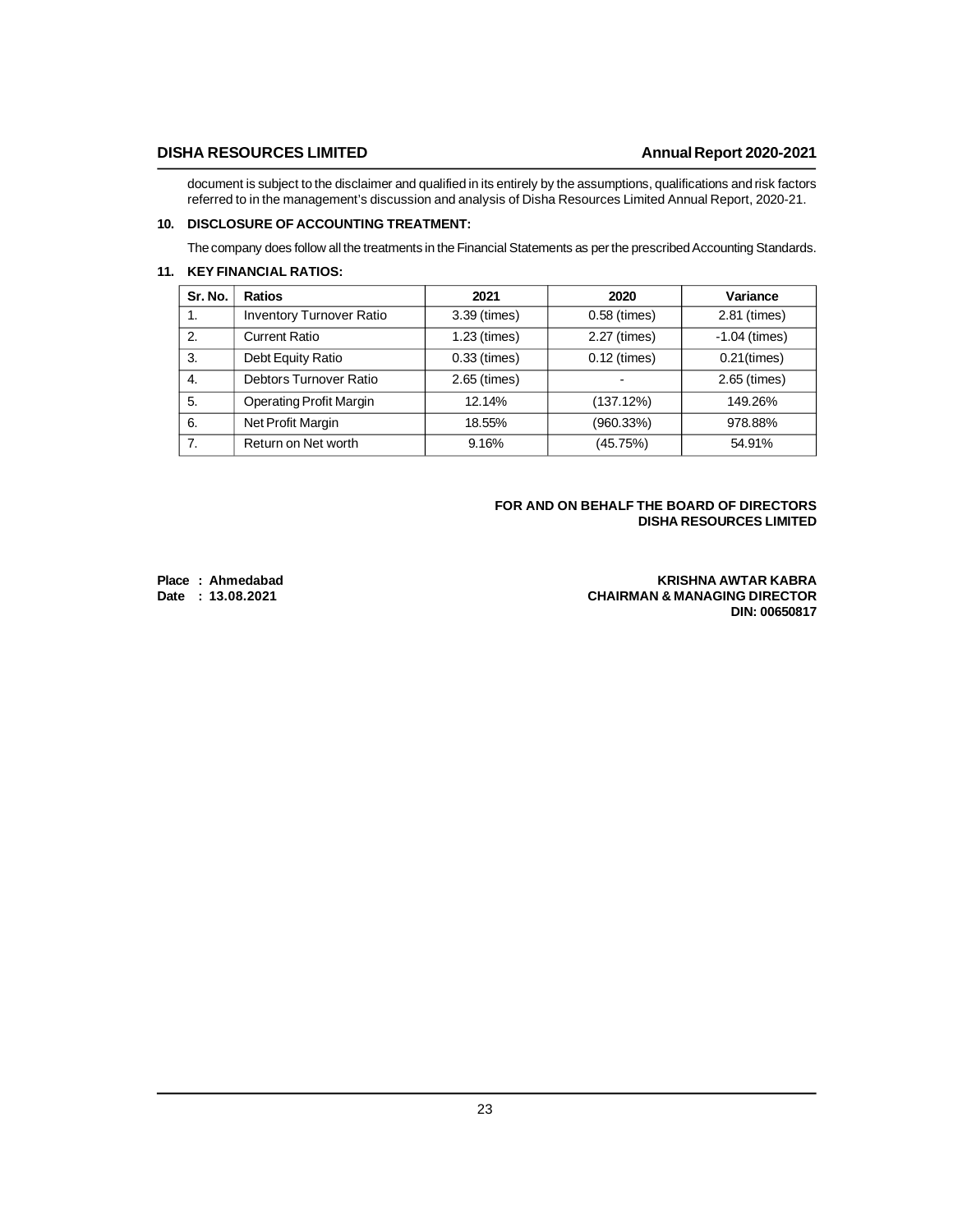document is subject to the disclaimer and qualified in its entirely by the assumptions, qualifications and risk factors referred to in the management's discussion and analysis of Disha Resources Limited Annual Report, 2020-21.

## 10. DISCLOSURE OF ACCOUNTING TREATMENT:

The company does follow all the treatments in the Financial Statements as per the prescribed Accounting Standards.

## 11. KEY FINANCIAL RATIOS:

| Sr. No. | Ratios | 2021 | 2020 | Variance |
|---|---|---|---|---|
| 1. | Inventory Turnover Ratio | 3.39 (times) | 0.58 (times) | 2.81 (times) |
| 2. | Current Ratio | 1.23 (times) | 2.27 (times) | -1.04 (times) |
| 3. | Debt Equity Ratio | 0.33 (times) | 0.12 (times) | 0.21(times) |
| 4. | Debtors Turnover Ratio | 2.65 (times) | - | 2.65 (times) |
| 5. | Operating Profit Margin | 12.14% | (137.12%) | 149.26% |
| 6. | Net Profit Margin | 18.55% | (960.33%) | 978.88% |
| 7. | Return on Net worth | 9.16% | (45.75%) | 54.91% |

**FOR AND ON BEHALF THE BOARD OF DIRECTORS**
**DISHA RESOURCES LIMITED**

**Place : Ahmedabad**
**Date : 13.08.2021**

**KRISHNA AWTAR KABRA**
**CHAIRMAN & MANAGING DIRECTOR**
**DIN: 00650817**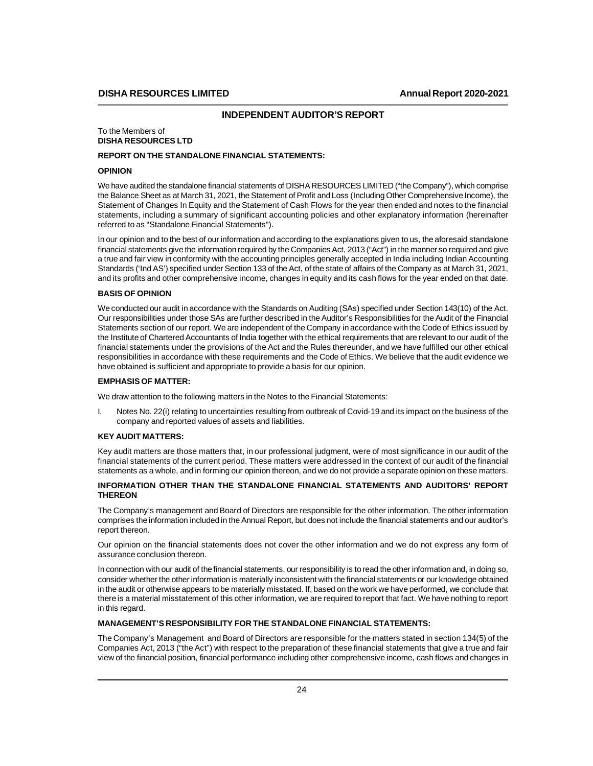## INDEPENDENT AUDITOR'S REPORT

To the Members of
**DISHA RESOURCES LTD**

### REPORT ON THE STANDALONE FINANCIAL STATEMENTS:

### OPINION

We have audited the standalone financial statements of DISHA RESOURCES LIMITED ("the Company"), which comprise the Balance Sheet as at March 31, 2021, the Statement of Profit and Loss (Including Other Comprehensive Income), the Statement of Changes In Equity and the Statement of Cash Flows for the year then ended and notes to the financial statements, including a summary of significant accounting policies and other explanatory information (hereinafter referred to as "Standalone Financial Statements").

In our opinion and to the best of our information and according to the explanations given to us, the aforesaid standalone financial statements give the information required by the Companies Act, 2013 ("Act") in the manner so required and give a true and fair view in conformity with the accounting principles generally accepted in India including Indian Accounting Standards ('Ind AS') specified under Section 133 of the Act, of the state of affairs of the Company as at March 31, 2021, and its profits and other comprehensive income, changes in equity and its cash flows for the year ended on that date.

### BASIS OF OPINION

We conducted our audit in accordance with the Standards on Auditing (SAs) specified under Section 143(10) of the Act. Our responsibilities under those SAs are further described in the Auditor's Responsibilities for the Audit of the Financial Statements section of our report. We are independent of the Company in accordance with the Code of Ethics issued by the Institute of Chartered Accountants of India together with the ethical requirements that are relevant to our audit of the financial statements under the provisions of the Act and the Rules thereunder, and we have fulfilled our other ethical responsibilities in accordance with these requirements and the Code of Ethics. We believe that the audit evidence we have obtained is sufficient and appropriate to provide a basis for our opinion.

### EMPHASIS OF MATTER:

We draw attention to the following matters in the Notes to the Financial Statements:

I. Notes No. 22(i) relating to uncertainties resulting from outbreak of Covid-19 and its impact on the business of the company and reported values of assets and liabilities.

### KEY AUDIT MATTERS:

Key audit matters are those matters that, in our professional judgment, were of most significance in our audit of the financial statements of the current period. These matters were addressed in the context of our audit of the financial statements as a whole, and in forming our opinion thereon, and we do not provide a separate opinion on these matters.

### INFORMATION OTHER THAN THE STANDALONE FINANCIAL STATEMENTS AND AUDITORS' REPORT THEREON

The Company's management and Board of Directors are responsible for the other information. The other information comprises the information included in the Annual Report, but does not include the financial statements and our auditor's report thereon.

Our opinion on the financial statements does not cover the other information and we do not express any form of assurance conclusion thereon.

In connection with our audit of the financial statements, our responsibility is to read the other information and, in doing so, consider whether the other information is materially inconsistent with the financial statements or our knowledge obtained in the audit or otherwise appears to be materially misstated. If, based on the work we have performed, we conclude that there is a material misstatement of this other information, we are required to report that fact. We have nothing to report in this regard.

### MANAGEMENT'S RESPONSIBILITY FOR THE STANDALONE FINANCIAL STATEMENTS:

The Company's Management and Board of Directors are responsible for the matters stated in section 134(5) of the Companies Act, 2013 ("the Act") with respect to the preparation of these financial statements that give a true and fair view of the financial position, financial performance including other comprehensive income, cash flows and changes in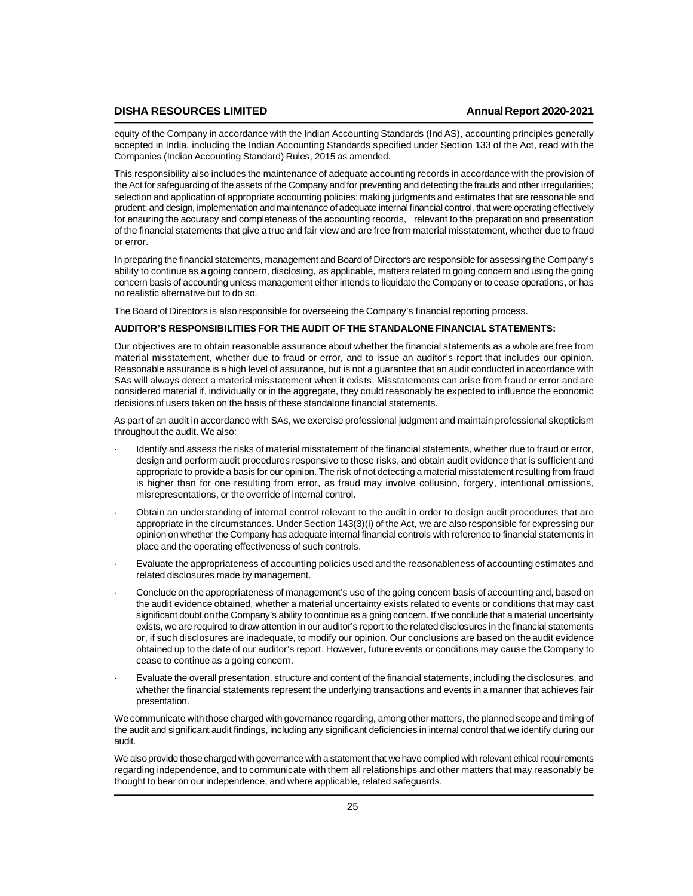equity of the Company in accordance with the Indian Accounting Standards (Ind AS), accounting principles generally accepted in India, including the Indian Accounting Standards specified under Section 133 of the Act, read with the Companies (Indian Accounting Standard) Rules, 2015 as amended.

This responsibility also includes the maintenance of adequate accounting records in accordance with the provision of the Act for safeguarding of the assets of the Company and for preventing and detecting the frauds and other irregularities; selection and application of appropriate accounting policies; making judgments and estimates that are reasonable and prudent; and design, implementation and maintenance of adequate internal financial control, that were operating effectively for ensuring the accuracy and completeness of the accounting records, relevant to the preparation and presentation of the financial statements that give a true and fair view and are free from material misstatement, whether due to fraud or error.

In preparing the financial statements, management and Board of Directors are responsible for assessing the Company's ability to continue as a going concern, disclosing, as applicable, matters related to going concern and using the going concern basis of accounting unless management either intends to liquidate the Company or to cease operations, or has no realistic alternative but to do so.

The Board of Directors is also responsible for overseeing the Company's financial reporting process.

**AUDITOR'S RESPONSIBILITIES FOR THE AUDIT OF THE STANDALONE FINANCIAL STATEMENTS:**

Our objectives are to obtain reasonable assurance about whether the financial statements as a whole are free from material misstatement, whether due to fraud or error, and to issue an auditor's report that includes our opinion. Reasonable assurance is a high level of assurance, but is not a guarantee that an audit conducted in accordance with SAs will always detect a material misstatement when it exists. Misstatements can arise from fraud or error and are considered material if, individually or in the aggregate, they could reasonably be expected to influence the economic decisions of users taken on the basis of these standalone financial statements.

As part of an audit in accordance with SAs, we exercise professional judgment and maintain professional skepticism throughout the audit. We also:

- Identify and assess the risks of material misstatement of the financial statements, whether due to fraud or error, design and perform audit procedures responsive to those risks, and obtain audit evidence that is sufficient and appropriate to provide a basis for our opinion. The risk of not detecting a material misstatement resulting from fraud is higher than for one resulting from error, as fraud may involve collusion, forgery, intentional omissions, misrepresentations, or the override of internal control.

- Obtain an understanding of internal control relevant to the audit in order to design audit procedures that are appropriate in the circumstances. Under Section 143(3)(i) of the Act, we are also responsible for expressing our opinion on whether the Company has adequate internal financial controls with reference to financial statements in place and the operating effectiveness of such controls.

- Evaluate the appropriateness of accounting policies used and the reasonableness of accounting estimates and related disclosures made by management.

- Conclude on the appropriateness of management's use of the going concern basis of accounting and, based on the audit evidence obtained, whether a material uncertainty exists related to events or conditions that may cast significant doubt on the Company's ability to continue as a going concern. If we conclude that a material uncertainty exists, we are required to draw attention in our auditor's report to the related disclosures in the financial statements or, if such disclosures are inadequate, to modify our opinion. Our conclusions are based on the audit evidence obtained up to the date of our auditor's report. However, future events or conditions may cause the Company to cease to continue as a going concern.

- Evaluate the overall presentation, structure and content of the financial statements, including the disclosures, and whether the financial statements represent the underlying transactions and events in a manner that achieves fair presentation.

We communicate with those charged with governance regarding, among other matters, the planned scope and timing of the audit and significant audit findings, including any significant deficiencies in internal control that we identify during our audit.

We also provide those charged with governance with a statement that we have complied with relevant ethical requirements regarding independence, and to communicate with them all relationships and other matters that may reasonably be thought to bear on our independence, and where applicable, related safeguards.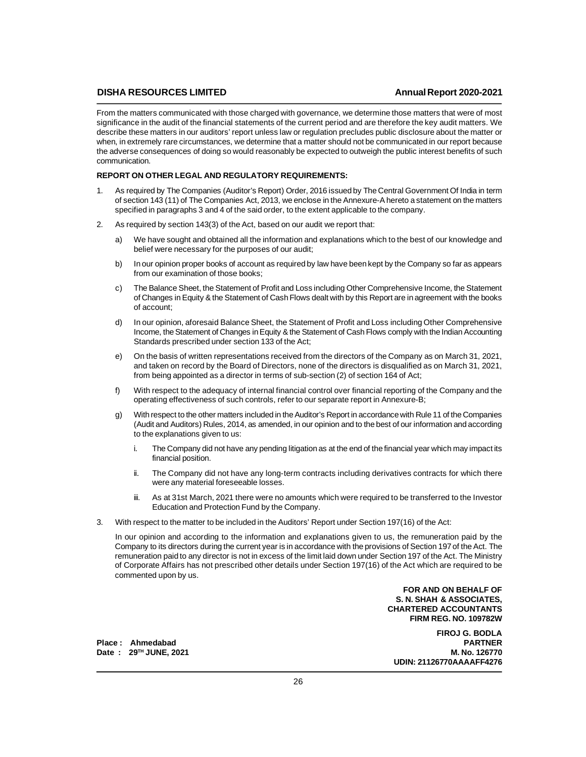From the matters communicated with those charged with governance, we determine those matters that were of most significance in the audit of the financial statements of the current period and are therefore the key audit matters. We describe these matters in our auditors' report unless law or regulation precludes public disclosure about the matter or when, in extremely rare circumstances, we determine that a matter should not be communicated in our report because the adverse consequences of doing so would reasonably be expected to outweigh the public interest benefits of such communication.

**REPORT ON OTHER LEGAL AND REGULATORY REQUIREMENTS:**

1. As required by The Companies (Auditor's Report) Order, 2016 issued by The Central Government Of India in term of section 143 (11) of The Companies Act, 2013, we enclose in the Annexure-A hereto a statement on the matters specified in paragraphs 3 and 4 of the said order, to the extent applicable to the company.

2. As required by section 143(3) of the Act, based on our audit we report that:

   a) We have sought and obtained all the information and explanations which to the best of our knowledge and belief were necessary for the purposes of our audit;

   b) In our opinion proper books of account as required by law have been kept by the Company so far as appears from our examination of those books;

   c) The Balance Sheet, the Statement of Profit and Loss including Other Comprehensive Income, the Statement of Changes in Equity & the Statement of Cash Flows dealt with by this Report are in agreement with the books of account;

   d) In our opinion, aforesaid Balance Sheet, the Statement of Profit and Loss including Other Comprehensive Income, the Statement of Changes in Equity & the Statement of Cash Flows comply with the Indian Accounting Standards prescribed under section 133 of the Act;

   e) On the basis of written representations received from the directors of the Company as on March 31, 2021, and taken on record by the Board of Directors, none of the directors is disqualified as on March 31, 2021, from being appointed as a director in terms of sub-section (2) of section 164 of Act;

   f) With respect to the adequacy of internal financial control over financial reporting of the Company and the operating effectiveness of such controls, refer to our separate report in Annexure-B;

   g) With respect to the other matters included in the Auditor's Report in accordance with Rule 11 of the Companies (Audit and Auditors) Rules, 2014, as amended, in our opinion and to the best of our information and according to the explanations given to us:

      i. The Company did not have any pending litigation as at the end of the financial year which may impact its financial position.

      ii. The Company did not have any long-term contracts including derivatives contracts for which there were any material foreseeable losses.

      iii. As at 31st March, 2021 there were no amounts which were required to be transferred to the Investor Education and Protection Fund by the Company.

3. With respect to the matter to be included in the Auditors' Report under Section 197(16) of the Act:

   In our opinion and according to the information and explanations given to us, the remuneration paid by the Company to its directors during the current year is in accordance with the provisions of Section 197 of the Act. The remuneration paid to any director is not in excess of the limit laid down under Section 197 of the Act. The Ministry of Corporate Affairs has not prescribed other details under Section 197(16) of the Act which are required to be commented upon by us.

**FOR AND ON BEHALF OF**
**S. N. SHAH & ASSOCIATES,**
**CHARTERED ACCOUNTANTS**
**FIRM REG. NO. 109782W**

**FIROJ G. BODLA**
**PARTNER**
**M. No. 126770**
**UDIN: 21126770AAAAFF4276**

**Place : Ahmedabad**
**Date : 29TH JUNE, 2021**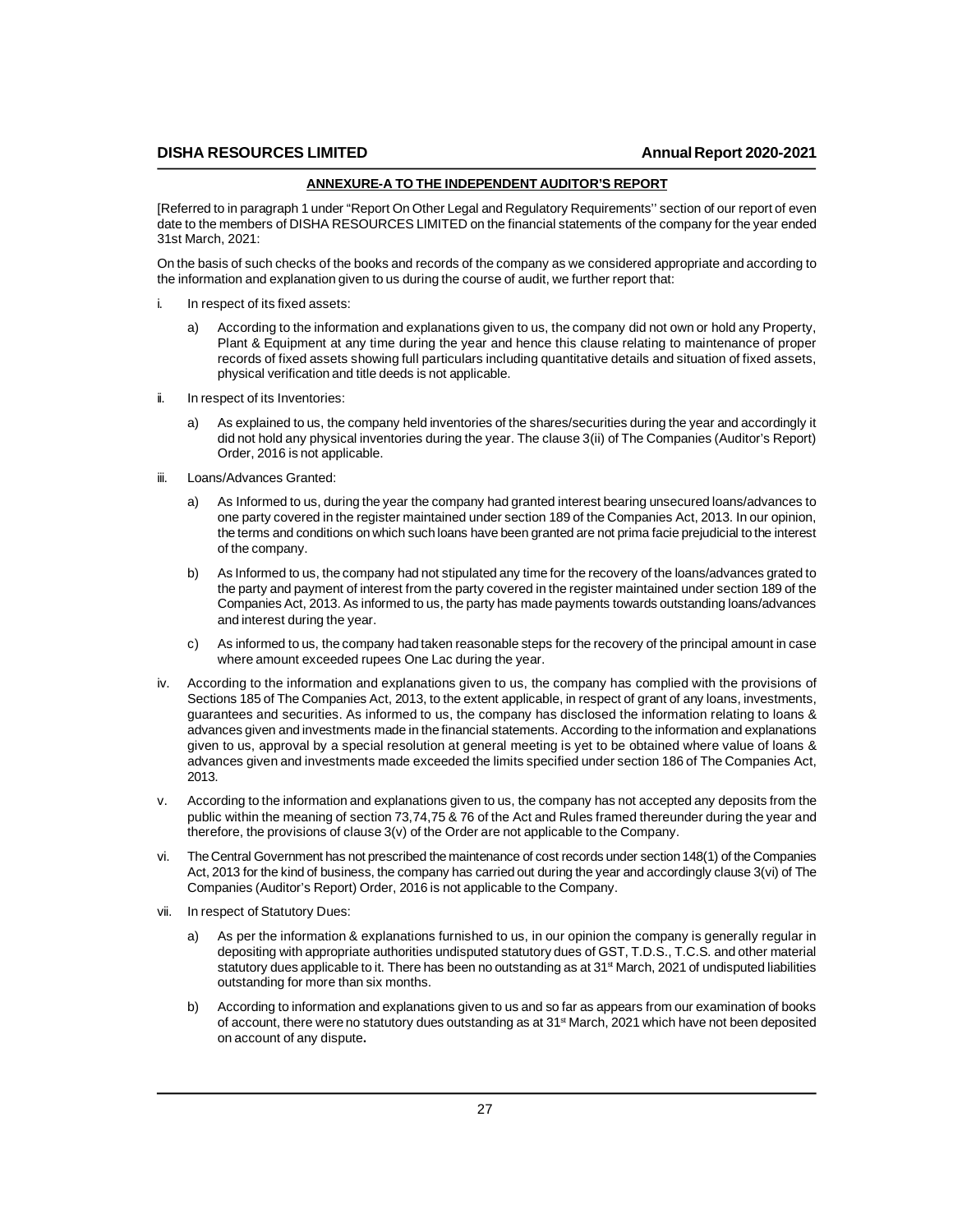## ANNEXURE-A TO THE INDEPENDENT AUDITOR'S REPORT

[Referred to in paragraph 1 under "Report On Other Legal and Regulatory Requirements'' section of our report of even date to the members of DISHA RESOURCES LIMITED on the financial statements of the company for the year ended 31st March, 2021:

On the basis of such checks of the books and records of the company as we considered appropriate and according to the information and explanation given to us during the course of audit, we further report that:

i. In respect of its fixed assets:

   a) According to the information and explanations given to us, the company did not own or hold any Property, Plant & Equipment at any time during the year and hence this clause relating to maintenance of proper records of fixed assets showing full particulars including quantitative details and situation of fixed assets, physical verification and title deeds is not applicable.

ii. In respect of its Inventories:

   a) As explained to us, the company held inventories of the shares/securities during the year and accordingly it did not hold any physical inventories during the year. The clause 3(ii) of The Companies (Auditor's Report) Order, 2016 is not applicable.

iii. Loans/Advances Granted:

   a) As Informed to us, during the year the company had granted interest bearing unsecured loans/advances to one party covered in the register maintained under section 189 of the Companies Act, 2013. In our opinion, the terms and conditions on which such loans have been granted are not prima facie prejudicial to the interest of the company.

   b) As Informed to us, the company had not stipulated any time for the recovery of the loans/advances grated to the party and payment of interest from the party covered in the register maintained under section 189 of the Companies Act, 2013. As informed to us, the party has made payments towards outstanding loans/advances and interest during the year.

   c) As informed to us, the company had taken reasonable steps for the recovery of the principal amount in case where amount exceeded rupees One Lac during the year.

iv. According to the information and explanations given to us, the company has complied with the provisions of Sections 185 of The Companies Act, 2013, to the extent applicable, in respect of grant of any loans, investments, guarantees and securities. As informed to us, the company has disclosed the information relating to loans & advances given and investments made in the financial statements. According to the information and explanations given to us, approval by a special resolution at general meeting is yet to be obtained where value of loans & advances given and investments made exceeded the limits specified under section 186 of The Companies Act, 2013.

v. According to the information and explanations given to us, the company has not accepted any deposits from the public within the meaning of section 73,74,75 & 76 of the Act and Rules framed thereunder during the year and therefore, the provisions of clause 3(v) of the Order are not applicable to the Company.

vi. The Central Government has not prescribed the maintenance of cost records under section 148(1) of the Companies Act, 2013 for the kind of business, the company has carried out during the year and accordingly clause 3(vi) of The Companies (Auditor's Report) Order, 2016 is not applicable to the Company.

vii. In respect of Statutory Dues:

   a) As per the information & explanations furnished to us, in our opinion the company is generally regular in depositing with appropriate authorities undisputed statutory dues of GST, T.D.S., T.C.S. and other material statutory dues applicable to it. There has been no outstanding as at 31st March, 2021 of undisputed liabilities outstanding for more than six months.

   b) According to information and explanations given to us and so far as appears from our examination of books of account, there were no statutory dues outstanding as at 31st March, 2021 which have not been deposited on account of any dispute.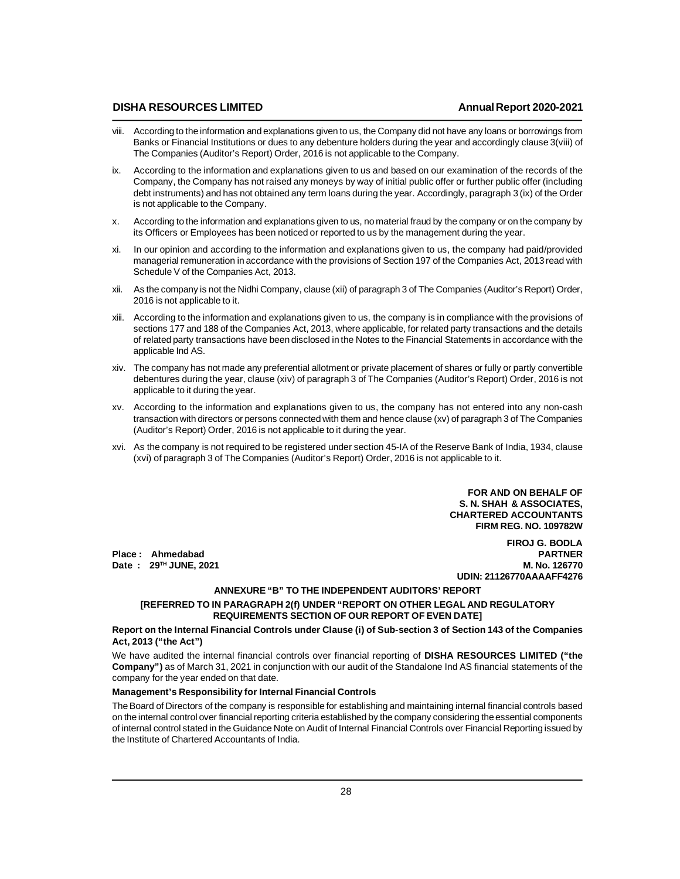viii. According to the information and explanations given to us, the Company did not have any loans or borrowings from Banks or Financial Institutions or dues to any debenture holders during the year and accordingly clause 3(viii) of The Companies (Auditor's Report) Order, 2016 is not applicable to the Company.

ix. According to the information and explanations given to us and based on our examination of the records of the Company, the Company has not raised any moneys by way of initial public offer or further public offer (including debt instruments) and has not obtained any term loans during the year. Accordingly, paragraph 3 (ix) of the Order is not applicable to the Company.

x. According to the information and explanations given to us, no material fraud by the company or on the company by its Officers or Employees has been noticed or reported to us by the management during the year.

xi. In our opinion and according to the information and explanations given to us, the company had paid/provided managerial remuneration in accordance with the provisions of Section 197 of the Companies Act, 2013 read with Schedule V of the Companies Act, 2013.

xii. As the company is not the Nidhi Company, clause (xii) of paragraph 3 of The Companies (Auditor's Report) Order, 2016 is not applicable to it.

xiii. According to the information and explanations given to us, the company is in compliance with the provisions of sections 177 and 188 of the Companies Act, 2013, where applicable, for related party transactions and the details of related party transactions have been disclosed in the Notes to the Financial Statements in accordance with the applicable Ind AS.

xiv. The company has not made any preferential allotment or private placement of shares or fully or partly convertible debentures during the year, clause (xiv) of paragraph 3 of The Companies (Auditor's Report) Order, 2016 is not applicable to it during the year.

xv. According to the information and explanations given to us, the company has not entered into any non-cash transaction with directors or persons connected with them and hence clause (xv) of paragraph 3 of The Companies (Auditor's Report) Order, 2016 is not applicable to it during the year.

xvi. As the company is not required to be registered under section 45-IA of the Reserve Bank of India, 1934, clause (xvi) of paragraph 3 of The Companies (Auditor's Report) Order, 2016 is not applicable to it.

**FOR AND ON BEHALF OF**
**S. N. SHAH & ASSOCIATES,**
**CHARTERED ACCOUNTANTS**
**FIRM REG. NO. 109782W**

**FIROJ G. BODLA**
**PARTNER**
**M. No. 126770**
**UDIN: 21126770AAAAFF4276**

**Place : Ahmedabad**
**Date : 29TH JUNE, 2021**

## ANNEXURE "B" TO THE INDEPENDENT AUDITORS' REPORT

**[REFERRED TO IN PARAGRAPH 2(f) UNDER "REPORT ON OTHER LEGAL AND REGULATORY REQUIREMENTS SECTION OF OUR REPORT OF EVEN DATE]**

**Report on the Internal Financial Controls under Clause (i) of Sub-section 3 of Section 143 of the Companies Act, 2013 ("the Act")**

We have audited the internal financial controls over financial reporting of **DISHA RESOURCES LIMITED ("the Company")** as of March 31, 2021 in conjunction with our audit of the Standalone Ind AS financial statements of the company for the year ended on that date.

**Management's Responsibility for Internal Financial Controls**

The Board of Directors of the company is responsible for establishing and maintaining internal financial controls based on the internal control over financial reporting criteria established by the company considering the essential components of internal control stated in the Guidance Note on Audit of Internal Financial Controls over Financial Reporting issued by the Institute of Chartered Accountants of India.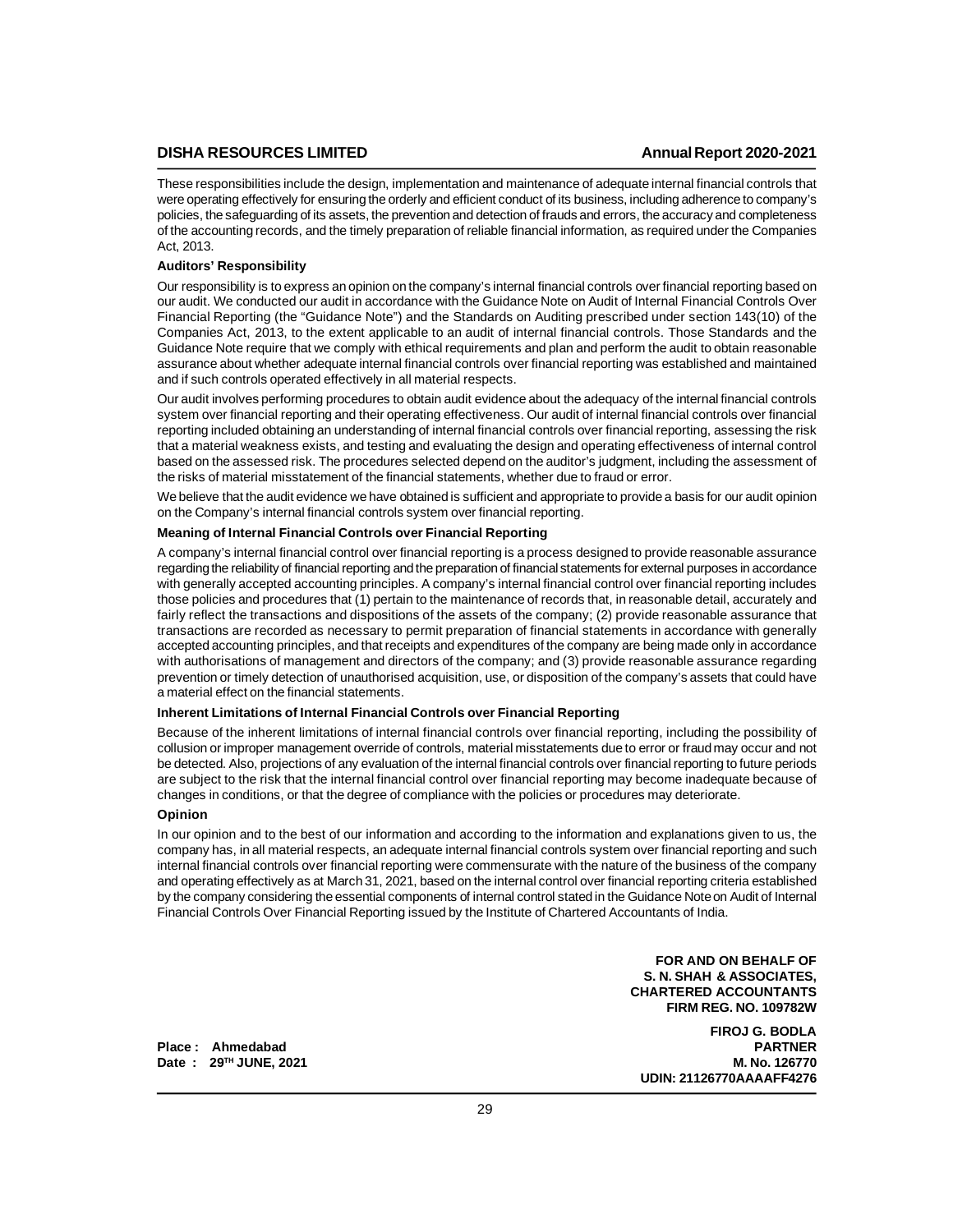These responsibilities include the design, implementation and maintenance of adequate internal financial controls that were operating effectively for ensuring the orderly and efficient conduct of its business, including adherence to company's policies, the safeguarding of its assets, the prevention and detection of frauds and errors, the accuracy and completeness of the accounting records, and the timely preparation of reliable financial information, as required under the Companies Act, 2013.

**Auditors' Responsibility**

Our responsibility is to express an opinion on the company's internal financial controls over financial reporting based on our audit. We conducted our audit in accordance with the Guidance Note on Audit of Internal Financial Controls Over Financial Reporting (the "Guidance Note") and the Standards on Auditing prescribed under section 143(10) of the Companies Act, 2013, to the extent applicable to an audit of internal financial controls. Those Standards and the Guidance Note require that we comply with ethical requirements and plan and perform the audit to obtain reasonable assurance about whether adequate internal financial controls over financial reporting was established and maintained and if such controls operated effectively in all material respects.

Our audit involves performing procedures to obtain audit evidence about the adequacy of the internal financial controls system over financial reporting and their operating effectiveness. Our audit of internal financial controls over financial reporting included obtaining an understanding of internal financial controls over financial reporting, assessing the risk that a material weakness exists, and testing and evaluating the design and operating effectiveness of internal control based on the assessed risk. The procedures selected depend on the auditor's judgment, including the assessment of the risks of material misstatement of the financial statements, whether due to fraud or error.

We believe that the audit evidence we have obtained is sufficient and appropriate to provide a basis for our audit opinion on the Company's internal financial controls system over financial reporting.

**Meaning of Internal Financial Controls over Financial Reporting**

A company's internal financial control over financial reporting is a process designed to provide reasonable assurance regarding the reliability of financial reporting and the preparation of financial statements for external purposes in accordance with generally accepted accounting principles. A company's internal financial control over financial reporting includes those policies and procedures that (1) pertain to the maintenance of records that, in reasonable detail, accurately and fairly reflect the transactions and dispositions of the assets of the company; (2) provide reasonable assurance that transactions are recorded as necessary to permit preparation of financial statements in accordance with generally accepted accounting principles, and that receipts and expenditures of the company are being made only in accordance with authorisations of management and directors of the company; and (3) provide reasonable assurance regarding prevention or timely detection of unauthorised acquisition, use, or disposition of the company's assets that could have a material effect on the financial statements.

**Inherent Limitations of Internal Financial Controls over Financial Reporting**

Because of the inherent limitations of internal financial controls over financial reporting, including the possibility of collusion or improper management override of controls, material misstatements due to error or fraud may occur and not be detected. Also, projections of any evaluation of the internal financial controls over financial reporting to future periods are subject to the risk that the internal financial control over financial reporting may become inadequate because of changes in conditions, or that the degree of compliance with the policies or procedures may deteriorate.

**Opinion**

In our opinion and to the best of our information and according to the information and explanations given to us, the company has, in all material respects, an adequate internal financial controls system over financial reporting and such internal financial controls over financial reporting were commensurate with the nature of the business of the company and operating effectively as at March 31, 2021, based on the internal control over financial reporting criteria established by the company considering the essential components of internal control stated in the Guidance Note on Audit of Internal Financial Controls Over Financial Reporting issued by the Institute of Chartered Accountants of India.

**FOR AND ON BEHALF OF**
**S. N. SHAH & ASSOCIATES,**
**CHARTERED ACCOUNTANTS**
**FIRM REG. NO. 109782W**

**FIROJ G. BODLA**
**PARTNER**
**M. No. 126770**
**UDIN: 21126770AAAAFF4276**

**Place : Ahmedabad**
**Date : 29TH JUNE, 2021**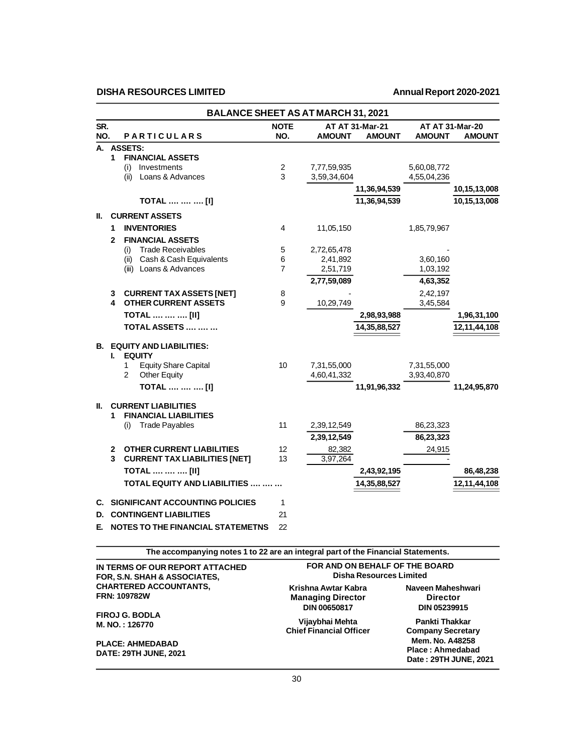## BALANCE SHEET AS AT MARCH 31, 2021

| SR. NO. | PARTICULARS | NOTE NO. | AT AT 31-Mar-21 AMOUNT | AMOUNT | AT AT 31-Mar-20 AMOUNT | AMOUNT |
|---|---|---|---|---|---|---|
| A. | **ASSETS:** | | | | | |
| 1 | **FINANCIAL ASSETS** | | | | | |
| | (i) Investments | 2 | 7,77,59,935 | | 5,60,08,772 | |
| | (ii) Loans & Advances | 3 | 3,59,34,604 | | 4,55,04,236 | |
| | | | | 11,36,94,539 | | 10,15,13,008 |
| | **TOTAL …. …. …. [I]** | | | 11,36,94,539 | | 10,15,13,008 |
| II. | **CURRENT ASSETS** | | | | | |
| 1 | **INVENTORIES** | 4 | 11,05,150 | | 1,85,79,967 | |
| 2 | **FINANCIAL ASSETS** | | | | | |
| | (i) Trade Receivables | 5 | 2,72,65,478 | | - | |
| | (ii) Cash & Cash Equivalents | 6 | 2,41,892 | | 3,60,160 | |
| | (iii) Loans & Advances | 7 | 2,51,719 | | 1,03,192 | |
| | | | 2,77,59,089 | | 4,63,352 | |
| 3 | **CURRENT TAX ASSETS [NET]** | 8 | - | | 2,42,197 | |
| 4 | **OTHER CURRENT ASSETS** | 9 | 10,29,749 | | 3,45,584 | |
| | **TOTAL …. …. …. [II]** | | | 2,98,93,988 | | 1,96,31,100 |
| | **TOTAL ASSETS …. …. …** | | | 14,35,88,527 | | 12,11,44,108 |
| B. | **EQUITY AND LIABILITIES:** | | | | | |
| I. | **EQUITY** | | | | | |
| | 1 Equity Share Capital | 10 | 7,31,55,000 | | 7,31,55,000 | |
| | 2 Other Equity | | 4,60,41,332 | | 3,93,40,870 | |
| | **TOTAL …. …. …. [I]** | | | 11,91,96,332 | | 11,24,95,870 |
| II. | **CURRENT LIABILITIES** | | | | | |
| 1 | **FINANCIAL LIABILITIES** | | | | | |
| | (i) Trade Payables | 11 | 2,39,12,549 | | 86,23,323 | |
| | | | 2,39,12,549 | | 86,23,323 | |
| 2 | **OTHER CURRENT LIABILITIES** | 12 | 82,382 | | 24,915 | |
| 3 | **CURRENT TAX LIABILITIES [NET]** | 13 | 3,97,264 | | - | |
| | **TOTAL …. …. …. [II]** | | | 2,43,92,195 | | 86,48,238 |
| | **TOTAL EQUITY AND LIABILITIES …. …. …** | | | 14,35,88,527 | | 12,11,44,108 |
| C. | **SIGNIFICANT ACCOUNTING POLICIES** | 1 | | | | |
| D. | **CONTINGENT LIABILITIES** | 21 | | | | |
| E. | **NOTES TO THE FINANCIAL STATEMETNS** | 22 | | | | |

**The accompanying notes 1 to 22 are an integral part of the Financial Statements.**

**IN TERMS OF OUR REPORT ATTACHED**
**FOR, S.N. SHAH & ASSOCIATES,**
**CHARTERED ACCOUNTANTS,**
**FRN: 109782W**

**FIROJ G. BODLA**
**M. NO. : 126770**

**PLACE: AHMEDABAD**
**DATE: 29TH JUNE, 2021**

**FOR AND ON BEHALF OF THE BOARD**
**Disha Resources Limited**

**Krishna Awtar Kabra**
**Managing Director**
**DIN 00650817**

**Naveen Maheshwari**
**Director**
**DIN 05239915**

**Vijaybhai Mehta**
**Chief Financial Officer**

**Pankti Thakkar**
**Company Secretary**
**Mem. No. A48258**
**Place : Ahmedabad**
**Date : 29TH JUNE, 2021**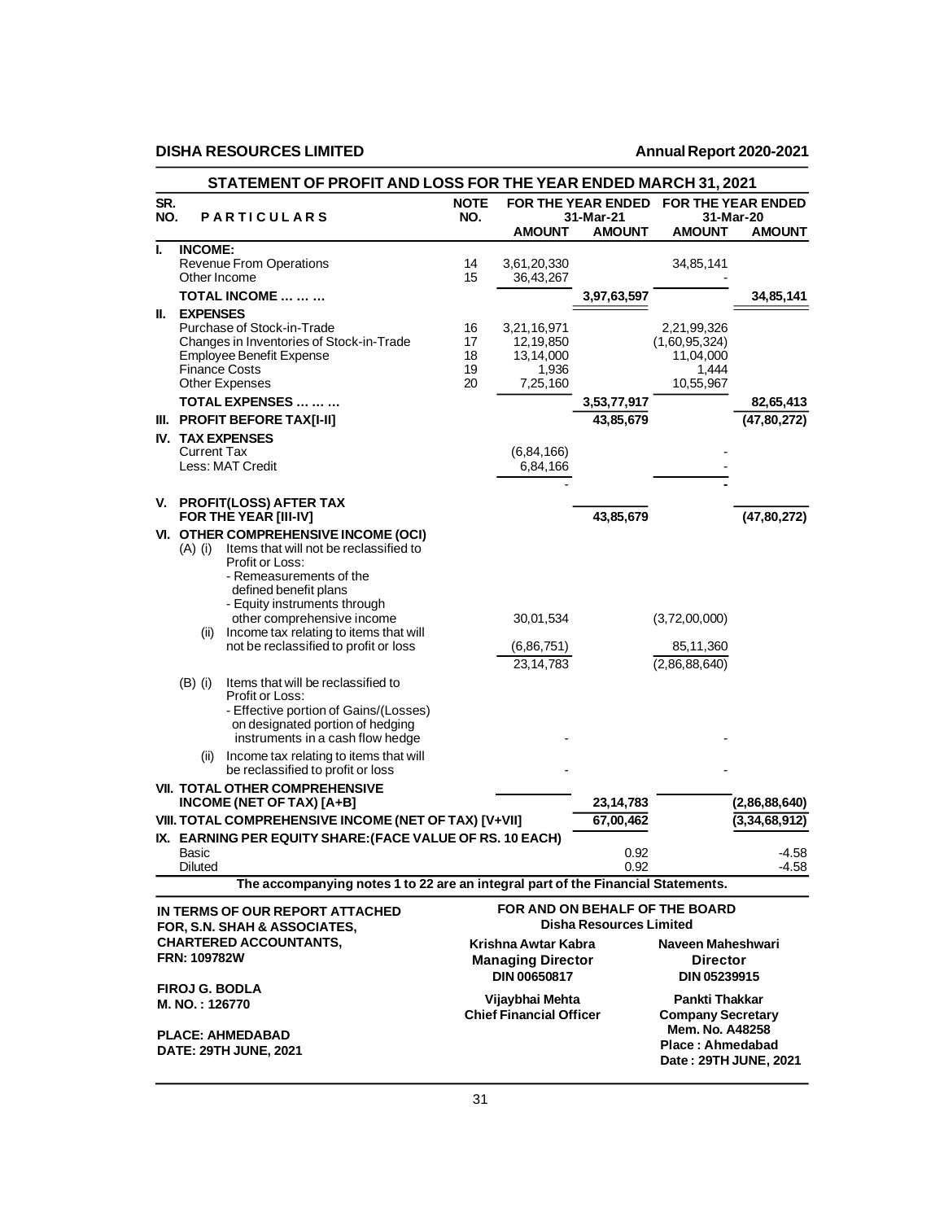## STATEMENT OF PROFIT AND LOSS FOR THE YEAR ENDED MARCH 31, 2021

| SR. NO. | PARTICULARS | NOTE NO. | FOR THE YEAR ENDED 31-Mar-21 | | FOR THE YEAR ENDED 31-Mar-20 | |
|---|---|---|---|---|---|---|
| | | | AMOUNT | AMOUNT | AMOUNT | AMOUNT |
| I. | **INCOME:** | | | | | |
| | Revenue From Operations | 14 | 3,61,20,330 | | 34,85,141 | |
| | Other Income | 15 | 36,43,267 | | - | |
| | **TOTAL INCOME … … …** | | | **3,97,63,597** | | **34,85,141** |
| II. | **EXPENSES** | | | | | |
| | Purchase of Stock-in-Trade | 16 | 3,21,16,971 | | 2,21,99,326 | |
| | Changes in Inventories of Stock-in-Trade | 17 | 12,19,850 | | (1,60,95,324) | |
| | Employee Benefit Expense | 18 | 13,14,000 | | 11,04,000 | |
| | Finance Costs | 19 | 1,936 | | 1,444 | |
| | Other Expenses | 20 | 7,25,160 | | 10,55,967 | |
| | **TOTAL EXPENSES … … …** | | | **3,53,77,917** | | **82,65,413** |
| III. | **PROFIT BEFORE TAX[I-II]** | | | **43,85,679** | | **(47,80,272)** |
| IV. | **TAX EXPENSES** | | | | | |
| | Current Tax | | (6,84,166) | | - | |
| | Less: MAT Credit | | 6,84,166 | | - | |
| | | | - | | - | |
| V. | **PROFIT(LOSS) AFTER TAX FOR THE YEAR [III-IV]** | | | **43,85,679** | | **(47,80,272)** |
| VI. | **OTHER COMPREHENSIVE INCOME (OCI)** | | | | | |
| | (A) (i) Items that will not be reclassified to Profit or Loss: - Remeasurements of the defined benefit plans - Equity instruments through other comprehensive income | | 30,01,534 | | (3,72,00,000) | |
| | (ii) Income tax relating to items that will not be reclassified to profit or loss | | (6,86,751) | | 85,11,360 | |
| | | | 23,14,783 | | (2,86,88,640) | |
| | (B) (i) Items that will be reclassified to Profit or Loss: - Effective portion of Gains/(Losses) on designated portion of hedging instruments in a cash flow hedge | | - | | - | |
| | (ii) Income tax relating to items that will be reclassified to profit or loss | | - | | - | |
| VII. | **TOTAL OTHER COMPREHENSIVE INCOME (NET OF TAX) [A+B]** | | | **23,14,783** | | **(2,86,88,640)** |
| VIII. | **TOTAL COMPREHENSIVE INCOME (NET OF TAX) [V+VII]** | | | **67,00,462** | | **(3,34,68,912)** |
| IX. | **EARNING PER EQUITY SHARE:(FACE VALUE OF RS. 10 EACH)** | | | | | |
| | Basic | | | 0.92 | | -4.58 |
| | Diluted | | | 0.92 | | -4.58 |

**The accompanying notes 1 to 22 are an integral part of the Financial Statements.**

**IN TERMS OF OUR REPORT ATTACHED**
**FOR, S.N. SHAH & ASSOCIATES,**
**CHARTERED ACCOUNTANTS,**
**FRN: 109782W**

**FIROJ G. BODLA**
**M. NO. : 126770**

**PLACE: AHMEDABAD**
**DATE: 29TH JUNE, 2021**

**FOR AND ON BEHALF OF THE BOARD**
**Disha Resources Limited**

**Krishna Awtar Kabra**
**Managing Director**
**DIN 00650817**

**Naveen Maheshwari**
**Director**
**DIN 05239915**

**Vijaybhai Mehta**
**Chief Financial Officer**

**Pankti Thakkar**
**Company Secretary**
**Mem. No. A48258**
**Place : Ahmedabad**
**Date : 29TH JUNE, 2021**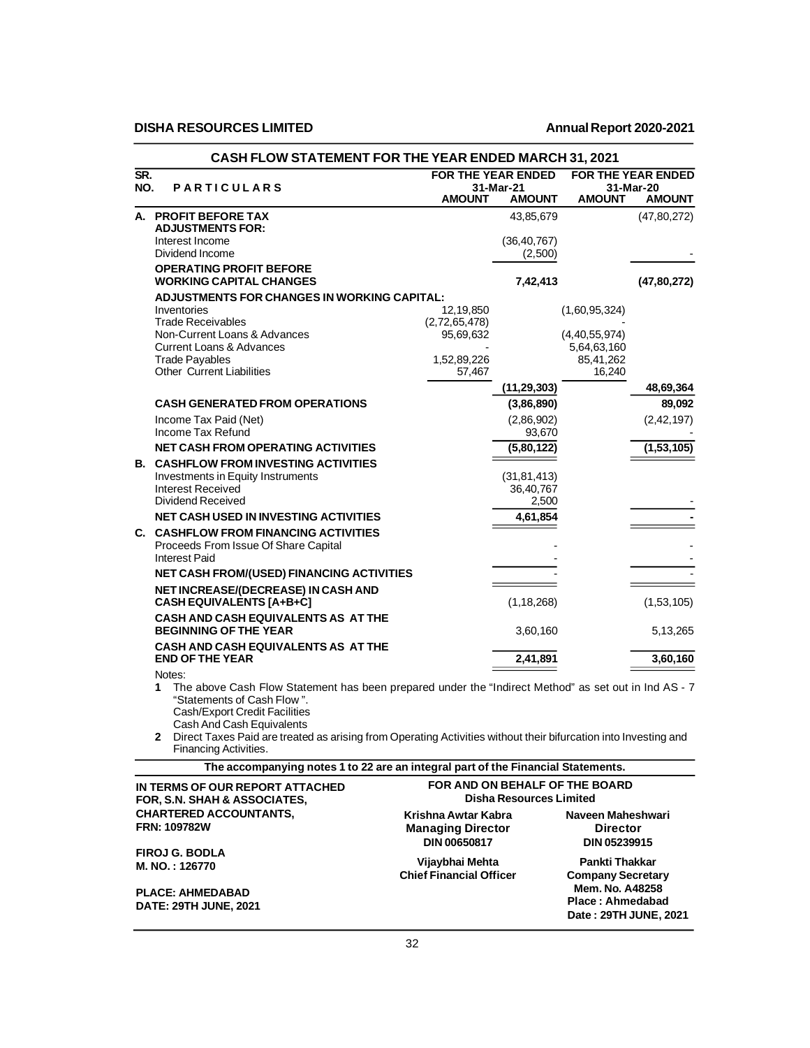## CASH FLOW STATEMENT FOR THE YEAR ENDED MARCH 31, 2021

| SR. NO. | PARTICULARS | FOR THE YEAR ENDED 31-Mar-21 | | FOR THE YEAR ENDED 31-Mar-20 | |
|---|---|---|---|---|---|
| | | AMOUNT | AMOUNT | AMOUNT | AMOUNT |
| A. | **PROFIT BEFORE TAX** | | 43,85,679 | | (47,80,272) |
| | **ADJUSTMENTS FOR:** | | | | |
| | Interest Income | | (36,40,767) | | |
| | Dividend Income | | (2,500) | | - |
| | **OPERATING PROFIT BEFORE WORKING CAPITAL CHANGES** | | **7,42,413** | | **(47,80,272)** |
| | **ADJUSTMENTS FOR CHANGES IN WORKING CAPITAL:** | | | | |
| | Inventories | 12,19,850 | | (1,60,95,324) | |
| | Trade Receivables | (2,72,65,478) | | - | |
| | Non-Current Loans & Advances | 95,69,632 | | (4,40,55,974) | |
| | Current Loans & Advances | - | | 5,64,63,160 | |
| | Trade Payables | 1,52,89,226 | | 85,41,262 | |
| | Other Current Liabilities | 57,467 | | 16,240 | |
| | | | **(11,29,303)** | | **48,69,364** |
| | **CASH GENERATED FROM OPERATIONS** | | **(3,86,890)** | | **89,092** |
| | Income Tax Paid (Net) | | (2,86,902) | | (2,42,197) |
| | Income Tax Refund | | 93,670 | | - |
| | **NET CASH FROM OPERATING ACTIVITIES** | | **(5,80,122)** | | **(1,53,105)** |
| B. | **CASHFLOW FROM INVESTING ACTIVITIES** | | | | |
| | Investments in Equity Instruments | | (31,81,413) | | |
| | Interest Received | | 36,40,767 | | |
| | Dividend Received | | 2,500 | | - |
| | **NET CASH USED IN INVESTING ACTIVITIES** | | **4,61,854** | | **-** |
| C. | **CASHFLOW FROM FINANCING ACTIVITIES** | | | | |
| | Proceeds From Issue Of Share Capital | | - | | - |
| | Interest Paid | | - | | - |
| | **NET CASH FROM/(USED) FINANCING ACTIVITIES** | | - | | - |
| | **NET INCREASE/(DECREASE) IN CASH AND CASH EQUIVALENTS [A+B+C]** | | (1,18,268) | | (1,53,105) |
| | **CASH AND CASH EQUIVALENTS AS AT THE BEGINNING OF THE YEAR** | | 3,60,160 | | 5,13,265 |
| | **CASH AND CASH EQUIVALENTS AS AT THE END OF THE YEAR** | | **2,41,891** | | **3,60,160** |

Notes:

1. The above Cash Flow Statement has been prepared under the "Indirect Method" as set out in Ind AS - 7 "Statements of Cash Flow ".
   Cash/Export Credit Facilities
   Cash And Cash Equivalents
2. Direct Taxes Paid are treated as arising from Operating Activities without their bifurcation into Investing and Financing Activities.

**The accompanying notes 1 to 22 are an integral part of the Financial Statements.**

**IN TERMS OF OUR REPORT ATTACHED**
**FOR, S.N. SHAH & ASSOCIATES,**
**CHARTERED ACCOUNTANTS,**
**FRN: 109782W**

**FIROJ G. BODLA**
**M. NO. : 126770**

**PLACE: AHMEDABAD**
**DATE: 29TH JUNE, 2021**

**FOR AND ON BEHALF OF THE BOARD**
**Disha Resources Limited**

**Krishna Awtar Kabra**
**Managing Director**
**DIN 00650817**

**Naveen Maheshwari**
**Director**
**DIN 05239915**

**Vijaybhai Mehta**
**Chief Financial Officer**

**Pankti Thakkar**
**Company Secretary**
**Mem. No. A48258**
**Place : Ahmedabad**
**Date : 29TH JUNE, 2021**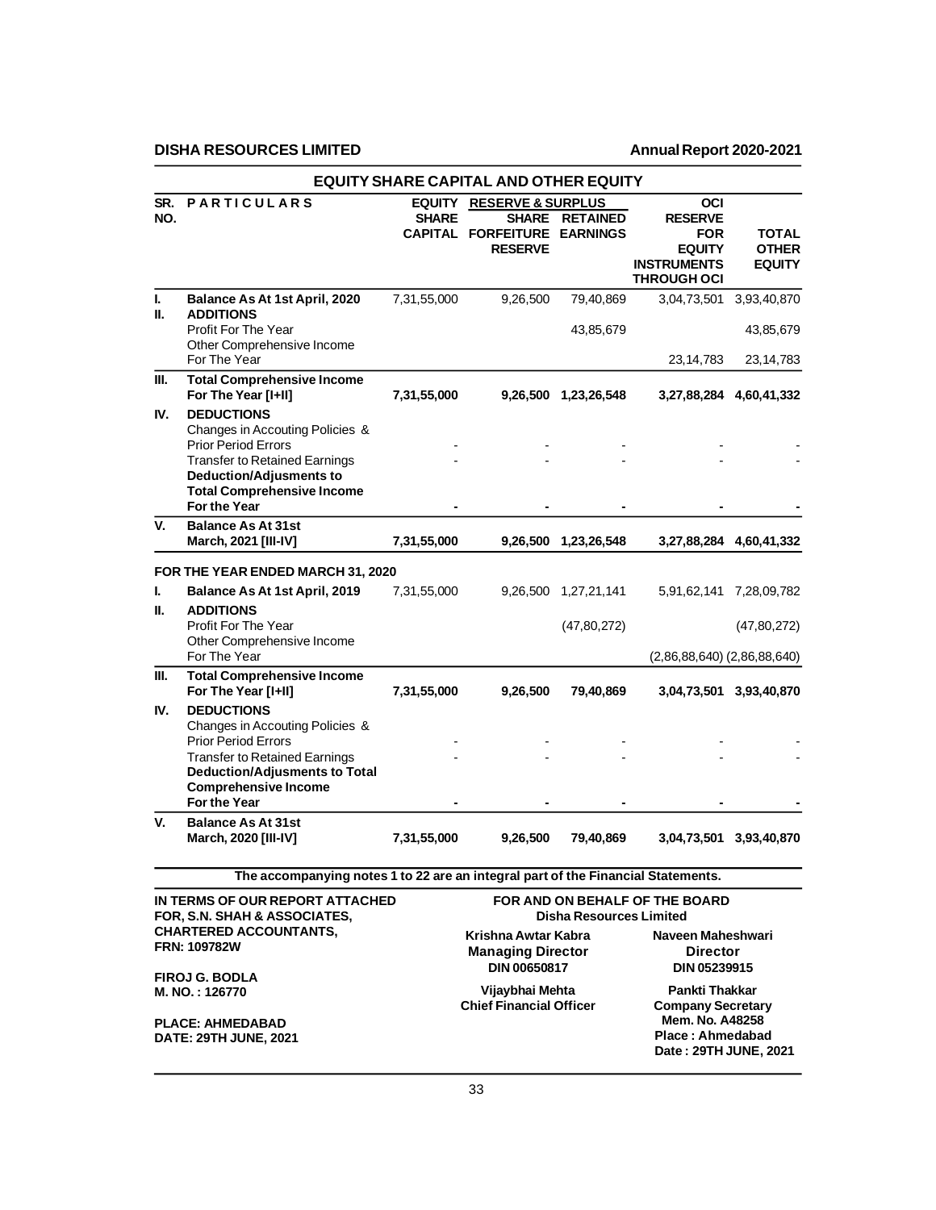## EQUITY SHARE CAPITAL AND OTHER EQUITY

| SR. NO. | PARTICULARS | EQUITY SHARE CAPITAL | RESERVE & SURPLUS | | OCI | TOTAL OTHER EQUITY |
|---|---|---|---|---|---|---|
| | | | SHARE FORFEITURE RESERVE | RETAINED EARNINGS | RESERVE FOR EQUITY INSTRUMENTS THROUGH OCI | |
| I. | **Balance As At 1st April, 2020** | 7,31,55,000 | 9,26,500 | 79,40,869 | 3,04,73,501 | 3,93,40,870 |
| II. | **ADDITIONS** | | | | | |
| | Profit For The Year | | | 43,85,679 | | 43,85,679 |
| | Other Comprehensive Income For The Year | | | | 23,14,783 | 23,14,783 |
| III. | **Total Comprehensive Income For The Year [I+II]** | **7,31,55,000** | **9,26,500** | **1,23,26,548** | **3,27,88,284** | **4,60,41,332** |
| IV. | **DEDUCTIONS** | | | | | |
| | Changes in Accouting Policies & Prior Period Errors | - | - | - | - | - |
| | Transfer to Retained Earnings | - | - | - | - | - |
| | **Deduction/Adjusments to Total Comprehensive Income For the Year** | **-** | **-** | **-** | **-** | **-** |
| V. | **Balance As At 31st March, 2021 [III-IV]** | **7,31,55,000** | **9,26,500** | **1,23,26,548** | **3,27,88,284** | **4,60,41,332** |
| | **FOR THE YEAR ENDED MARCH 31, 2020** | | | | | |
| I. | **Balance As At 1st April, 2019** | 7,31,55,000 | 9,26,500 | 1,27,21,141 | 5,91,62,141 | 7,28,09,782 |
| II. | **ADDITIONS** | | | | | |
| | Profit For The Year | | | (47,80,272) | | (47,80,272) |
| | Other Comprehensive Income For The Year | | | | (2,86,88,640) | (2,86,88,640) |
| III. | **Total Comprehensive Income For The Year [I+II]** | **7,31,55,000** | **9,26,500** | **79,40,869** | **3,04,73,501** | **3,93,40,870** |
| IV. | **DEDUCTIONS** | | | | | |
| | Changes in Accouting Policies & Prior Period Errors | - | - | - | - | - |
| | Transfer to Retained Earnings | - | - | - | - | - |
| | **Deduction/Adjusments to Total Comprehensive Income For the Year** | **-** | **-** | **-** | **-** | **-** |
| V. | **Balance As At 31st March, 2020 [III-IV]** | **7,31,55,000** | **9,26,500** | **79,40,869** | **3,04,73,501** | **3,93,40,870** |

**The accompanying notes 1 to 22 are an integral part of the Financial Statements.**

**IN TERMS OF OUR REPORT ATTACHED**
**FOR, S.N. SHAH & ASSOCIATES,**
**CHARTERED ACCOUNTANTS,**
**FRN: 109782W**

**FIROJ G. BODLA**
**M. NO. : 126770**

**PLACE: AHMEDABAD**
**DATE: 29TH JUNE, 2021**

**FOR AND ON BEHALF OF THE BOARD**
**Disha Resources Limited**

**Krishna Awtar Kabra**
**Managing Director**
**DIN 00650817**

**Naveen Maheshwari**
**Director**
**DIN 05239915**

**Vijaybhai Mehta**
**Chief Financial Officer**

**Pankti Thakkar**
**Company Secretary**
**Mem. No. A48258**
**Place : Ahmedabad**
**Date : 29TH JUNE, 2021**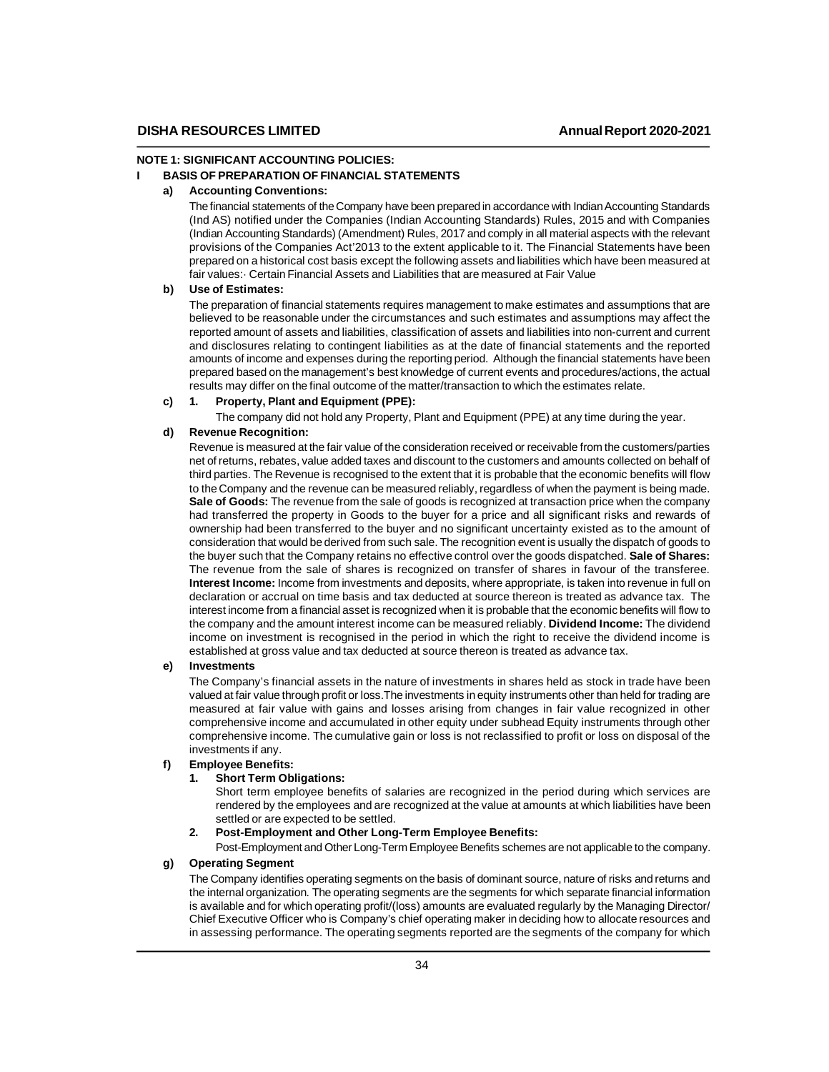## NOTE 1: SIGNIFICANT ACCOUNTING POLICIES:

### I BASIS OF PREPARATION OF FINANCIAL STATEMENTS

**a) Accounting Conventions:**

The financial statements of the Company have been prepared in accordance with Indian Accounting Standards (Ind AS) notified under the Companies (Indian Accounting Standards) Rules, 2015 and with Companies (Indian Accounting Standards) (Amendment) Rules, 2017 and comply in all material aspects with the relevant provisions of the Companies Act'2013 to the extent applicable to it. The Financial Statements have been prepared on a historical cost basis except the following assets and liabilities which have been measured at fair values:· Certain Financial Assets and Liabilities that are measured at Fair Value

**b) Use of Estimates:**

The preparation of financial statements requires management to make estimates and assumptions that are believed to be reasonable under the circumstances and such estimates and assumptions may affect the reported amount of assets and liabilities, classification of assets and liabilities into non-current and current and disclosures relating to contingent liabilities as at the date of financial statements and the reported amounts of income and expenses during the reporting period. Although the financial statements have been prepared based on the management's best knowledge of current events and procedures/actions, the actual results may differ on the final outcome of the matter/transaction to which the estimates relate.

**c) 1. Property, Plant and Equipment (PPE):**

The company did not hold any Property, Plant and Equipment (PPE) at any time during the year.

**d) Revenue Recognition:**

Revenue is measured at the fair value of the consideration received or receivable from the customers/parties net of returns, rebates, value added taxes and discount to the customers and amounts collected on behalf of third parties. The Revenue is recognised to the extent that it is probable that the economic benefits will flow to the Company and the revenue can be measured reliably, regardless of when the payment is being made. **Sale of Goods:** The revenue from the sale of goods is recognized at transaction price when the company had transferred the property in Goods to the buyer for a price and all significant risks and rewards of ownership had been transferred to the buyer and no significant uncertainty existed as to the amount of consideration that would be derived from such sale. The recognition event is usually the dispatch of goods to the buyer such that the Company retains no effective control over the goods dispatched. **Sale of Shares:** The revenue from the sale of shares is recognized on transfer of shares in favour of the transferee. **Interest Income:** Income from investments and deposits, where appropriate, is taken into revenue in full on declaration or accrual on time basis and tax deducted at source thereon is treated as advance tax. The interest income from a financial asset is recognized when it is probable that the economic benefits will flow to the company and the amount interest income can be measured reliably. **Dividend Income:** The dividend income on investment is recognised in the period in which the right to receive the dividend income is established at gross value and tax deducted at source thereon is treated as advance tax.

**e) Investments**

The Company's financial assets in the nature of investments in shares held as stock in trade have been valued at fair value through profit or loss.The investments in equity instruments other than held for trading are measured at fair value with gains and losses arising from changes in fair value recognized in other comprehensive income and accumulated in other equity under subhead Equity instruments through other comprehensive income. The cumulative gain or loss is not reclassified to profit or loss on disposal of the investments if any.

**f) Employee Benefits:**

**1. Short Term Obligations:**

Short term employee benefits of salaries are recognized in the period during which services are rendered by the employees and are recognized at the value at amounts at which liabilities have been settled or are expected to be settled.

**2. Post-Employment and Other Long-Term Employee Benefits:**

Post-Employment and Other Long-Term Employee Benefits schemes are not applicable to the company.

**g) Operating Segment**

The Company identifies operating segments on the basis of dominant source, nature of risks and returns and the internal organization. The operating segments are the segments for which separate financial information is available and for which operating profit/(loss) amounts are evaluated regularly by the Managing Director/ Chief Executive Officer who is Company's chief operating maker in deciding how to allocate resources and in assessing performance. The operating segments reported are the segments of the company for which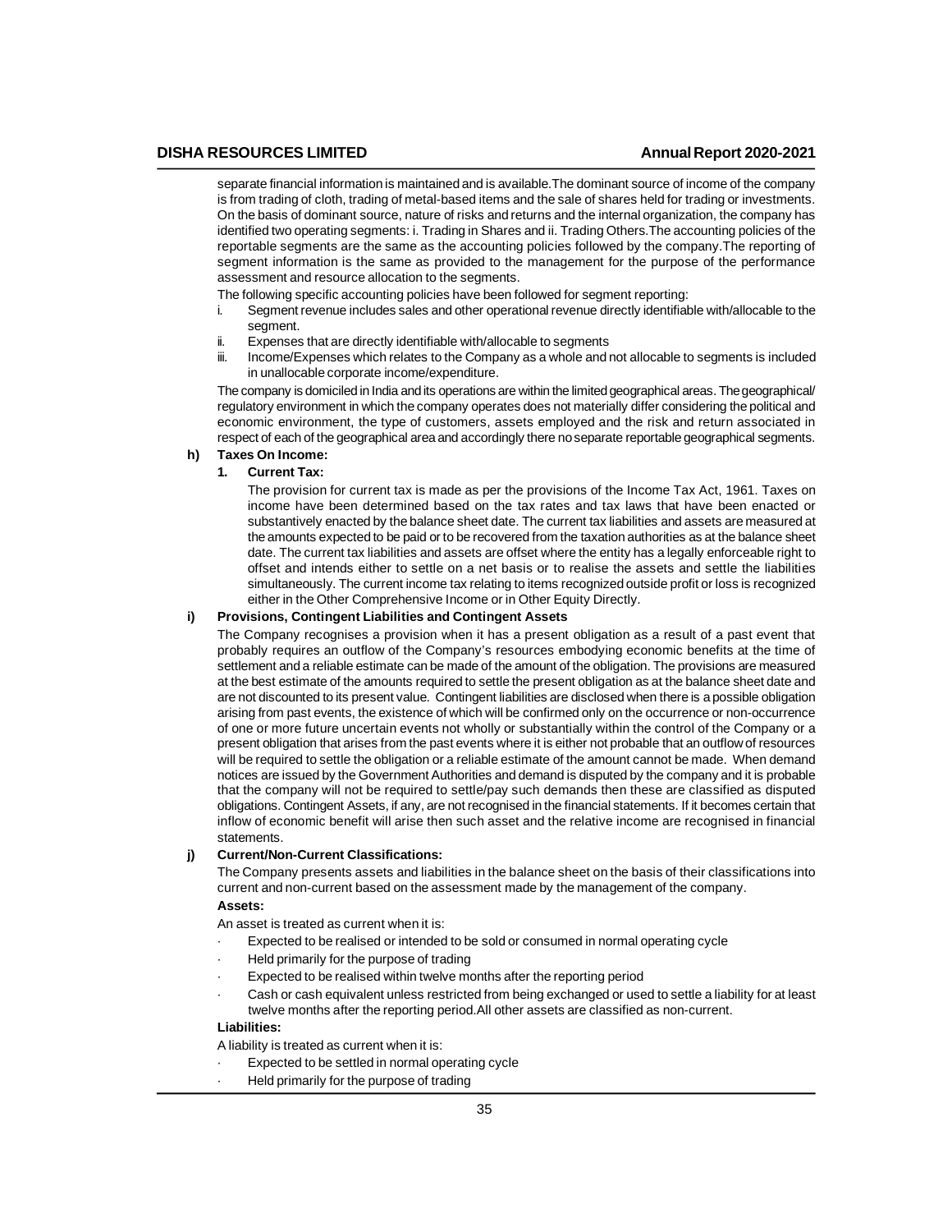separate financial information is maintained and is available.The dominant source of income of the company is from trading of cloth, trading of metal-based items and the sale of shares held for trading or investments. On the basis of dominant source, nature of risks and returns and the internal organization, the company has identified two operating segments: i. Trading in Shares and ii. Trading Others.The accounting policies of the reportable segments are the same as the accounting policies followed by the company.The reporting of segment information is the same as provided to the management for the purpose of the performance assessment and resource allocation to the segments.

The following specific accounting policies have been followed for segment reporting:

i. Segment revenue includes sales and other operational revenue directly identifiable with/allocable to the segment.
ii. Expenses that are directly identifiable with/allocable to segments
iii. Income/Expenses which relates to the Company as a whole and not allocable to segments is included in unallocable corporate income/expenditure.

The company is domiciled in India and its operations are within the limited geographical areas. The geographical/ regulatory environment in which the company operates does not materially differ considering the political and economic environment, the type of customers, assets employed and the risk and return associated in respect of each of the geographical area and accordingly there no separate reportable geographical segments.

**h) Taxes On Income:**

**1. Current Tax:**

The provision for current tax is made as per the provisions of the Income Tax Act, 1961. Taxes on income have been determined based on the tax rates and tax laws that have been enacted or substantively enacted by the balance sheet date. The current tax liabilities and assets are measured at the amounts expected to be paid or to be recovered from the taxation authorities as at the balance sheet date. The current tax liabilities and assets are offset where the entity has a legally enforceable right to offset and intends either to settle on a net basis or to realise the assets and settle the liabilities simultaneously. The current income tax relating to items recognized outside profit or loss is recognized either in the Other Comprehensive Income or in Other Equity Directly.

**i) Provisions, Contingent Liabilities and Contingent Assets**

The Company recognises a provision when it has a present obligation as a result of a past event that probably requires an outflow of the Company's resources embodying economic benefits at the time of settlement and a reliable estimate can be made of the amount of the obligation. The provisions are measured at the best estimate of the amounts required to settle the present obligation as at the balance sheet date and are not discounted to its present value. Contingent liabilities are disclosed when there is a possible obligation arising from past events, the existence of which will be confirmed only on the occurrence or non-occurrence of one or more future uncertain events not wholly or substantially within the control of the Company or a present obligation that arises from the past events where it is either not probable that an outflow of resources will be required to settle the obligation or a reliable estimate of the amount cannot be made. When demand notices are issued by the Government Authorities and demand is disputed by the company and it is probable that the company will not be required to settle/pay such demands then these are classified as disputed obligations. Contingent Assets, if any, are not recognised in the financial statements. If it becomes certain that inflow of economic benefit will arise then such asset and the relative income are recognised in financial statements.

**j) Current/Non-Current Classifications:**

The Company presents assets and liabilities in the balance sheet on the basis of their classifications into current and non-current based on the assessment made by the management of the company.

**Assets:**

An asset is treated as current when it is:

- Expected to be realised or intended to be sold or consumed in normal operating cycle
- Held primarily for the purpose of trading
- Expected to be realised within twelve months after the reporting period
- Cash or cash equivalent unless restricted from being exchanged or used to settle a liability for at least twelve months after the reporting period.All other assets are classified as non-current.

**Liabilities:**

A liability is treated as current when it is:

- Expected to be settled in normal operating cycle
- Held primarily for the purpose of trading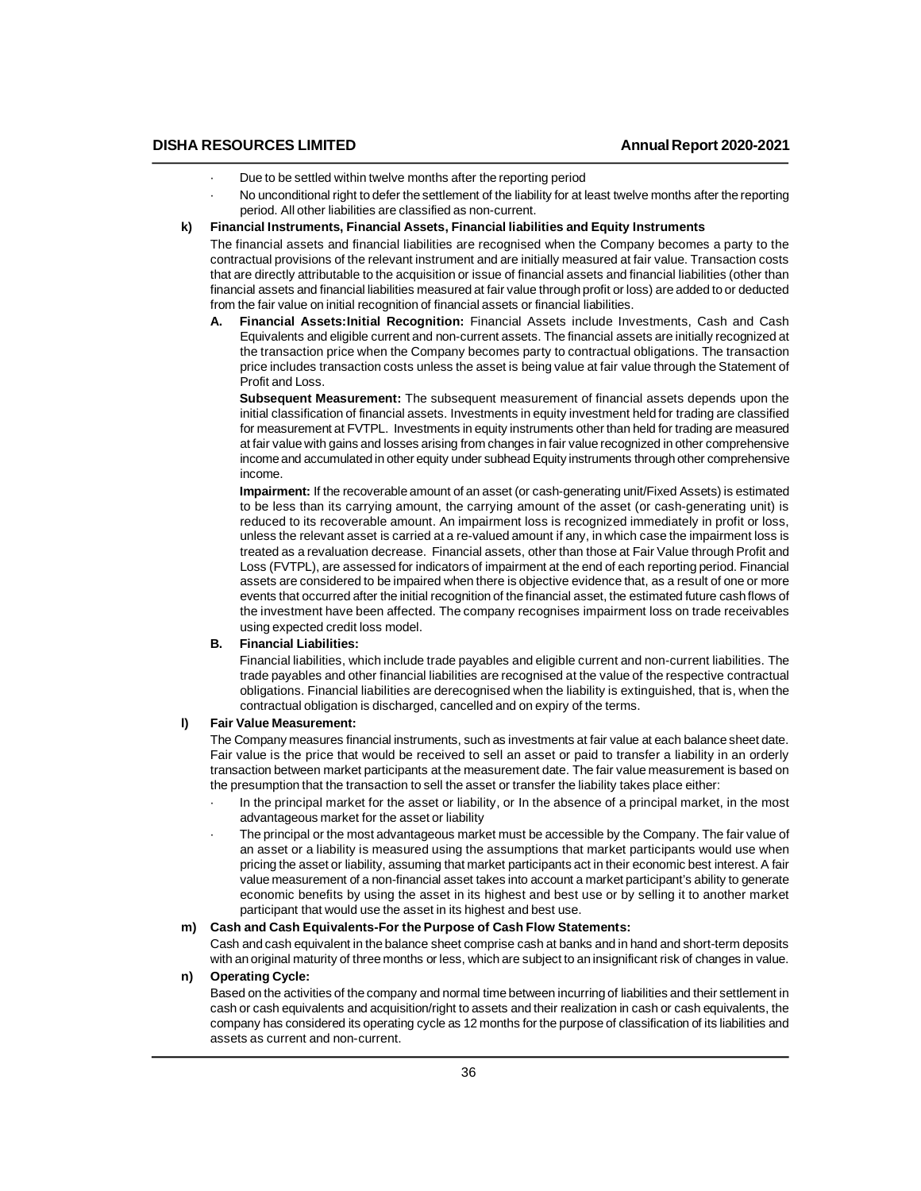- Due to be settled within twelve months after the reporting period
- No unconditional right to defer the settlement of the liability for at least twelve months after the reporting period. All other liabilities are classified as non-current.

**k) Financial Instruments, Financial Assets, Financial liabilities and Equity Instruments**

The financial assets and financial liabilities are recognised when the Company becomes a party to the contractual provisions of the relevant instrument and are initially measured at fair value. Transaction costs that are directly attributable to the acquisition or issue of financial assets and financial liabilities (other than financial assets and financial liabilities measured at fair value through profit or loss) are added to or deducted from the fair value on initial recognition of financial assets or financial liabilities.

**A. Financial Assets:Initial Recognition:** Financial Assets include Investments, Cash and Cash Equivalents and eligible current and non-current assets. The financial assets are initially recognized at the transaction price when the Company becomes party to contractual obligations. The transaction price includes transaction costs unless the asset is being value at fair value through the Statement of Profit and Loss.

**Subsequent Measurement:** The subsequent measurement of financial assets depends upon the initial classification of financial assets. Investments in equity investment held for trading are classified for measurement at FVTPL. Investments in equity instruments other than held for trading are measured at fair value with gains and losses arising from changes in fair value recognized in other comprehensive income and accumulated in other equity under subhead Equity instruments through other comprehensive income.

**Impairment:** If the recoverable amount of an asset (or cash-generating unit/Fixed Assets) is estimated to be less than its carrying amount, the carrying amount of the asset (or cash-generating unit) is reduced to its recoverable amount. An impairment loss is recognized immediately in profit or loss, unless the relevant asset is carried at a re-valued amount if any, in which case the impairment loss is treated as a revaluation decrease. Financial assets, other than those at Fair Value through Profit and Loss (FVTPL), are assessed for indicators of impairment at the end of each reporting period. Financial assets are considered to be impaired when there is objective evidence that, as a result of one or more events that occurred after the initial recognition of the financial asset, the estimated future cash flows of the investment have been affected. The company recognises impairment loss on trade receivables using expected credit loss model.

**B. Financial Liabilities:**

Financial liabilities, which include trade payables and eligible current and non-current liabilities. The trade payables and other financial liabilities are recognised at the value of the respective contractual obligations. Financial liabilities are derecognised when the liability is extinguished, that is, when the contractual obligation is discharged, cancelled and on expiry of the terms.

**l) Fair Value Measurement:**

The Company measures financial instruments, such as investments at fair value at each balance sheet date. Fair value is the price that would be received to sell an asset or paid to transfer a liability in an orderly transaction between market participants at the measurement date. The fair value measurement is based on the presumption that the transaction to sell the asset or transfer the liability takes place either:

- In the principal market for the asset or liability, or In the absence of a principal market, in the most advantageous market for the asset or liability
- The principal or the most advantageous market must be accessible by the Company. The fair value of an asset or a liability is measured using the assumptions that market participants would use when pricing the asset or liability, assuming that market participants act in their economic best interest. A fair value measurement of a non-financial asset takes into account a market participant's ability to generate economic benefits by using the asset in its highest and best use or by selling it to another market participant that would use the asset in its highest and best use.

**m) Cash and Cash Equivalents-For the Purpose of Cash Flow Statements:**

Cash and cash equivalent in the balance sheet comprise cash at banks and in hand and short-term deposits with an original maturity of three months or less, which are subject to an insignificant risk of changes in value.

**n) Operating Cycle:**

Based on the activities of the company and normal time between incurring of liabilities and their settlement in cash or cash equivalents and acquisition/right to assets and their realization in cash or cash equivalents, the company has considered its operating cycle as 12 months for the purpose of classification of its liabilities and assets as current and non-current.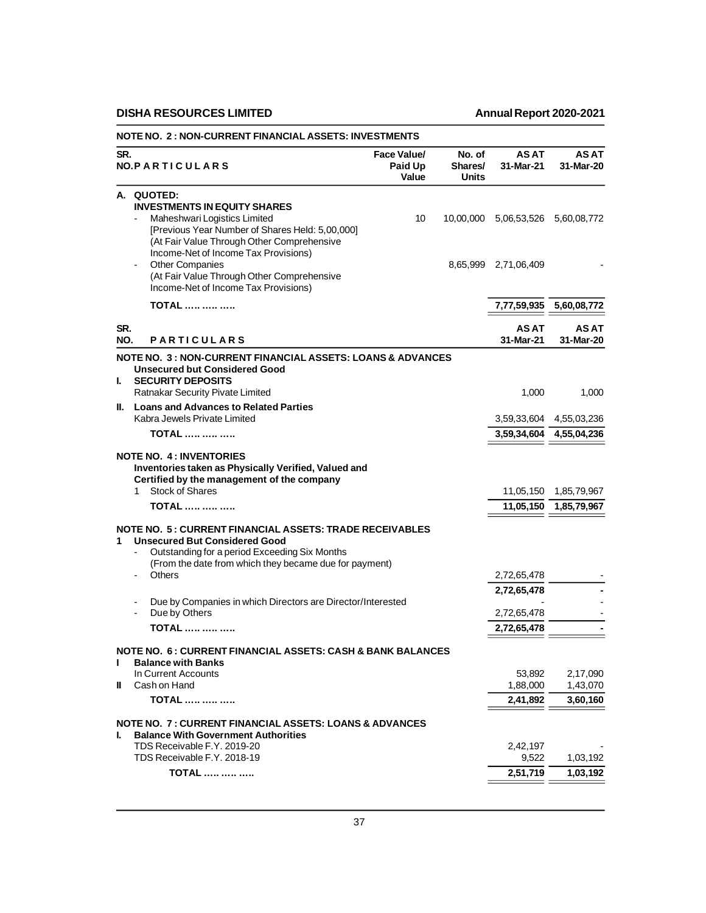## NOTE NO. 2 : NON-CURRENT FINANCIAL ASSETS: INVESTMENTS

| SR. NO. | PARTICULARS | Face Value/ Paid Up Value | No. of Shares/ Units | AS AT 31-Mar-21 | AS AT 31-Mar-20 |
|---|---|---|---|---|---|
| A. | **QUOTED:** | | | | |
| | **INVESTMENTS IN EQUITY SHARES** | | | | |
| | - Maheshwari Logistics Limited [Previous Year Number of Shares Held: 5,00,000] (At Fair Value Through Other Comprehensive Income-Net of Income Tax Provisions) | 10 | 10,00,000 | 5,06,53,526 | 5,60,08,772 |
| | - Other Companies (At Fair Value Through Other Comprehensive Income-Net of Income Tax Provisions) | | 8,65,999 | 2,71,06,409 | - |
| | **TOTAL ….. ….. …..** | | | **7,77,59,935** | **5,60,08,772** |

| SR. NO. | PARTICULARS | AS AT 31-Mar-21 | AS AT 31-Mar-20 |
|---|---|---|---|
| | **NOTE NO. 3 : NON-CURRENT FINANCIAL ASSETS: LOANS & ADVANCES** | | |
| | **Unsecured but Considered Good** | | |
| I. | **SECURITY DEPOSITS** | | |
| | Ratnakar Security Pivate Limited | 1,000 | 1,000 |
| II. | **Loans and Advances to Related Parties** | | |
| | Kabra Jewels Private Limited | 3,59,33,604 | 4,55,03,236 |
| | **TOTAL ….. ….. …..** | **3,59,34,604** | **4,55,04,236** |
| | **NOTE NO. 4 : INVENTORIES** | | |
| | **Inventories taken as Physically Verified, Valued and Certified by the management of the company** | | |
| | 1 Stock of Shares | 11,05,150 | 1,85,79,967 |
| | **TOTAL ….. ….. …..** | **11,05,150** | **1,85,79,967** |
| | **NOTE NO. 5 : CURRENT FINANCIAL ASSETS: TRADE RECEIVABLES** | | |
| 1 | **Unsecured But Considered Good** | | |
| | - Outstanding for a period Exceeding Six Months (From the date from which they became due for payment) | | |
| | - Others | 2,72,65,478 | - |
| | | **2,72,65,478** | **-** |
| | - Due by Companies in which Directors are Director/Interested | - | - |
| | - Due by Others | 2,72,65,478 | - |
| | **TOTAL ….. ….. …..** | **2,72,65,478** | **-** |
| | **NOTE NO. 6 : CURRENT FINANCIAL ASSETS: CASH & BANK BALANCES** | | |
| I | **Balance with Banks** | | |
| | In Current Accounts | 53,892 | 2,17,090 |
| II | Cash on Hand | 1,88,000 | 1,43,070 |
| | **TOTAL ….. ….. …..** | **2,41,892** | **3,60,160** |
| | **NOTE NO. 7 : CURRENT FINANCIAL ASSETS: LOANS & ADVANCES** | | |
| I. | **Balance With Government Authorities** | | |
| | TDS Receivable F.Y. 2019-20 | 2,42,197 | - |
| | TDS Receivable F.Y. 2018-19 | 9,522 | 1,03,192 |
| | **TOTAL ….. ….. …..** | **2,51,719** | **1,03,192** |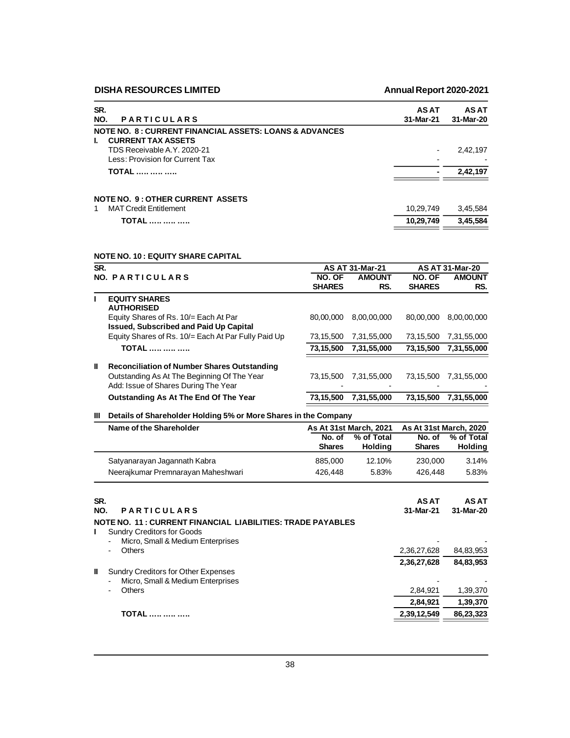| SR. NO. | PARTICULARS | AS AT 31-Mar-21 | AS AT 31-Mar-20 |
|---|---|---|---|
| | **NOTE NO. 8 : CURRENT FINANCIAL ASSETS: LOANS & ADVANCES** | | |
| I. | **CURRENT TAX ASSETS** | | |
| | TDS Receivable A.Y. 2020-21 | - | 2,42,197 |
| | Less: Provision for Current Tax | - | - |
| | **TOTAL ….. ….. …..** | **-** | **2,42,197** |
| | **NOTE NO. 9 : OTHER CURRENT ASSETS** | | |
| 1 | MAT Credit Entitlement | 10,29,749 | 3,45,584 |
| | **TOTAL ….. ….. …..** | **10,29,749** | **3,45,584** |

**NOTE NO. 10 : EQUITY SHARE CAPITAL**

| SR. NO. | PARTICULARS | AS AT 31-Mar-21 NO. OF SHARES | AS AT 31-Mar-21 AMOUNT RS. | AS AT 31-Mar-20 NO. OF SHARES | AS AT 31-Mar-20 AMOUNT RS. |
|---|---|---|---|---|---|
| I | **EQUITY SHARES** | | | | |
| | **AUTHORISED** | | | | |
| | Equity Shares of Rs. 10/= Each At Par | 80,00,000 | 8,00,00,000 | 80,00,000 | 8,00,00,000 |
| | **Issued, Subscribed and Paid Up Capital** | | | | |
| | Equity Shares of Rs. 10/= Each At Par Fully Paid Up | 73,15,500 | 7,31,55,000 | 73,15,500 | 7,31,55,000 |
| | **TOTAL ….. ….. …..** | **73,15,500** | **7,31,55,000** | **73,15,500** | **7,31,55,000** |
| II | **Reconciliation of Number Shares Outstanding** | | | | |
| | Outstanding As At The Beginning Of The Year | 73,15,500 | 7,31,55,000 | 73,15,500 | 7,31,55,000 |
| | Add: Issue of Shares During The Year | - | - | - | - |
| | **Outstanding As At The End Of The Year** | **73,15,500** | **7,31,55,000** | **73,15,500** | **7,31,55,000** |

**III Details of Shareholder Holding 5% or More Shares in the Company**

| Name of the Shareholder | As At 31st March, 2021 No. of Shares | As At 31st March, 2021 % of Total Holding | As At 31st March, 2020 No. of Shares | As At 31st March, 2020 % of Total Holding |
|---|---|---|---|---|
| Satyanarayan Jagannath Kabra | 885,000 | 12.10% | 230,000 | 3.14% |
| Neerajkumar Premnarayan Maheshwari | 426,448 | 5.83% | 426,448 | 5.83% |

| SR. NO. | PARTICULARS | AS AT 31-Mar-21 | AS AT 31-Mar-20 |
|---|---|---|---|
| | **NOTE NO. 11 : CURRENT FINANCIAL LIABILITIES: TRADE PAYABLES** | | |
| I | Sundry Creditors for Goods | | |
| | - Micro, Small & Medium Enterprises | - | - |
| | - Others | 2,36,27,628 | 84,83,953 |
| | | **2,36,27,628** | **84,83,953** |
| II | Sundry Creditors for Other Expenses | | |
| | - Micro, Small & Medium Enterprises | - | - |
| | - Others | 2,84,921 | 1,39,370 |
| | | **2,84,921** | **1,39,370** |
| | **TOTAL ….. ….. …..** | **2,39,12,549** | **86,23,323** |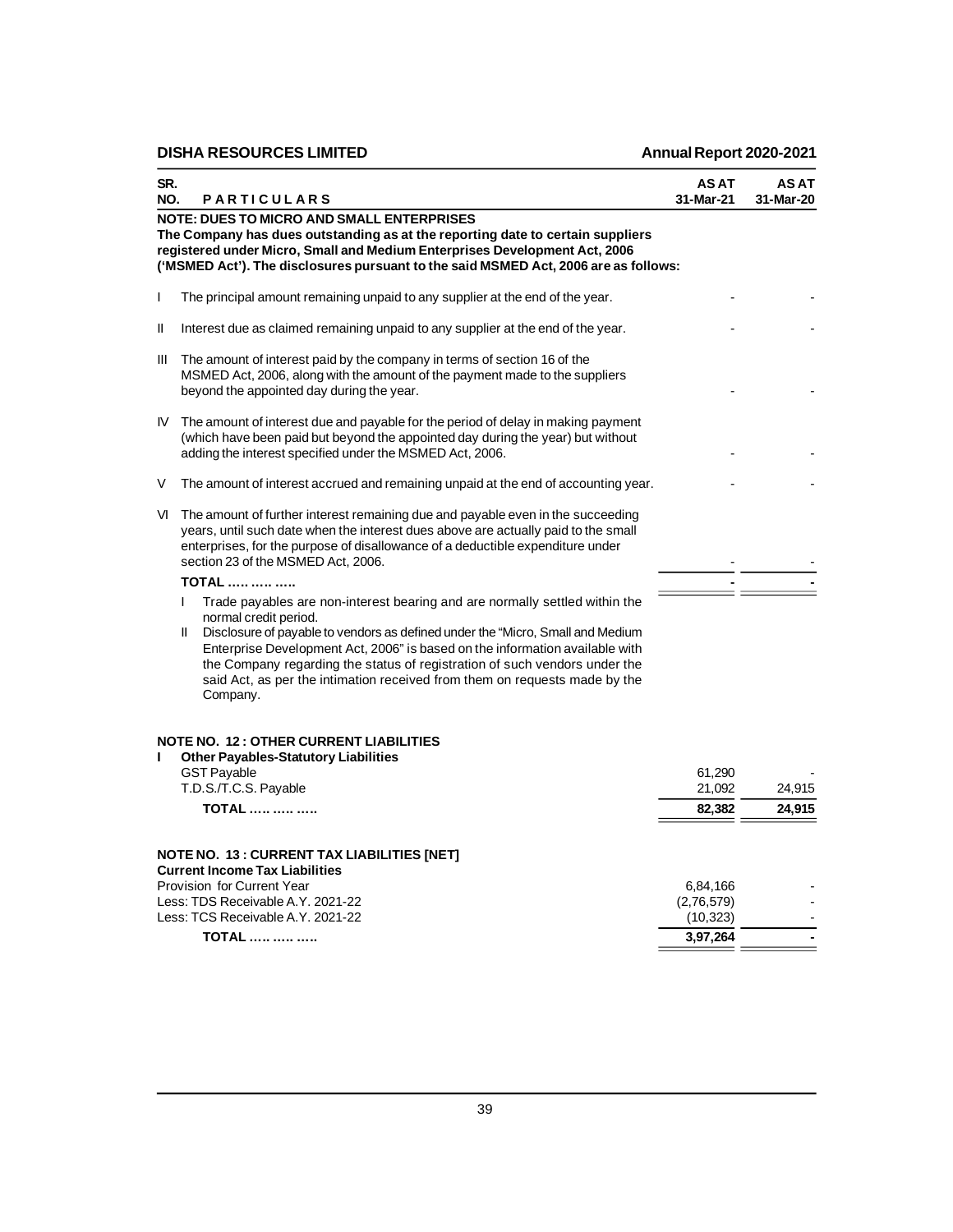| SR. NO. | PARTICULARS | AS AT 31-Mar-21 | AS AT 31-Mar-20 |
|---|---|---|---|
| | **NOTE: DUES TO MICRO AND SMALL ENTERPRISES** | | |
| | **The Company has dues outstanding as at the reporting date to certain suppliers registered under Micro, Small and Medium Enterprises Development Act, 2006 ('MSMED Act'). The disclosures pursuant to the said MSMED Act, 2006 are as follows:** | | |
| I | The principal amount remaining unpaid to any supplier at the end of the year. | - | - |
| II | Interest due as claimed remaining unpaid to any supplier at the end of the year. | - | - |
| III | The amount of interest paid by the company in terms of section 16 of the MSMED Act, 2006, along with the amount of the payment made to the suppliers beyond the appointed day during the year. | - | - |
| IV | The amount of interest due and payable for the period of delay in making payment (which have been paid but beyond the appointed day during the year) but without adding the interest specified under the MSMED Act, 2006. | - | - |
| V | The amount of interest accrued and remaining unpaid at the end of accounting year. | - | - |
| VI | The amount of further interest remaining due and payable even in the succeeding years, until such date when the interest dues above are actually paid to the small enterprises, for the purpose of disallowance of a deductible expenditure under section 23 of the MSMED Act, 2006. | - | - |
| | **TOTAL ..... ..... .....** | **-** | **-** |

I Trade payables are non-interest bearing and are normally settled within the normal credit period.

II Disclosure of payable to vendors as defined under the "Micro, Small and Medium Enterprise Development Act, 2006" is based on the information available with the Company regarding the status of registration of such vendors under the said Act, as per the intimation received from them on requests made by the Company.

**NOTE NO. 12 : OTHER CURRENT LIABILITIES**

| | PARTICULARS | AS AT 31-Mar-21 | AS AT 31-Mar-20 |
|---|---|---|---|
| **I** | **Other Payables-Statutory Liabilities** | | |
| | GST Payable | 61,290 | - |
| | T.D.S./T.C.S. Payable | 21,092 | 24,915 |
| | **TOTAL ..... ..... .....** | **82,382** | **24,915** |

**NOTE NO. 13 : CURRENT TAX LIABILITIES [NET]**

| PARTICULARS | AS AT 31-Mar-21 | AS AT 31-Mar-20 |
|---|---|---|
| **Current Income Tax Liabilities** | | |
| Provision for Current Year | 6,84,166 | - |
| Less: TDS Receivable A.Y. 2021-22 | (2,76,579) | - |
| Less: TCS Receivable A.Y. 2021-22 | (10,323) | - |
| **TOTAL ..... ..... .....** | **3,97,264** | **-** |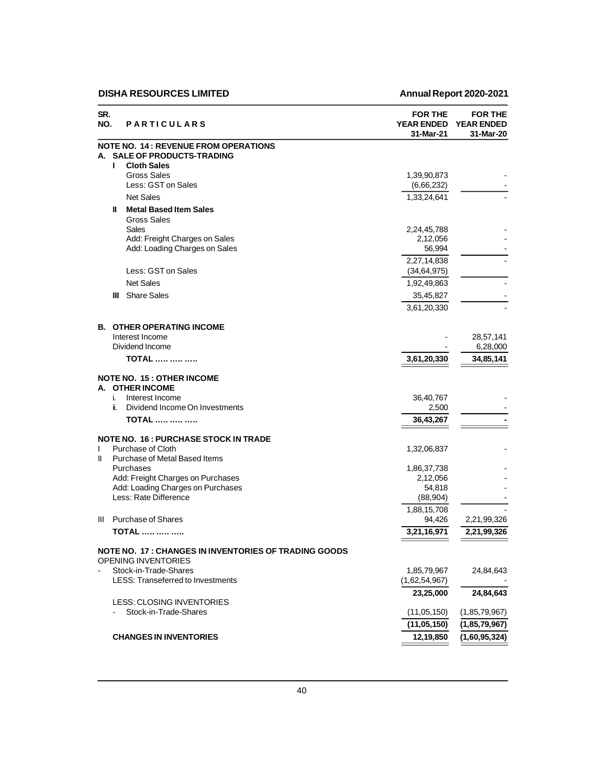| SR. NO. | PARTICULARS | FOR THE YEAR ENDED 31-Mar-21 | FOR THE YEAR ENDED 31-Mar-20 |
|---|---|---|---|
| | **NOTE NO. 14 : REVENUE FROM OPERATIONS** | | |
| A. | **SALE OF PRODUCTS-TRADING** | | |
| I | **Cloth Sales** | | |
| | Gross Sales | 1,39,90,873 | - |
| | Less: GST on Sales | (6,66,232) | - |
| | Net Sales | 1,33,24,641 | - |
| II | **Metal Based Item Sales** | | |
| | Gross Sales | | |
| | Sales | 2,24,45,788 | - |
| | Add: Freight Charges on Sales | 2,12,056 | - |
| | Add: Loading Charges on Sales | 56,994 | - |
| | | 2,27,14,838 | - |
| | Less: GST on Sales | (34,64,975) | |
| | Net Sales | 1,92,49,863 | - |
| III | Share Sales | 35,45,827 | - |
| | | 3,61,20,330 | - |
| B. | **OTHER OPERATING INCOME** | | |
| | Interest Income | - | 28,57,141 |
| | Dividend Income | - | 6,28,000 |
| | **TOTAL ….. ….. …..** | **3,61,20,330** | **34,85,141** |
| | **NOTE NO. 15 : OTHER INCOME** | | |
| A. | **OTHER INCOME** | | |
| i. | Interest Income | 36,40,767 | - |
| ii. | Dividend Income On Investments | 2,500 | - |
| | **TOTAL ….. ….. …..** | **36,43,267** | **-** |
| | **NOTE NO. 16 : PURCHASE STOCK IN TRADE** | | |
| I | Purchase of Cloth | 1,32,06,837 | - |
| II | Purchase of Metal Based Items | | |
| | Purchases | 1,86,37,738 | - |
| | Add: Freight Charges on Purchases | 2,12,056 | - |
| | Add: Loading Charges on Purchases | 54,818 | - |
| | Less: Rate Difference | (88,904) | - |
| | | 1,88,15,708 | - |
| III | Purchase of Shares | 94,426 | 2,21,99,326 |
| | **TOTAL ….. ….. …..** | **3,21,16,971** | **2,21,99,326** |
| | **NOTE NO. 17 : CHANGES IN INVENTORIES OF TRADING GOODS** | | |
| | OPENING INVENTORIES | | |
| - | Stock-in-Trade-Shares | 1,85,79,967 | 24,84,643 |
| | LESS: Transeferred to Investments | (1,62,54,967) | - |
| | | **23,25,000** | **24,84,643** |
| | LESS: CLOSING INVENTORIES | | |
| - | Stock-in-Trade-Shares | (11,05,150) | (1,85,79,967) |
| | | **(11,05,150)** | **(1,85,79,967)** |
| | **CHANGES IN INVENTORIES** | **12,19,850** | **(1,60,95,324)** |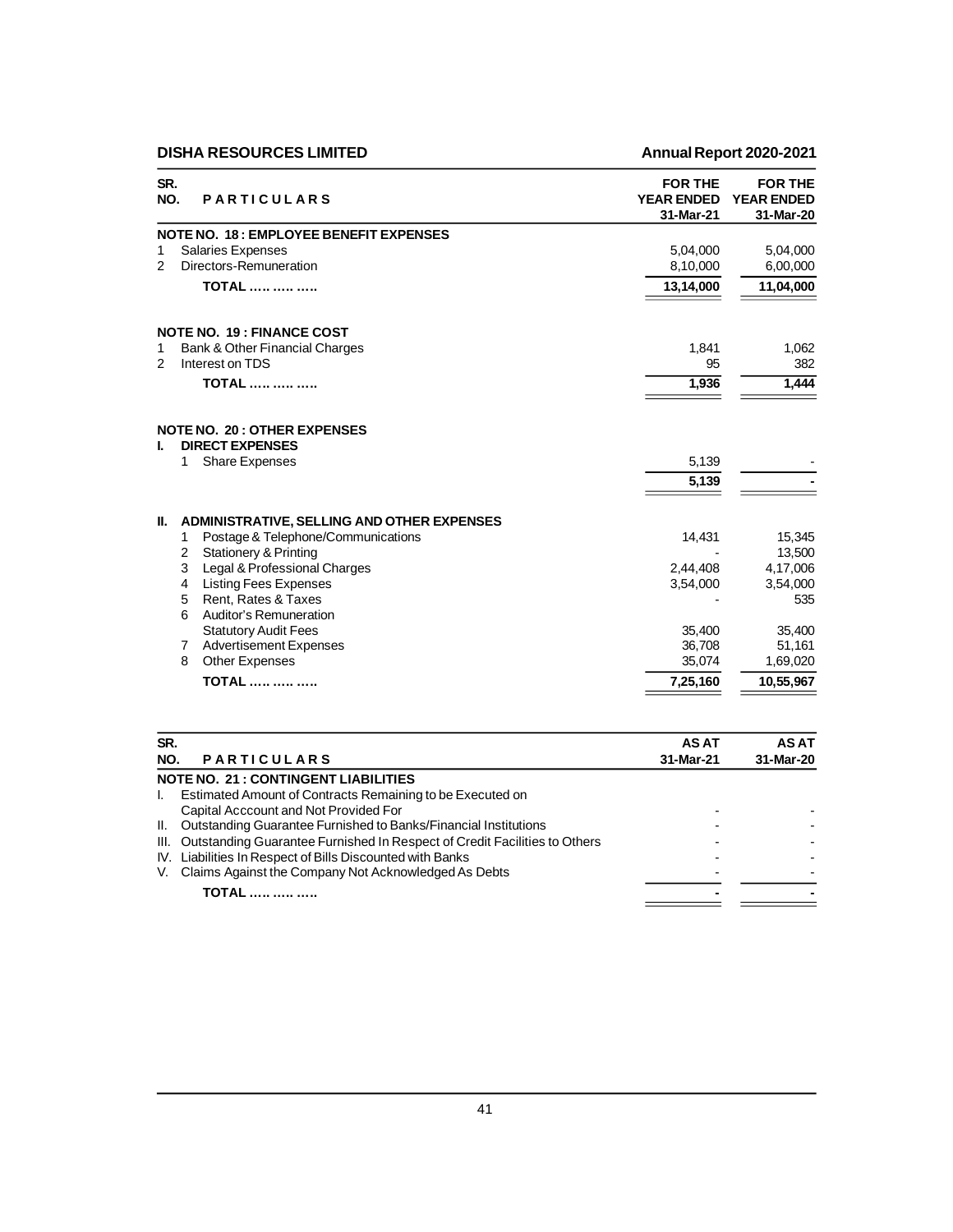| SR. NO. | PARTICULARS | FOR THE YEAR ENDED 31-Mar-21 | FOR THE YEAR ENDED 31-Mar-20 |
|---|---|---|---|
| | **NOTE NO. 18 : EMPLOYEE BENEFIT EXPENSES** | | |
| 1 | Salaries Expenses | 5,04,000 | 5,04,000 |
| 2 | Directors-Remuneration | 8,10,000 | 6,00,000 |
| | **TOTAL ….. ….. …..** | **13,14,000** | **11,04,000** |
| | **NOTE NO. 19 : FINANCE COST** | | |
| 1 | Bank & Other Financial Charges | 1,841 | 1,062 |
| 2 | Interest on TDS | 95 | 382 |
| | **TOTAL ….. ….. …..** | **1,936** | **1,444** |
| | **NOTE NO. 20 : OTHER EXPENSES** | | |
| I. | **DIRECT EXPENSES** | | |
| 1 | Share Expenses | 5,139 | - |
| | | **5,139** | **-** |
| II. | **ADMINISTRATIVE, SELLING AND OTHER EXPENSES** | | |
| 1 | Postage & Telephone/Communications | 14,431 | 15,345 |
| 2 | Stationery & Printing | - | 13,500 |
| 3 | Legal & Professional Charges | 2,44,408 | 4,17,006 |
| 4 | Listing Fees Expenses | 3,54,000 | 3,54,000 |
| 5 | Rent, Rates & Taxes | - | 535 |
| 6 | Auditor's Remuneration | | |
| | Statutory Audit Fees | 35,400 | 35,400 |
| 7 | Advertisement Expenses | 36,708 | 51,161 |
| 8 | Other Expenses | 35,074 | 1,69,020 |
| | **TOTAL ….. ….. …..** | **7,25,160** | **10,55,967** |

| SR. NO. | PARTICULARS | AS AT 31-Mar-21 | AS AT 31-Mar-20 |
|---|---|---|---|
| | **NOTE NO. 21 : CONTINGENT LIABILITIES** | | |
| I. | Estimated Amount of Contracts Remaining to be Executed on Capital Acccount and Not Provided For | - | - |
| II. | Outstanding Guarantee Furnished to Banks/Financial Institutions | - | - |
| III. | Outstanding Guarantee Furnished In Respect of Credit Facilities to Others | - | - |
| IV. | Liabilities In Respect of Bills Discounted with Banks | - | - |
| V. | Claims Against the Company Not Acknowledged As Debts | - | - |
| | **TOTAL ….. ….. …..** | **-** | **-** |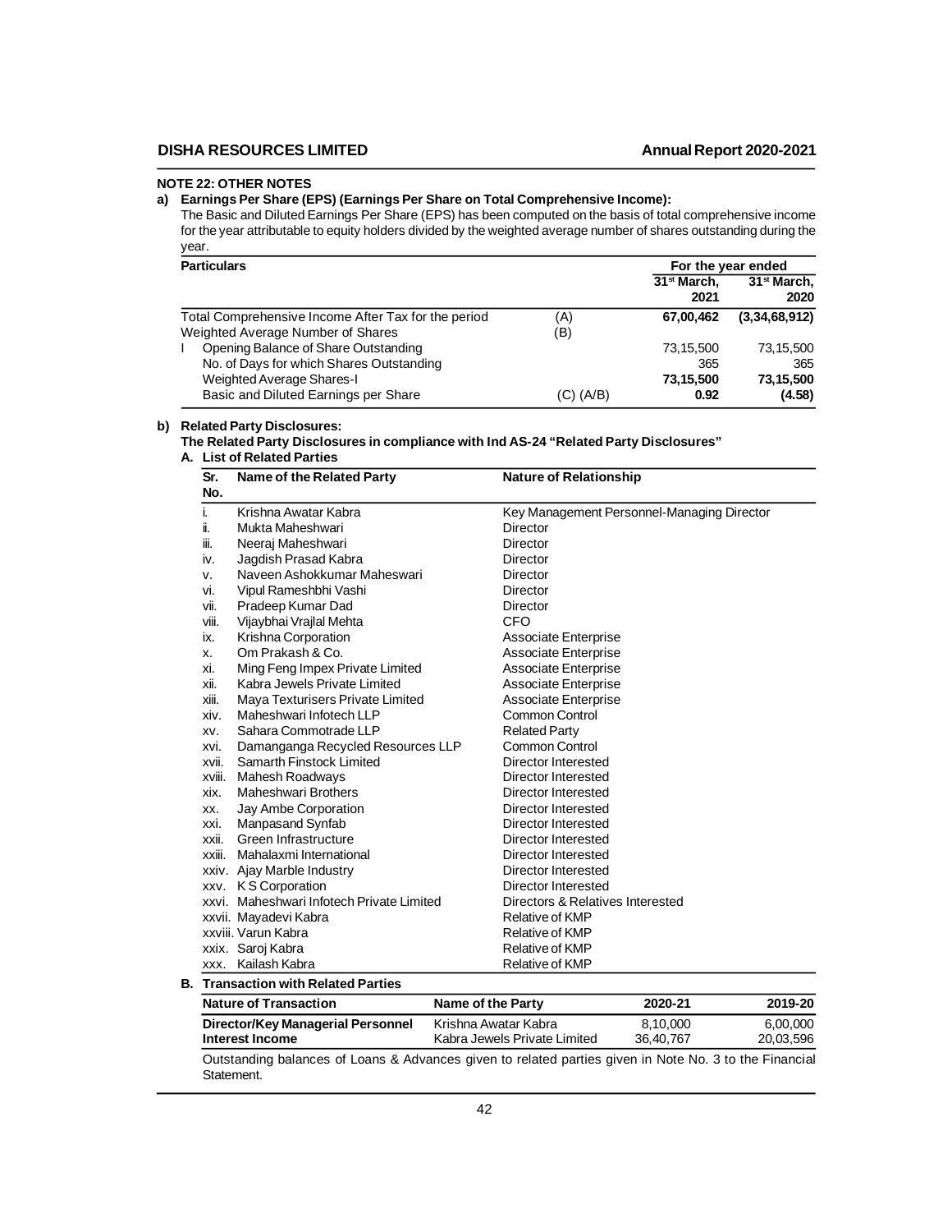## NOTE 22: OTHER NOTES

**a) Earnings Per Share (EPS) (Earnings Per Share on Total Comprehensive Income):**

The Basic and Diluted Earnings Per Share (EPS) has been computed on the basis of total comprehensive income for the year attributable to equity holders divided by the weighted average number of shares outstanding during the year.

| Particulars | | For the year ended 31st March, 2021 | For the year ended 31st March, 2020 |
|---|---|---|---|
| Total Comprehensive Income After Tax for the period | (A) | **67,00,462** | **(3,34,68,912)** |
| Weighted Average Number of Shares | (B) | | |
| I Opening Balance of Share Outstanding | | 73,15,500 | 73,15,500 |
| No. of Days for which Shares Outstanding | | 365 | 365 |
| Weighted Average Shares-I | | **73,15,500** | **73,15,500** |
| Basic and Diluted Earnings per Share | (C) (A/B) | **0.92** | **(4.58)** |

**b) Related Party Disclosures:**

**The Related Party Disclosures in compliance with Ind AS-24 "Related Party Disclosures"**

**A. List of Related Parties**

| Sr. No. | Name of the Related Party | Nature of Relationship |
|---|---|---|
| i. | Krishna Awatar Kabra | Key Management Personnel-Managing Director |
| ii. | Mukta Maheshwari | Director |
| iii. | Neeraj Maheshwari | Director |
| iv. | Jagdish Prasad Kabra | Director |
| v. | Naveen Ashokkumar Maheswari | Director |
| vi. | Vipul Rameshbhi Vashi | Director |
| vii. | Pradeep Kumar Dad | Director |
| viii. | Vijaybhai Vrajlal Mehta | CFO |
| ix. | Krishna Corporation | Associate Enterprise |
| x. | Om Prakash & Co. | Associate Enterprise |
| xi. | Ming Feng Impex Private Limited | Associate Enterprise |
| xii. | Kabra Jewels Private Limited | Associate Enterprise |
| xiii. | Maya Texturisers Private Limited | Associate Enterprise |
| xiv. | Maheshwari Infotech LLP | Common Control |
| xv. | Sahara Commotrade LLP | Related Party |
| xvi. | Damanganga Recycled Resources LLP | Common Control |
| xvii. | Samarth Finstock Limited | Director Interested |
| xviii. | Mahesh Roadways | Director Interested |
| xix. | Maheshwari Brothers | Director Interested |
| xx. | Jay Ambe Corporation | Director Interested |
| xxi. | Manpasand Synfab | Director Interested |
| xxii. | Green Infrastructure | Director Interested |
| xxiii. | Mahalaxmi International | Director Interested |
| xxiv. | Ajay Marble Industry | Director Interested |
| xxv. | K S Corporation | Director Interested |
| xxvi. | Maheshwari Infotech Private Limited | Directors & Relatives Interested |
| xxvii. | Mayadevi Kabra | Relative of KMP |
| xxviii. | Varun Kabra | Relative of KMP |
| xxix. | Saroj Kabra | Relative of KMP |
| xxx. | Kailash Kabra | Relative of KMP |

**B. Transaction with Related Parties**

| Nature of Transaction | Name of the Party | 2020-21 | 2019-20 |
|---|---|---|---|
| **Director/Key Managerial Personnel** | Krishna Awatar Kabra | 8,10,000 | 6,00,000 |
| **Interest Income** | Kabra Jewels Private Limited | 36,40,767 | 20,03,596 |

Outstanding balances of Loans & Advances given to related parties given in Note No. 3 to the Financial Statement.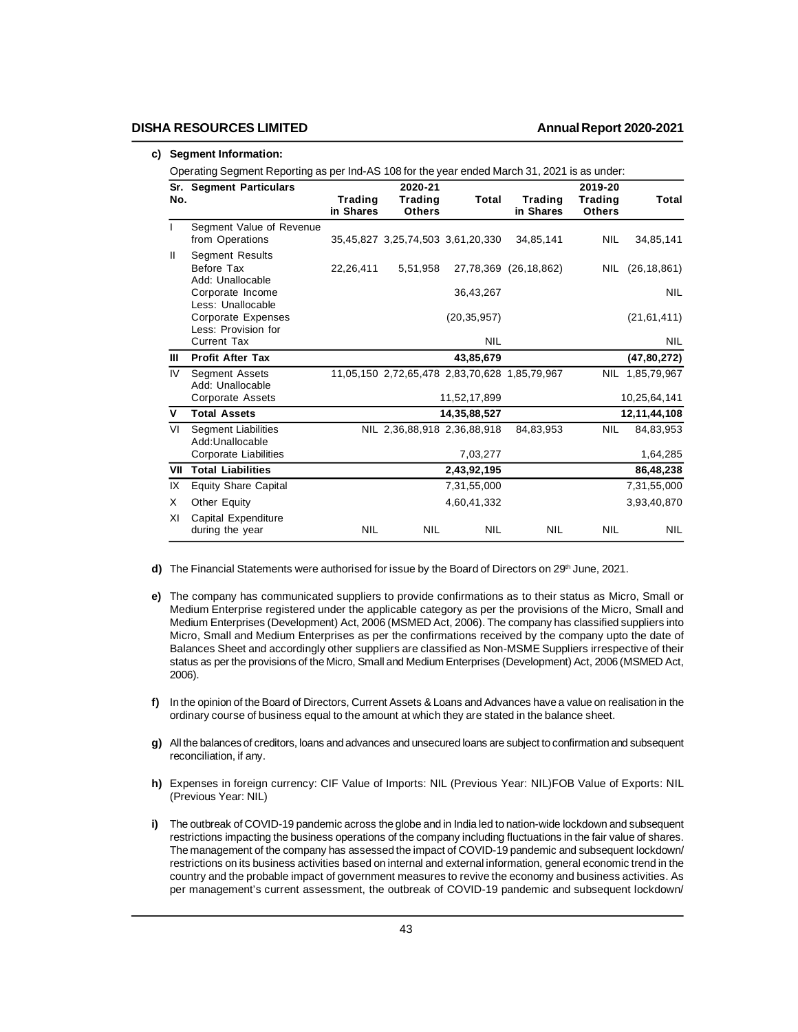**c) Segment Information:**

Operating Segment Reporting as per Ind-AS 108 for the year ended March 31, 2021 is as under:

| Sr. No. | Segment Particulars | 2020-21 Trading in Shares | 2020-21 Trading Others | 2020-21 Total | 2019-20 Trading in Shares | 2019-20 Trading Others | 2019-20 Total |
|---|---|---|---|---|---|---|---|
| I | Segment Value of Revenue from Operations | 35,45,827 | 3,25,74,503 | 3,61,20,330 | 34,85,141 | NIL | 34,85,141 |
| II | Segment Results Before Tax | 22,26,411 | 5,51,958 | 27,78,369 | (26,18,862) | NIL | (26,18,861) |
| | Add: Unallocable Corporate Income | | | 36,43,267 | | | NIL |
| | Less: Unallocable Corporate Expenses | | | (20,35,957) | | | (21,61,411) |
| | Less: Provision for Current Tax | | | NIL | | | NIL |
| **III** | **Profit After Tax** | | | **43,85,679** | | | **(47,80,272)** |
| IV | Segment Assets | 11,05,150 | 2,72,65,478 | 2,83,70,628 | 1,85,79,967 | NIL | 1,85,79,967 |
| | Add: Unallocable Corporate Assets | | | 11,52,17,899 | | | 10,25,64,141 |
| **V** | **Total Assets** | | | **14,35,88,527** | | | **12,11,44,108** |
| VI | Segment Liabilities | NIL | 2,36,88,918 | 2,36,88,918 | 84,83,953 | NIL | 84,83,953 |
| | Add:Unallocable Corporate Liabilities | | | 7,03,277 | | | 1,64,285 |
| **VII** | **Total Liabilities** | | | **2,43,92,195** | | | **86,48,238** |
| IX | Equity Share Capital | | | 7,31,55,000 | | | 7,31,55,000 |
| X | Other Equity | | | 4,60,41,332 | | | 3,93,40,870 |
| XI | Capital Expenditure during the year | NIL | NIL | NIL | NIL | NIL | NIL |

**d)** The Financial Statements were authorised for issue by the Board of Directors on 29th June, 2021.

**e)** The company has communicated suppliers to provide confirmations as to their status as Micro, Small or Medium Enterprise registered under the applicable category as per the provisions of the Micro, Small and Medium Enterprises (Development) Act, 2006 (MSMED Act, 2006). The company has classified suppliers into Micro, Small and Medium Enterprises as per the confirmations received by the company upto the date of Balances Sheet and accordingly other suppliers are classified as Non-MSME Suppliers irrespective of their status as per the provisions of the Micro, Small and Medium Enterprises (Development) Act, 2006 (MSMED Act, 2006).

**f)** In the opinion of the Board of Directors, Current Assets & Loans and Advances have a value on realisation in the ordinary course of business equal to the amount at which they are stated in the balance sheet.

**g)** All the balances of creditors, loans and advances and unsecured loans are subject to confirmation and subsequent reconciliation, if any.

**h)** Expenses in foreign currency: CIF Value of Imports: NIL (Previous Year: NIL)FOB Value of Exports: NIL (Previous Year: NIL)

**i)** The outbreak of COVID-19 pandemic across the globe and in India led to nation-wide lockdown and subsequent restrictions impacting the business operations of the company including fluctuations in the fair value of shares. The management of the company has assessed the impact of COVID-19 pandemic and subsequent lockdown/ restrictions on its business activities based on internal and external information, general economic trend in the country and the probable impact of government measures to revive the economy and business activities. As per management's current assessment, the outbreak of COVID-19 pandemic and subsequent lockdown/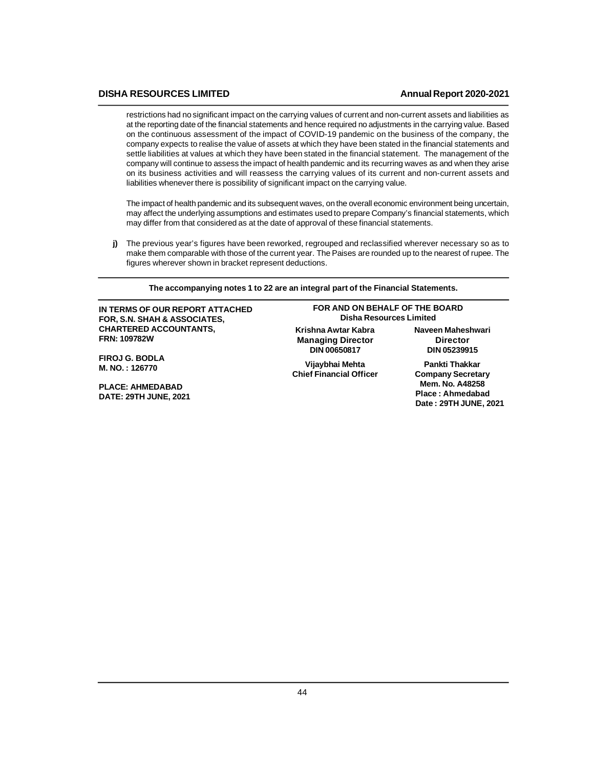restrictions had no significant impact on the carrying values of current and non-current assets and liabilities as at the reporting date of the financial statements and hence required no adjustments in the carrying value. Based on the continuous assessment of the impact of COVID-19 pandemic on the business of the company, the company expects to realise the value of assets at which they have been stated in the financial statements and settle liabilities at values at which they have been stated in the financial statement. The management of the company will continue to assess the impact of health pandemic and its recurring waves as and when they arise on its business activities and will reassess the carrying values of its current and non-current assets and liabilities whenever there is possibility of significant impact on the carrying value.

The impact of health pandemic and its subsequent waves, on the overall economic environment being uncertain, may affect the underlying assumptions and estimates used to prepare Company's financial statements, which may differ from that considered as at the date of approval of these financial statements.

**j)** The previous year's figures have been reworked, regrouped and reclassified wherever necessary so as to make them comparable with those of the current year. The Paises are rounded up to the nearest of rupee. The figures wherever shown in bracket represent deductions.

**The accompanying notes 1 to 22 are an integral part of the Financial Statements.**

**IN TERMS OF OUR REPORT ATTACHED**
**FOR, S.N. SHAH & ASSOCIATES,**
**CHARTERED ACCOUNTANTS,**
**FRN: 109782W**

**FIROJ G. BODLA**
**M. NO. : 126770**

**PLACE: AHMEDABAD**
**DATE: 29TH JUNE, 2021**

**FOR AND ON BEHALF OF THE BOARD**
**Disha Resources Limited**

**Krishna Awtar Kabra**
**Managing Director**
**DIN 00650817**

**Naveen Maheshwari**
**Director**
**DIN 05239915**

**Vijaybhai Mehta**
**Chief Financial Officer**

**Pankti Thakkar**
**Company Secretary**
**Mem. No. A48258**
**Place : Ahmedabad**
**Date : 29TH JUNE, 2021**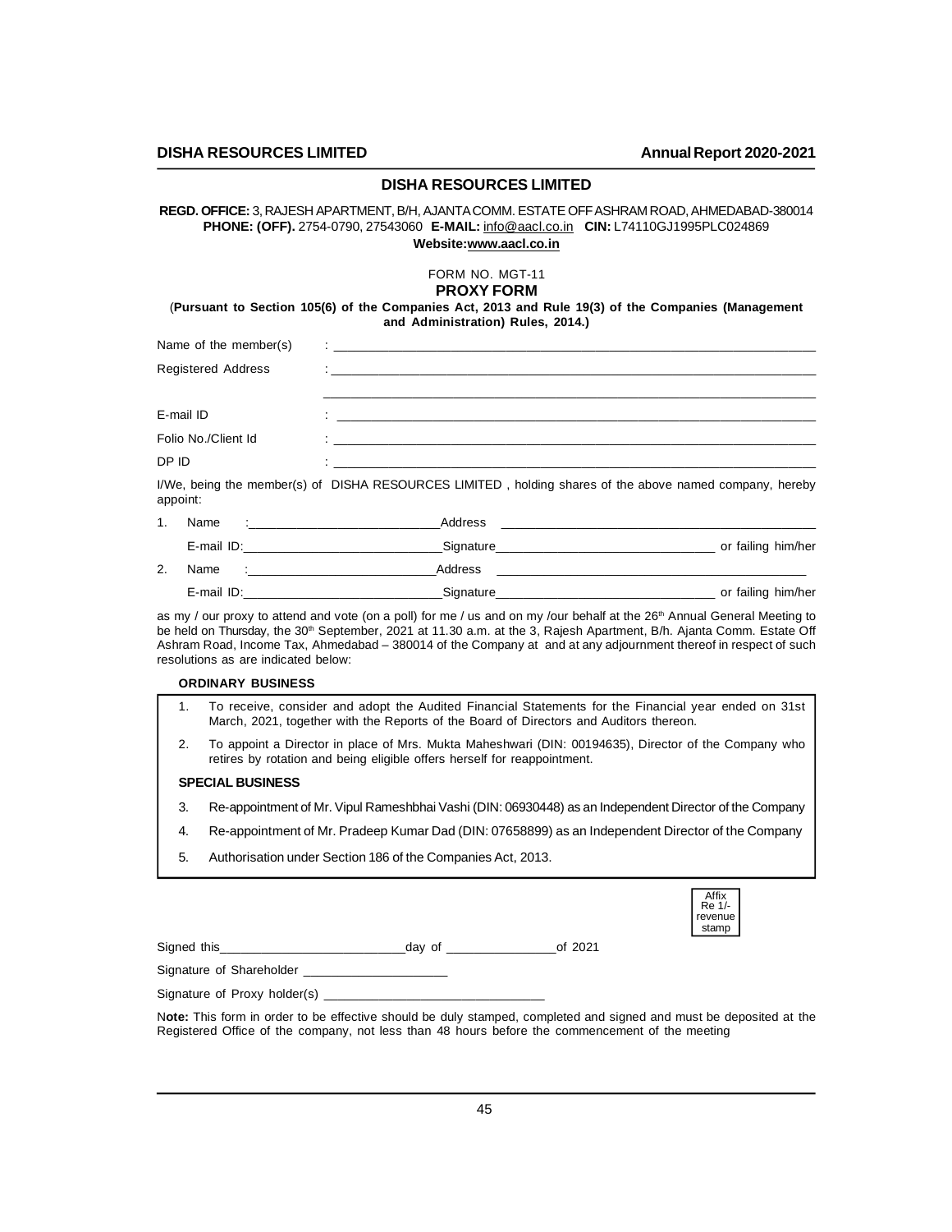# DISHA RESOURCES LIMITED

**REGD. OFFICE:** 3, RAJESH APARTMENT, B/H, AJANTA COMM. ESTATE OFF ASHRAM ROAD, AHMEDABAD-380014
**PHONE: (OFF).** 2754-0790, 27543060 **E-MAIL:** info@aacl.co.in **CIN:** L74110GJ1995PLC024869
**Website:** www.aacl.co.in

FORM NO. MGT-11

## PROXY FORM

(**Pursuant to Section 105(6) of the Companies Act, 2013 and Rule 19(3) of the Companies (Management and Administration) Rules, 2014.)**

Name of the member(s) : ______________________________

Registered Address : ______________________________

______________________________

E-mail ID : ______________________________

Folio No./Client Id : ______________________________

DP ID : ______________________________

I/We, being the member(s) of DISHA RESOURCES LIMITED , holding shares of the above named company, hereby appoint:

1. Name :____________________ Address ______________________________
   E-mail ID:____________________ Signature____________________ or failing him/her
2. Name :____________________ Address ______________________________
   E-mail ID:____________________ Signature____________________ or failing him/her

as my / our proxy to attend and vote (on a poll) for me / us and on my /our behalf at the 26th Annual General Meeting to be held on Thursday, the 30th September, 2021 at 11.30 a.m. at the 3, Rajesh Apartment, B/h. Ajanta Comm. Estate Off Ashram Road, Income Tax, Ahmedabad – 380014 of the Company at and at any adjournment thereof in respect of such resolutions as are indicated below:

**ORDINARY BUSINESS**

1. To receive, consider and adopt the Audited Financial Statements for the Financial year ended on 31st March, 2021, together with the Reports of the Board of Directors and Auditors thereon.
2. To appoint a Director in place of Mrs. Mukta Maheshwari (DIN: 00194635), Director of the Company who retires by rotation and being eligible offers herself for reappointment.

**SPECIAL BUSINESS**

3. Re-appointment of Mr. Vipul Rameshbhai Vashi (DIN: 06930448) as an Independent Director of the Company
4. Re-appointment of Mr. Pradeep Kumar Dad (DIN: 07658899) as an Independent Director of the Company
5. Authorisation under Section 186 of the Companies Act, 2013.

Affix Re 1/- revenue stamp

Signed this____________________day of ______________of 2021

Signature of Shareholder ____________________

Signature of Proxy holder(s) ____________________

N**ote:** This form in order to be effective should be duly stamped, completed and signed and must be deposited at the Registered Office of the company, not less than 48 hours before the commencement of the meeting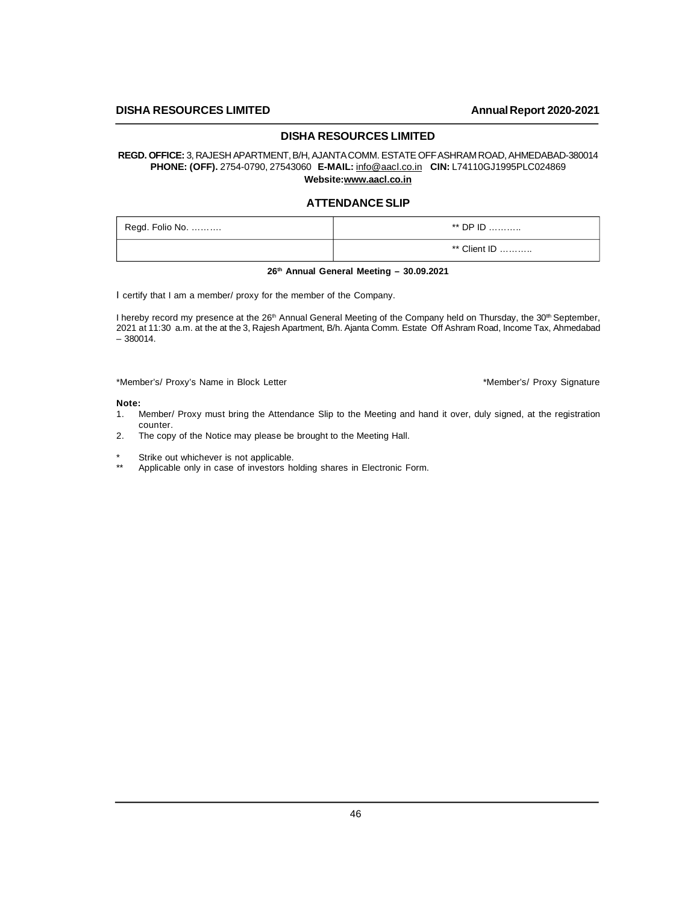# DISHA RESOURCES LIMITED

**REGD. OFFICE:** 3, RAJESH APARTMENT, B/H, AJANTA COMM. ESTATE OFF ASHRAM ROAD, AHMEDABAD-380014
**PHONE: (OFF).** 2754-0790, 27543060 **E-MAIL:** info@aacl.co.in **CIN:** L74110GJ1995PLC024869
**Website:** www.aacl.co.in

## ATTENDANCE SLIP

| Regd. Folio No. ………. | ** DP ID ……….. |
|---|---|
| | ** Client ID ……….. |

**26th Annual General Meeting – 30.09.2021**

I certify that I am a member/ proxy for the member of the Company.

I hereby record my presence at the 26th Annual General Meeting of the Company held on Thursday, the 30th September, 2021 at 11:30 a.m. at the at the 3, Rajesh Apartment, B/h. Ajanta Comm. Estate Off Ashram Road, Income Tax, Ahmedabad – 380014.

*Member's/ Proxy's Name in Block Letter *Member's/ Proxy Signature

**Note:**

1. Member/ Proxy must bring the Attendance Slip to the Meeting and hand it over, duly signed, at the registration counter.
2. The copy of the Notice may please be brought to the Meeting Hall.

* Strike out whichever is not applicable.

** Applicable only in case of investors holding shares in Electronic Form.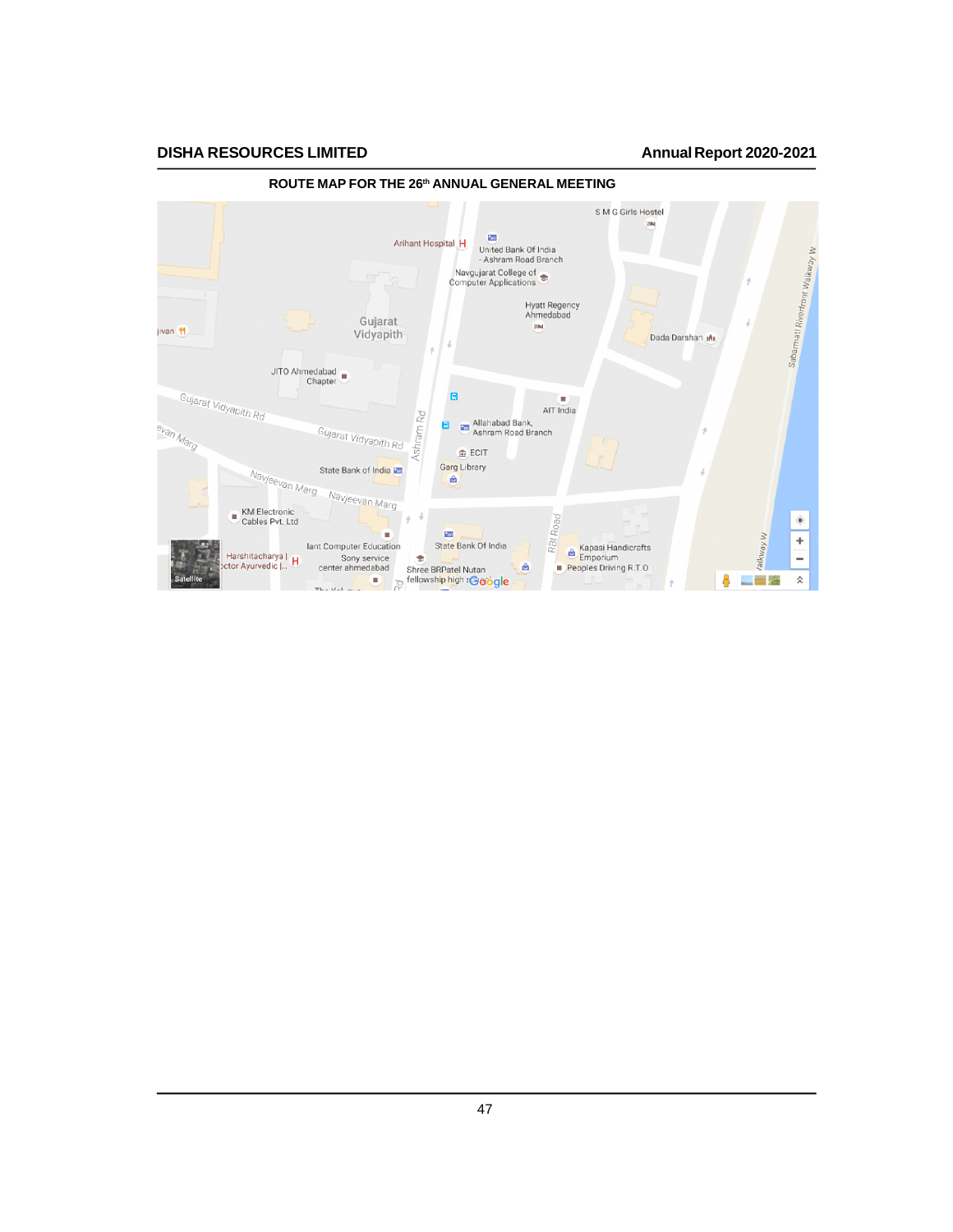## ROUTE MAP FOR THE 26th ANNUAL GENERAL MEETING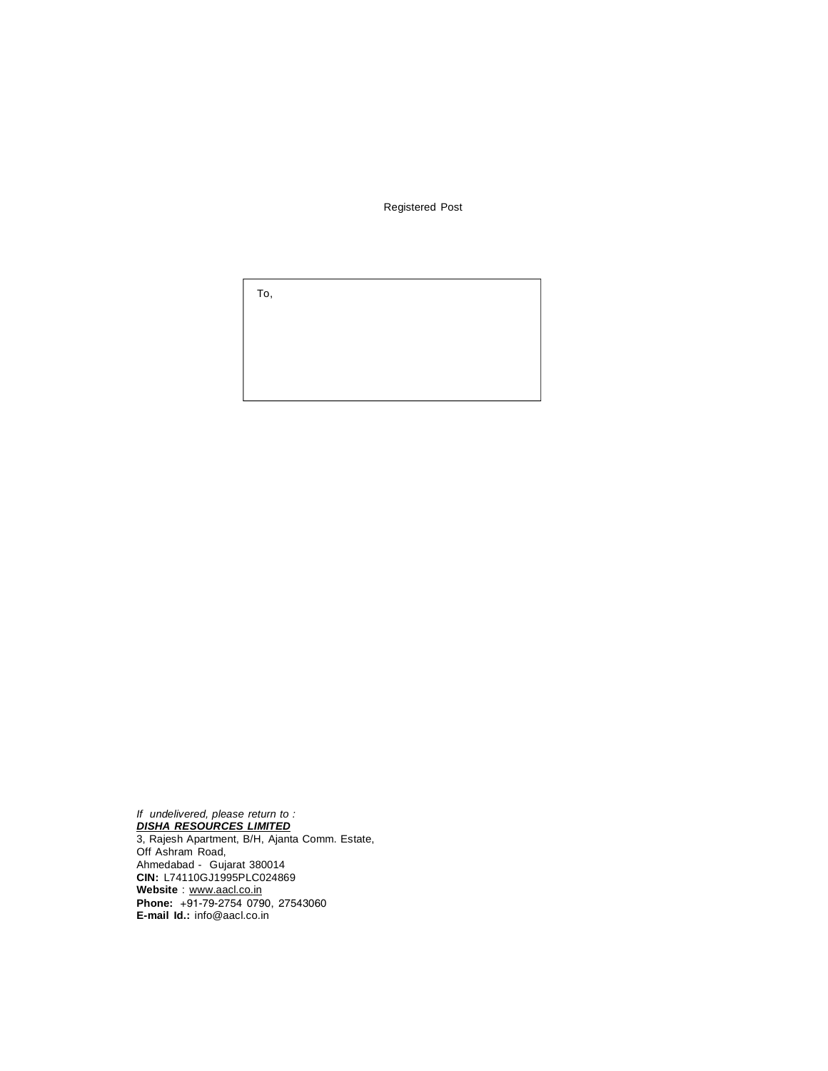Registered Post

To,

*If undelivered, please return to :*
***DISHA RESOURCES LIMITED***
3, Rajesh Apartment, B/H, Ajanta Comm. Estate,
Off Ashram Road,
Ahmedabad - Gujarat 380014
**CIN:** L74110GJ1995PLC024869
**Website** : www.aacl.co.in
**Phone:** +91-79-2754 0790, 27543060
**E-mail Id.:** info@aacl.co.in